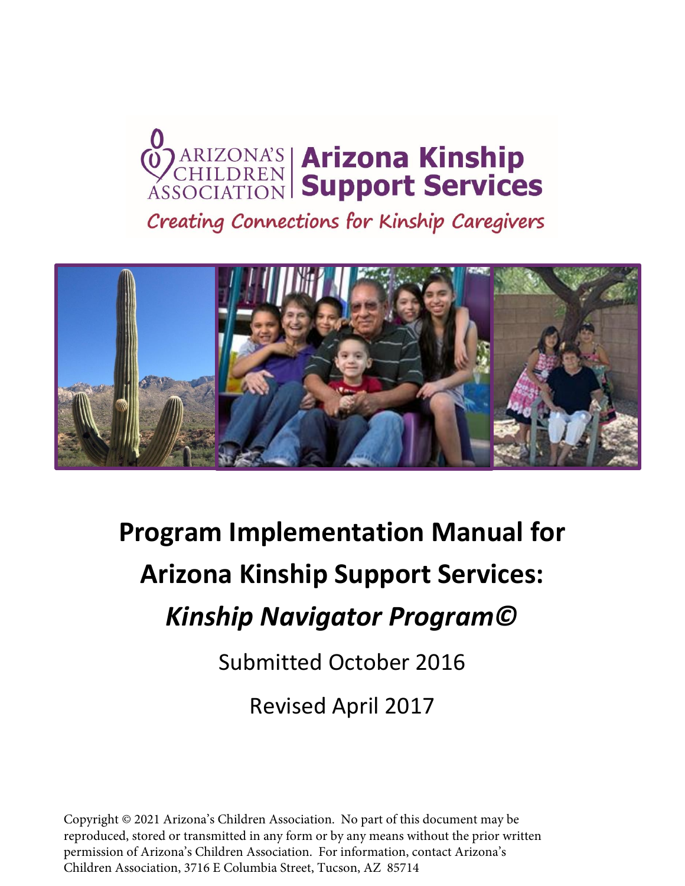ARIZONA'S CHILDREN ASSOCIATION | **Arizona Kinship Support Services**

*Creating Connections for Kinship Caregivers*

# Program Implementation Manual for Arizona Kinship Support Services: *Kinship Navigator Program©*

Submitted October 2016

Revised April 2017

Copyright © 2021 Arizona's Children Association. No part of this document may be reproduced, stored or transmitted in any form or by any means without the prior written permission of Arizona's Children Association. For information, contact Arizona's Children Association, 3716 E Columbia Street, Tucson, AZ 85714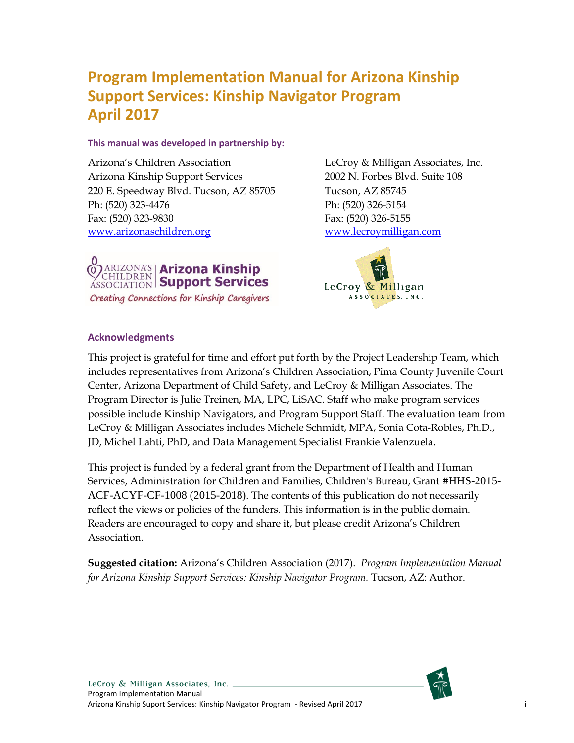# Program Implementation Manual for Arizona Kinship Support Services: Kinship Navigator Program April 2017

**This manual was developed in partnership by:**

Arizona's Children Association
Arizona Kinship Support Services
220 E. Speedway Blvd. Tucson, AZ 85705
Ph: (520) 323-4476
Fax: (520) 323-9830
www.arizonaschildren.org

LeCroy & Milligan Associates, Inc.
2002 N. Forbes Blvd. Suite 108
Tucson, AZ 85745
Ph: (520) 326-5154
Fax: (520) 326-5155
www.lecroymilligan.com

## Acknowledgments

This project is grateful for time and effort put forth by the Project Leadership Team, which includes representatives from Arizona's Children Association, Pima County Juvenile Court Center, Arizona Department of Child Safety, and LeCroy & Milligan Associates. The Program Director is Julie Treinen, MA, LPC, LiSAC. Staff who make program services possible include Kinship Navigators, and Program Support Staff. The evaluation team from LeCroy & Milligan Associates includes Michele Schmidt, MPA, Sonia Cota-Robles, Ph.D., JD, Michel Lahti, PhD, and Data Management Specialist Frankie Valenzuela.

This project is funded by a federal grant from the Department of Health and Human Services, Administration for Children and Families, Children's Bureau, Grant #HHS-2015-ACF-ACYF-CF-1008 (2015-2018). The contents of this publication do not necessarily reflect the views or policies of the funders. This information is in the public domain. Readers are encouraged to copy and share it, but please credit Arizona's Children Association.

**Suggested citation:** Arizona's Children Association (2017). *Program Implementation Manual for Arizona Kinship Support Services: Kinship Navigator Program.* Tucson, AZ: Author.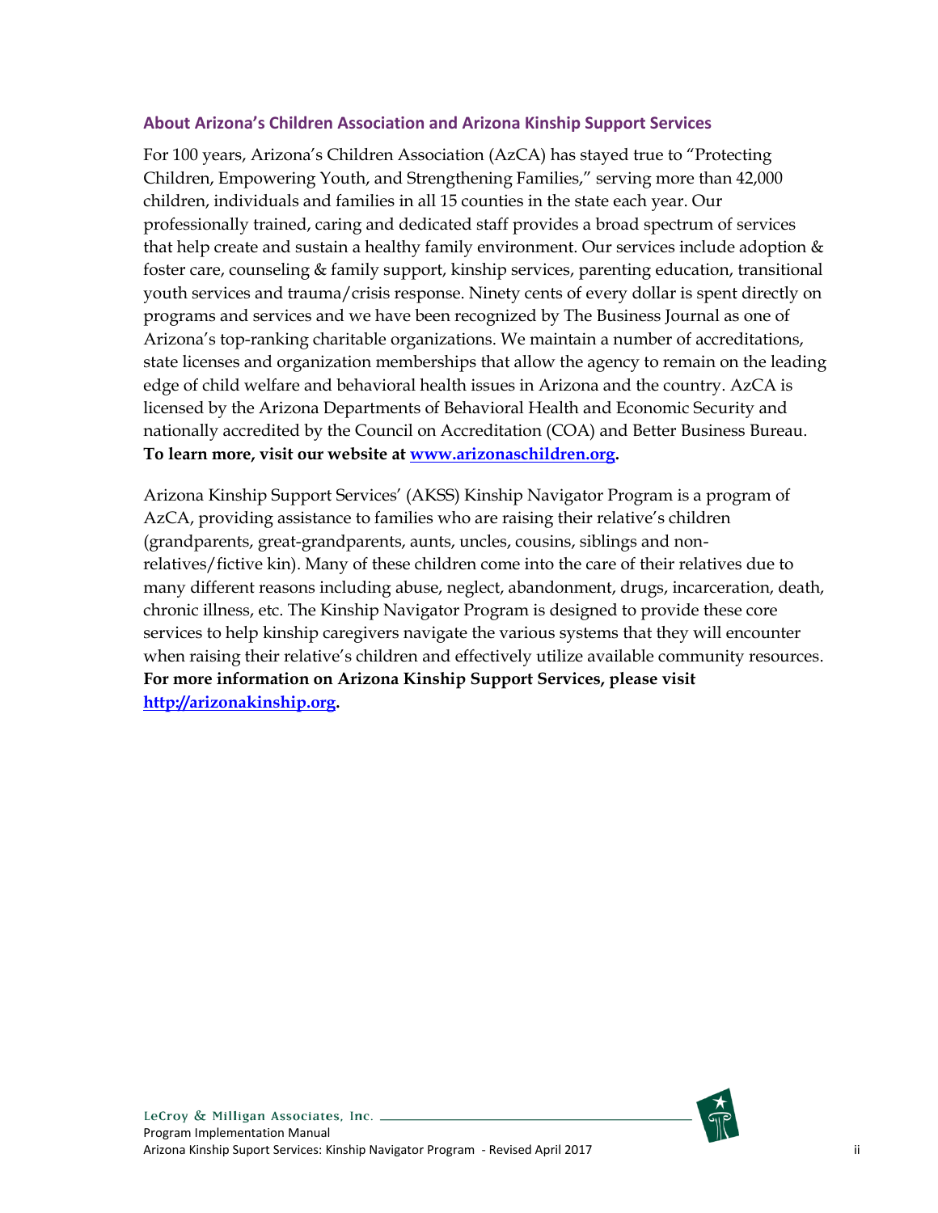### About Arizona's Children Association and Arizona Kinship Support Services

For 100 years, Arizona's Children Association (AzCA) has stayed true to "Protecting Children, Empowering Youth, and Strengthening Families," serving more than 42,000 children, individuals and families in all 15 counties in the state each year. Our professionally trained, caring and dedicated staff provides a broad spectrum of services that help create and sustain a healthy family environment. Our services include adoption & foster care, counseling & family support, kinship services, parenting education, transitional youth services and trauma/crisis response. Ninety cents of every dollar is spent directly on programs and services and we have been recognized by The Business Journal as one of Arizona's top-ranking charitable organizations. We maintain a number of accreditations, state licenses and organization memberships that allow the agency to remain on the leading edge of child welfare and behavioral health issues in Arizona and the country. AzCA is licensed by the Arizona Departments of Behavioral Health and Economic Security and nationally accredited by the Council on Accreditation (COA) and Better Business Bureau. **To learn more, visit our website at [www.arizonaschildren.org](http://www.arizonaschildren.org).**

Arizona Kinship Support Services' (AKSS) Kinship Navigator Program is a program of AzCA, providing assistance to families who are raising their relative's children (grandparents, great-grandparents, aunts, uncles, cousins, siblings and non-relatives/fictive kin). Many of these children come into the care of their relatives due to many different reasons including abuse, neglect, abandonment, drugs, incarceration, death, chronic illness, etc. The Kinship Navigator Program is designed to provide these core services to help kinship caregivers navigate the various systems that they will encounter when raising their relative's children and effectively utilize available community resources. **For more information on Arizona Kinship Support Services, please visit [http://arizonakinship.org](http://arizonakinship.org).**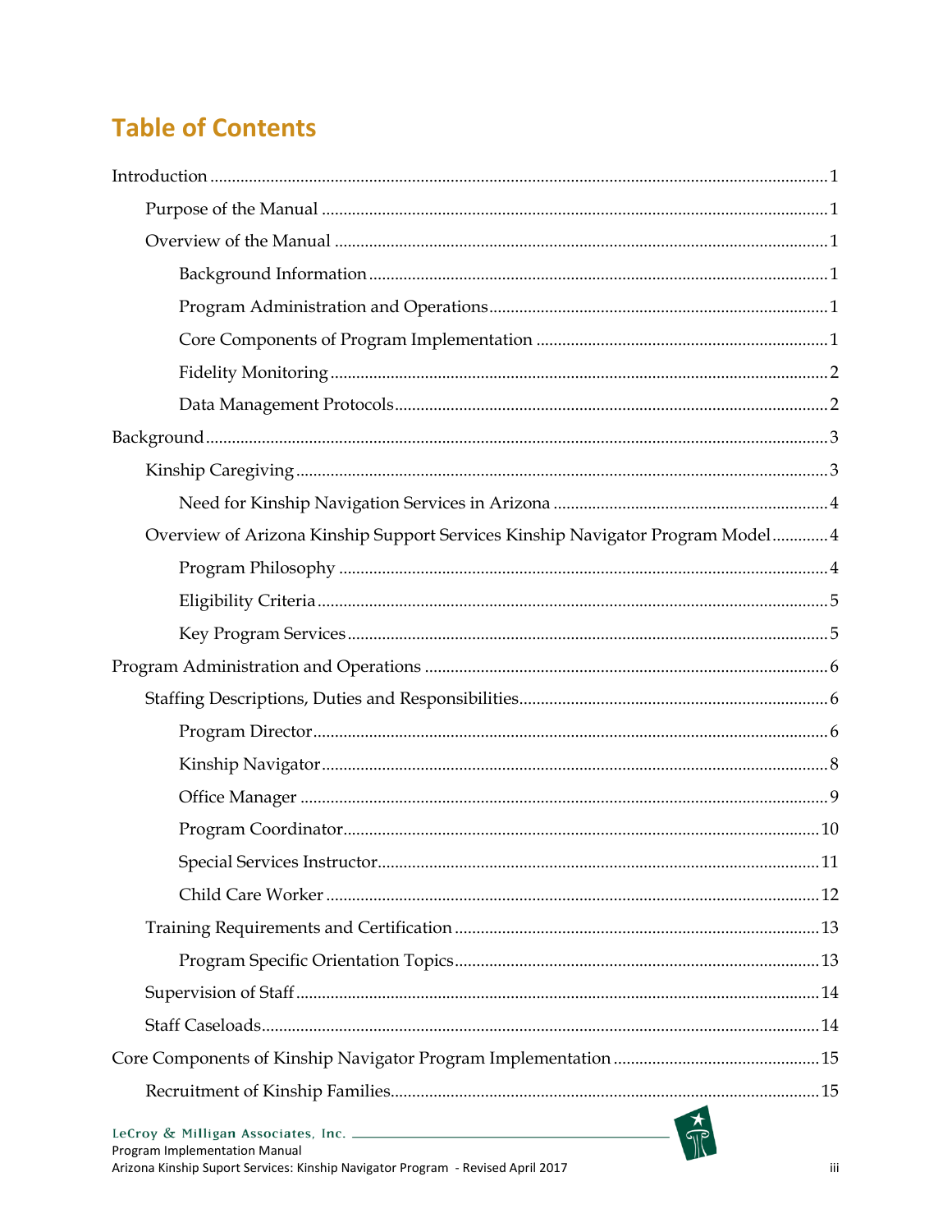# Table of Contents

Introduction .......... 1

- Purpose of the Manual .......... 1
- Overview of the Manual .......... 1
  - Background Information .......... 1
  - Program Administration and Operations .......... 1
  - Core Components of Program Implementation .......... 1
  - Fidelity Monitoring .......... 2
  - Data Management Protocols .......... 2

Background .......... 3

- Kinship Caregiving .......... 3
  - Need for Kinship Navigation Services in Arizona .......... 4
- Overview of Arizona Kinship Support Services Kinship Navigator Program Model .......... 4
  - Program Philosophy .......... 4
  - Eligibility Criteria .......... 5
  - Key Program Services .......... 5

Program Administration and Operations .......... 6

- Staffing Descriptions, Duties and Responsibilities .......... 6
  - Program Director .......... 6
  - Kinship Navigator .......... 8
  - Office Manager .......... 9
  - Program Coordinator .......... 10
  - Special Services Instructor .......... 11
  - Child Care Worker .......... 12
- Training Requirements and Certification .......... 13
  - Program Specific Orientation Topics .......... 13
- Supervision of Staff .......... 14
- Staff Caseloads .......... 14

Core Components of Kinship Navigator Program Implementation .......... 15

- Recruitment of Kinship Families .......... 15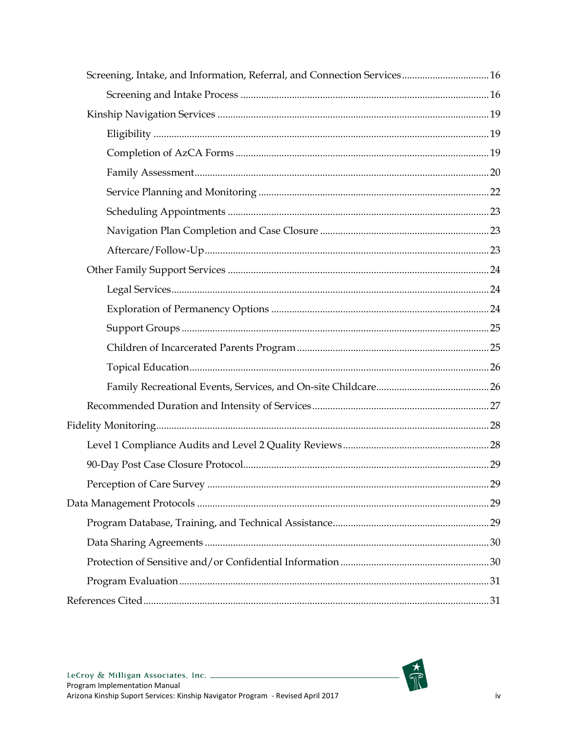- Screening, Intake, and Information, Referral, and Connection Services ..... 16
  - Screening and Intake Process ..... 16
- Kinship Navigation Services ..... 19
  - Eligibility ..... 19
  - Completion of AzCA Forms ..... 19
  - Family Assessment ..... 20
  - Service Planning and Monitoring ..... 22
  - Scheduling Appointments ..... 23
  - Navigation Plan Completion and Case Closure ..... 23
  - Aftercare/Follow-Up ..... 23
- Other Family Support Services ..... 24
  - Legal Services ..... 24
  - Exploration of Permanency Options ..... 24
  - Support Groups ..... 25
  - Children of Incarcerated Parents Program ..... 25
  - Topical Education ..... 26
  - Family Recreational Events, Services, and On-site Childcare ..... 26
- Recommended Duration and Intensity of Services ..... 27

Fidelity Monitoring ..... 28

- Level 1 Compliance Audits and Level 2 Quality Reviews ..... 28
- 90-Day Post Case Closure Protocol ..... 29
- Perception of Care Survey ..... 29

Data Management Protocols ..... 29

- Program Database, Training, and Technical Assistance ..... 29
- Data Sharing Agreements ..... 30
- Protection of Sensitive and/or Confidential Information ..... 30
- Program Evaluation ..... 31

References Cited ..... 31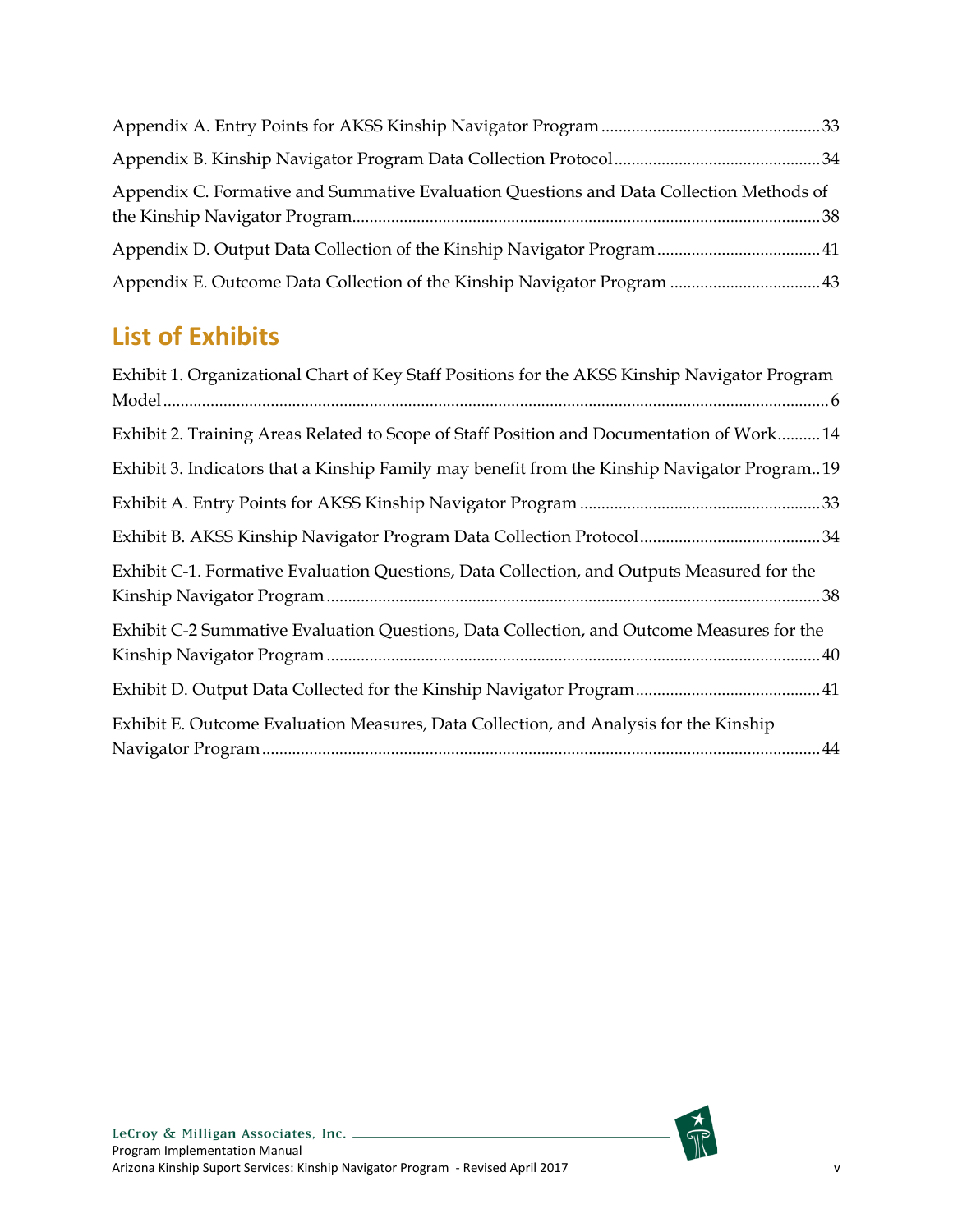Appendix A. Entry Points for AKSS Kinship Navigator Program.................................................33

Appendix B. Kinship Navigator Program Data Collection Protocol..............................................34

Appendix C. Formative and Summative Evaluation Questions and Data Collection Methods of the Kinship Navigator Program.........................................................................................................38

Appendix D. Output Data Collection of the Kinship Navigator Program.....................................41

Appendix E. Outcome Data Collection of the Kinship Navigator Program..................................43

## List of Exhibits

Exhibit 1. Organizational Chart of Key Staff Positions for the AKSS Kinship Navigator Program Model........................................................................................................................................6

Exhibit 2. Training Areas Related to Scope of Staff Position and Documentation of Work..........14

Exhibit 3. Indicators that a Kinship Family may benefit from the Kinship Navigator Program..19

Exhibit A. Entry Points for AKSS Kinship Navigator Program.......................................................33

Exhibit B. AKSS Kinship Navigator Program Data Collection Protocol..........................................34

Exhibit C-1. Formative Evaluation Questions, Data Collection, and Outputs Measured for the Kinship Navigator Program.................................................................................................38

Exhibit C-2 Summative Evaluation Questions, Data Collection, and Outcome Measures for the Kinship Navigator Program.................................................................................................40

Exhibit D. Output Data Collected for the Kinship Navigator Program..........................................41

Exhibit E. Outcome Evaluation Measures, Data Collection, and Analysis for the Kinship Navigator Program...............................................................................................................44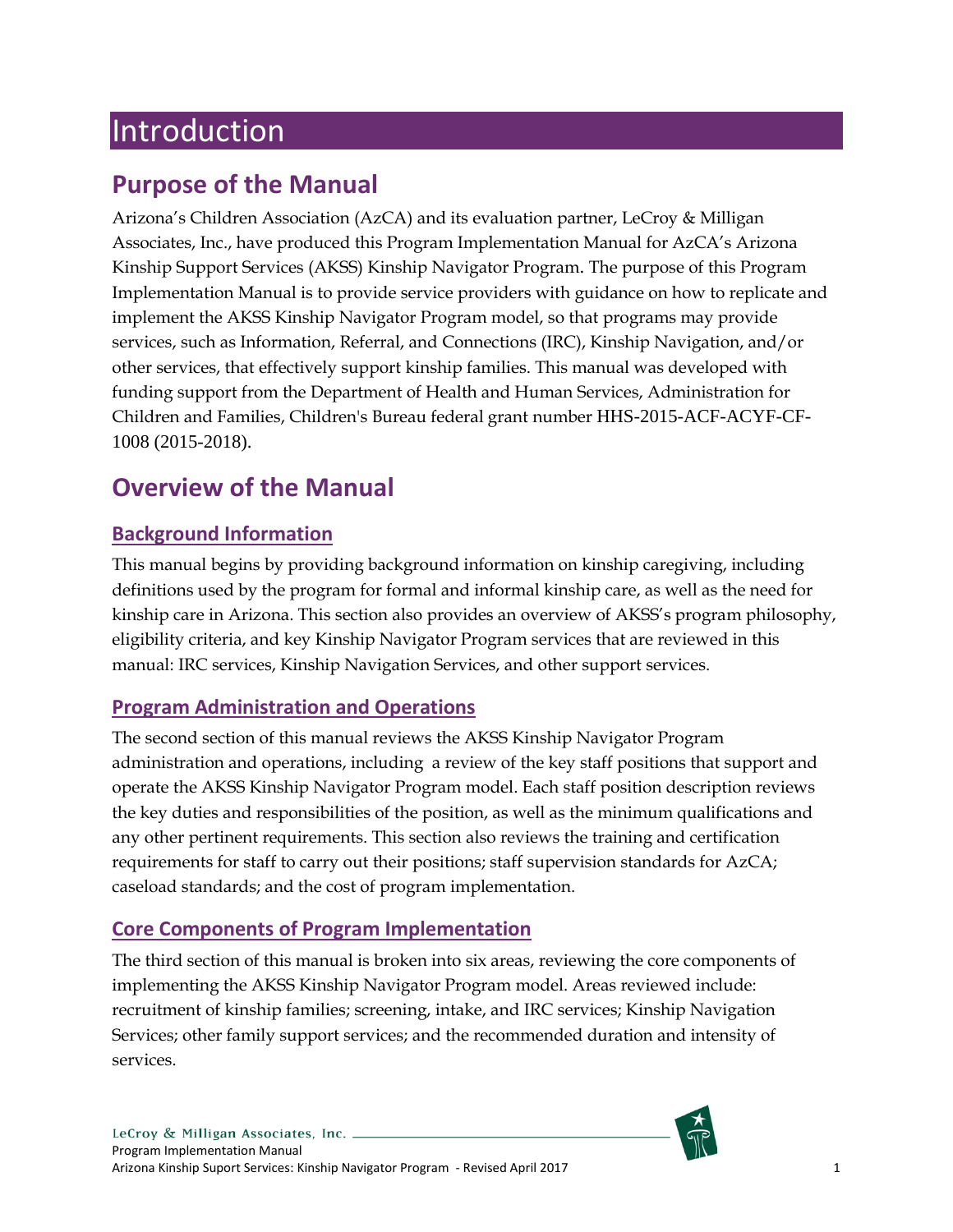# Introduction

## Purpose of the Manual

Arizona's Children Association (AzCA) and its evaluation partner, LeCroy & Milligan Associates, Inc., have produced this Program Implementation Manual for AzCA's Arizona Kinship Support Services (AKSS) Kinship Navigator Program. The purpose of this Program Implementation Manual is to provide service providers with guidance on how to replicate and implement the AKSS Kinship Navigator Program model, so that programs may provide services, such as Information, Referral, and Connections (IRC), Kinship Navigation, and/or other services, that effectively support kinship families. This manual was developed with funding support from the Department of Health and Human Services, Administration for Children and Families, Children's Bureau federal grant number HHS-2015-ACF-ACYF-CF-1008 (2015-2018).

## Overview of the Manual

### Background Information

This manual begins by providing background information on kinship caregiving, including definitions used by the program for formal and informal kinship care, as well as the need for kinship care in Arizona. This section also provides an overview of AKSS's program philosophy, eligibility criteria, and key Kinship Navigator Program services that are reviewed in this manual: IRC services, Kinship Navigation Services, and other support services.

### Program Administration and Operations

The second section of this manual reviews the AKSS Kinship Navigator Program administration and operations, including a review of the key staff positions that support and operate the AKSS Kinship Navigator Program model. Each staff position description reviews the key duties and responsibilities of the position, as well as the minimum qualifications and any other pertinent requirements. This section also reviews the training and certification requirements for staff to carry out their positions; staff supervision standards for AzCA; caseload standards; and the cost of program implementation.

### Core Components of Program Implementation

The third section of this manual is broken into six areas, reviewing the core components of implementing the AKSS Kinship Navigator Program model. Areas reviewed include: recruitment of kinship families; screening, intake, and IRC services; Kinship Navigation Services; other family support services; and the recommended duration and intensity of services.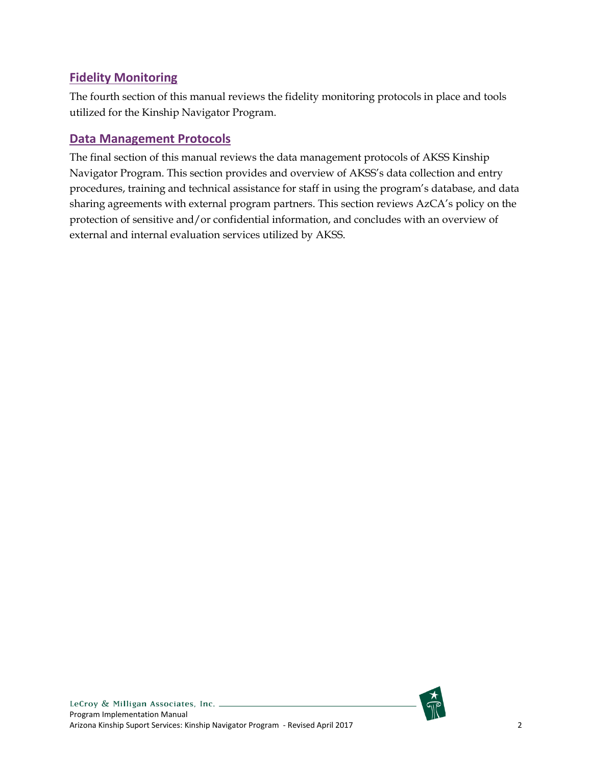## Fidelity Monitoring

The fourth section of this manual reviews the fidelity monitoring protocols in place and tools utilized for the Kinship Navigator Program.

## Data Management Protocols

The final section of this manual reviews the data management protocols of AKSS Kinship Navigator Program. This section provides and overview of AKSS's data collection and entry procedures, training and technical assistance for staff in using the program's database, and data sharing agreements with external program partners. This section reviews AzCA's policy on the protection of sensitive and/or confidential information, and concludes with an overview of external and internal evaluation services utilized by AKSS.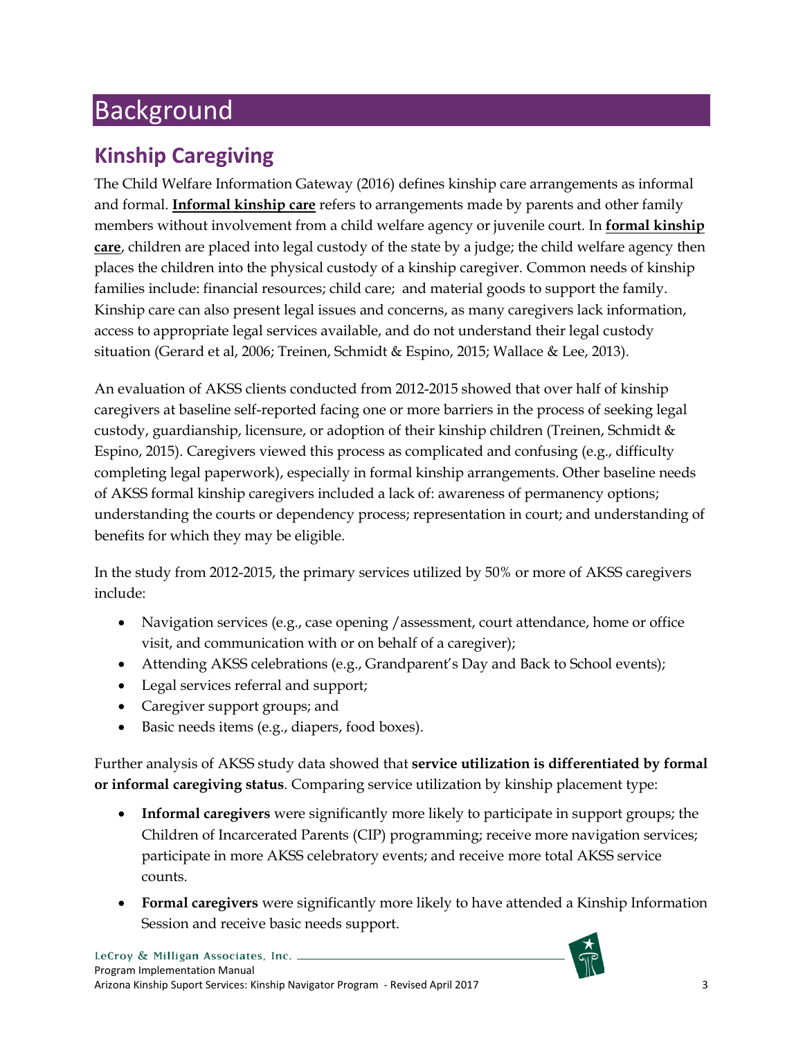# Background

## Kinship Caregiving

The Child Welfare Information Gateway (2016) defines kinship care arrangements as informal and formal. **Informal kinship care** refers to arrangements made by parents and other family members without involvement from a child welfare agency or juvenile court. In **formal kinship care**, children are placed into legal custody of the state by a judge; the child welfare agency then places the children into the physical custody of a kinship caregiver. Common needs of kinship families include: financial resources; child care; and material goods to support the family. Kinship care can also present legal issues and concerns, as many caregivers lack information, access to appropriate legal services available, and do not understand their legal custody situation (Gerard et al, 2006; Treinen, Schmidt & Espino, 2015; Wallace & Lee, 2013).

An evaluation of AKSS clients conducted from 2012-2015 showed that over half of kinship caregivers at baseline self-reported facing one or more barriers in the process of seeking legal custody, guardianship, licensure, or adoption of their kinship children (Treinen, Schmidt & Espino, 2015). Caregivers viewed this process as complicated and confusing (e.g., difficulty completing legal paperwork), especially in formal kinship arrangements. Other baseline needs of AKSS formal kinship caregivers included a lack of: awareness of permanency options; understanding the courts or dependency process; representation in court; and understanding of benefits for which they may be eligible.

In the study from 2012-2015, the primary services utilized by 50% or more of AKSS caregivers include:

- Navigation services (e.g., case opening /assessment, court attendance, home or office visit, and communication with or on behalf of a caregiver);
- Attending AKSS celebrations (e.g., Grandparent's Day and Back to School events);
- Legal services referral and support;
- Caregiver support groups; and
- Basic needs items (e.g., diapers, food boxes).

Further analysis of AKSS study data showed that **service utilization is differentiated by formal or informal caregiving status**. Comparing service utilization by kinship placement type:

- **Informal caregivers** were significantly more likely to participate in support groups; the Children of Incarcerated Parents (CIP) programming; receive more navigation services; participate in more AKSS celebratory events; and receive more total AKSS service counts.
- **Formal caregivers** were significantly more likely to have attended a Kinship Information Session and receive basic needs support.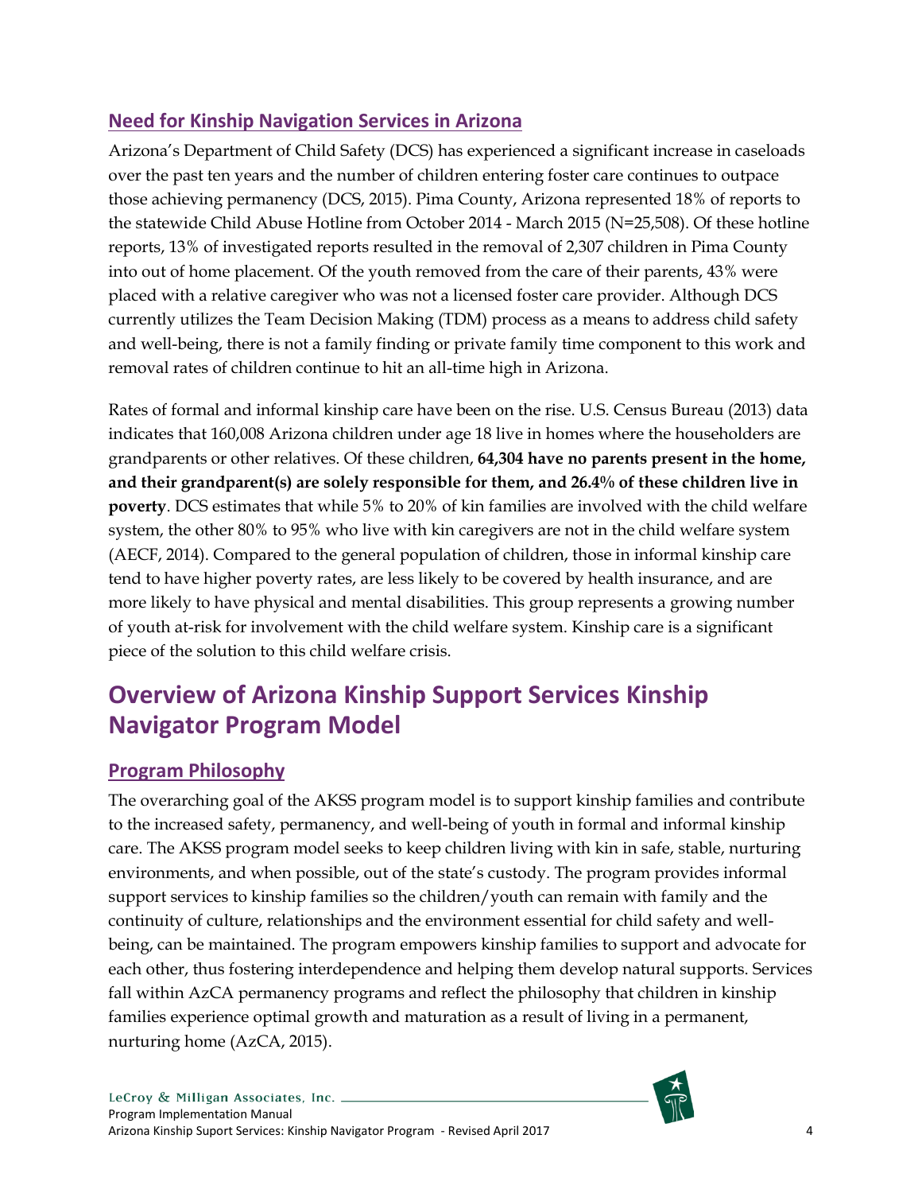## Need for Kinship Navigation Services in Arizona

Arizona's Department of Child Safety (DCS) has experienced a significant increase in caseloads over the past ten years and the number of children entering foster care continues to outpace those achieving permanency (DCS, 2015). Pima County, Arizona represented 18% of reports to the statewide Child Abuse Hotline from October 2014 - March 2015 (N=25,508). Of these hotline reports, 13% of investigated reports resulted in the removal of 2,307 children in Pima County into out of home placement. Of the youth removed from the care of their parents, 43% were placed with a relative caregiver who was not a licensed foster care provider. Although DCS currently utilizes the Team Decision Making (TDM) process as a means to address child safety and well-being, there is not a family finding or private family time component to this work and removal rates of children continue to hit an all-time high in Arizona.

Rates of formal and informal kinship care have been on the rise. U.S. Census Bureau (2013) data indicates that 160,008 Arizona children under age 18 live in homes where the householders are grandparents or other relatives. Of these children, **64,304 have no parents present in the home, and their grandparent(s) are solely responsible for them, and 26.4% of these children live in poverty**. DCS estimates that while 5% to 20% of kin families are involved with the child welfare system, the other 80% to 95% who live with kin caregivers are not in the child welfare system (AECF, 2014). Compared to the general population of children, those in informal kinship care tend to have higher poverty rates, are less likely to be covered by health insurance, and are more likely to have physical and mental disabilities. This group represents a growing number of youth at-risk for involvement with the child welfare system. Kinship care is a significant piece of the solution to this child welfare crisis.

# Overview of Arizona Kinship Support Services Kinship Navigator Program Model

## Program Philosophy

The overarching goal of the AKSS program model is to support kinship families and contribute to the increased safety, permanency, and well-being of youth in formal and informal kinship care. The AKSS program model seeks to keep children living with kin in safe, stable, nurturing environments, and when possible, out of the state's custody. The program provides informal support services to kinship families so the children/youth can remain with family and the continuity of culture, relationships and the environment essential for child safety and well-being, can be maintained. The program empowers kinship families to support and advocate for each other, thus fostering interdependence and helping them develop natural supports. Services fall within AzCA permanency programs and reflect the philosophy that children in kinship families experience optimal growth and maturation as a result of living in a permanent, nurturing home (AzCA, 2015).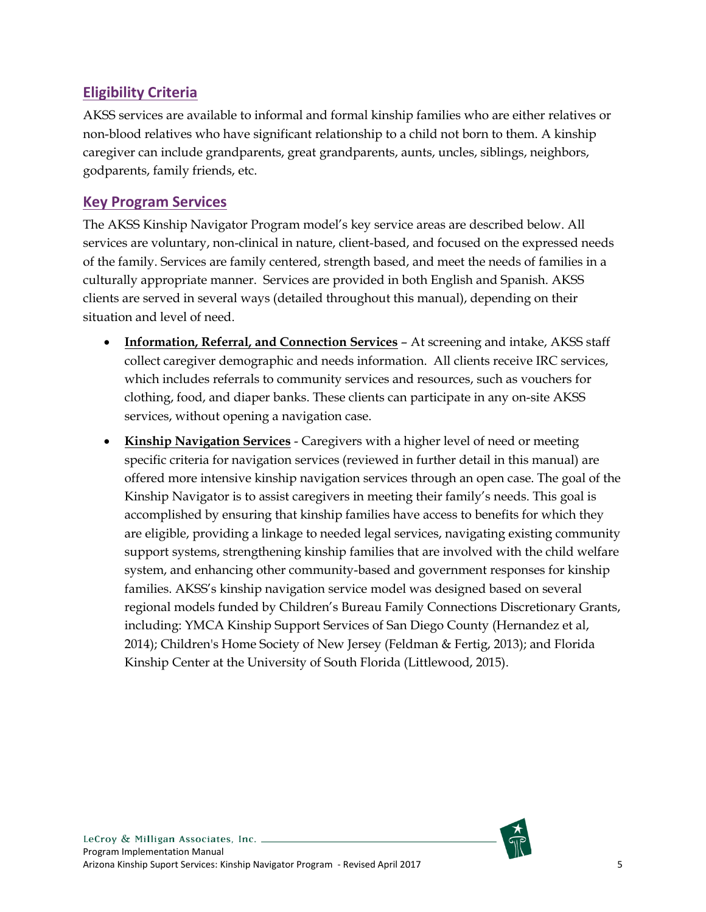## Eligibility Criteria

AKSS services are available to informal and formal kinship families who are either relatives or non-blood relatives who have significant relationship to a child not born to them. A kinship caregiver can include grandparents, great grandparents, aunts, uncles, siblings, neighbors, godparents, family friends, etc.

## Key Program Services

The AKSS Kinship Navigator Program model's key service areas are described below. All services are voluntary, non-clinical in nature, client-based, and focused on the expressed needs of the family. Services are family centered, strength based, and meet the needs of families in a culturally appropriate manner. Services are provided in both English and Spanish. AKSS clients are served in several ways (detailed throughout this manual), depending on their situation and level of need.

- **Information, Referral, and Connection Services** – At screening and intake, AKSS staff collect caregiver demographic and needs information. All clients receive IRC services, which includes referrals to community services and resources, such as vouchers for clothing, food, and diaper banks. These clients can participate in any on-site AKSS services, without opening a navigation case.
- **Kinship Navigation Services** - Caregivers with a higher level of need or meeting specific criteria for navigation services (reviewed in further detail in this manual) are offered more intensive kinship navigation services through an open case. The goal of the Kinship Navigator is to assist caregivers in meeting their family's needs. This goal is accomplished by ensuring that kinship families have access to benefits for which they are eligible, providing a linkage to needed legal services, navigating existing community support systems, strengthening kinship families that are involved with the child welfare system, and enhancing other community-based and government responses for kinship families. AKSS's kinship navigation service model was designed based on several regional models funded by Children's Bureau Family Connections Discretionary Grants, including: YMCA Kinship Support Services of San Diego County (Hernandez et al, 2014); Children's Home Society of New Jersey (Feldman & Fertig, 2013); and Florida Kinship Center at the University of South Florida (Littlewood, 2015).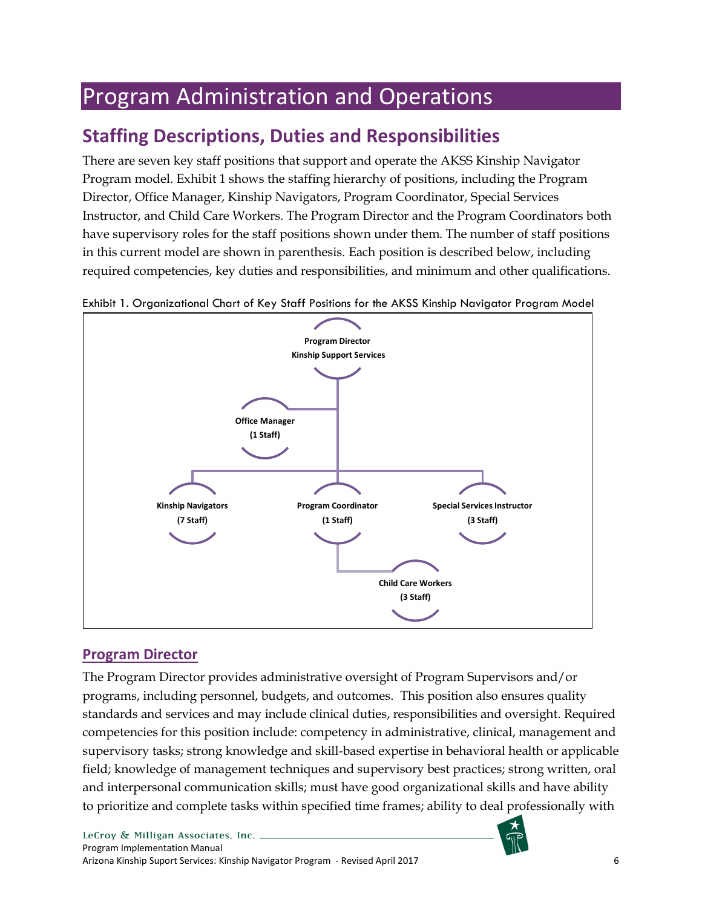# Program Administration and Operations

## Staffing Descriptions, Duties and Responsibilities

There are seven key staff positions that support and operate the AKSS Kinship Navigator Program model. Exhibit 1 shows the staffing hierarchy of positions, including the Program Director, Office Manager, Kinship Navigators, Program Coordinator, Special Services Instructor, and Child Care Workers. The Program Director and the Program Coordinators both have supervisory roles for the staff positions shown under them. The number of staff positions in this current model are shown in parenthesis. Each position is described below, including required competencies, key duties and responsibilities, and minimum and other qualifications.

Exhibit 1. Organizational Chart of Key Staff Positions for the AKSS Kinship Navigator Program Model

- **Program Director Kinship Support Services**
  - **Office Manager (1 Staff)**
  - **Kinship Navigators (7 Staff)**
  - **Program Coordinator (1 Staff)**
    - **Child Care Workers (3 Staff)**
  - **Special Services Instructor (3 Staff)**

### Program Director

The Program Director provides administrative oversight of Program Supervisors and/or programs, including personnel, budgets, and outcomes. This position also ensures quality standards and services and may include clinical duties, responsibilities and oversight. Required competencies for this position include: competency in administrative, clinical, management and supervisory tasks; strong knowledge and skill-based expertise in behavioral health or applicable field; knowledge of management techniques and supervisory best practices; strong written, oral and interpersonal communication skills; must have good organizational skills and have ability to prioritize and complete tasks within specified time frames; ability to deal professionally with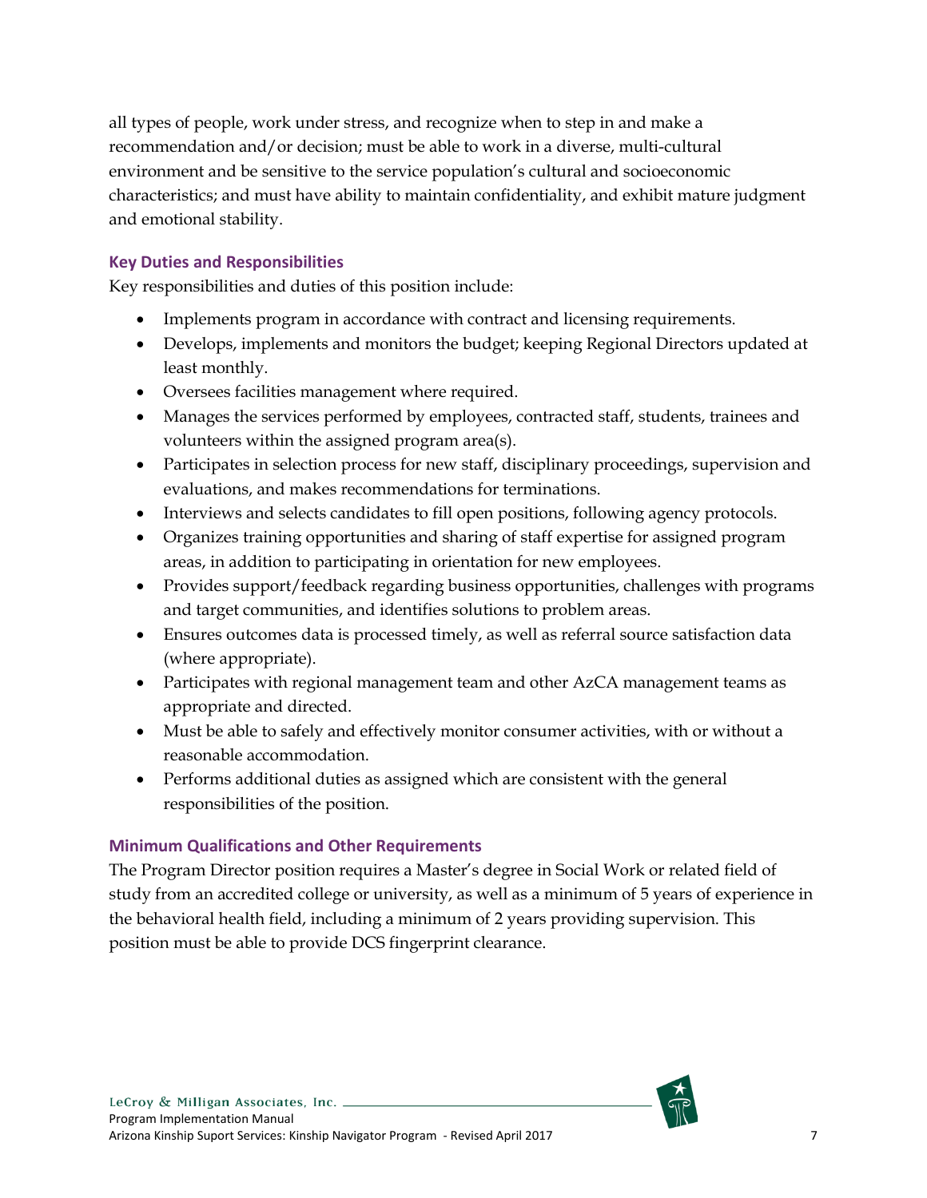all types of people, work under stress, and recognize when to step in and make a recommendation and/or decision; must be able to work in a diverse, multi-cultural environment and be sensitive to the service population's cultural and socioeconomic characteristics; and must have ability to maintain confidentiality, and exhibit mature judgment and emotional stability.

### Key Duties and Responsibilities

Key responsibilities and duties of this position include:

- Implements program in accordance with contract and licensing requirements.
- Develops, implements and monitors the budget; keeping Regional Directors updated at least monthly.
- Oversees facilities management where required.
- Manages the services performed by employees, contracted staff, students, trainees and volunteers within the assigned program area(s).
- Participates in selection process for new staff, disciplinary proceedings, supervision and evaluations, and makes recommendations for terminations.
- Interviews and selects candidates to fill open positions, following agency protocols.
- Organizes training opportunities and sharing of staff expertise for assigned program areas, in addition to participating in orientation for new employees.
- Provides support/feedback regarding business opportunities, challenges with programs and target communities, and identifies solutions to problem areas.
- Ensures outcomes data is processed timely, as well as referral source satisfaction data (where appropriate).
- Participates with regional management team and other AzCA management teams as appropriate and directed.
- Must be able to safely and effectively monitor consumer activities, with or without a reasonable accommodation.
- Performs additional duties as assigned which are consistent with the general responsibilities of the position.

### Minimum Qualifications and Other Requirements

The Program Director position requires a Master's degree in Social Work or related field of study from an accredited college or university, as well as a minimum of 5 years of experience in the behavioral health field, including a minimum of 2 years providing supervision. This position must be able to provide DCS fingerprint clearance.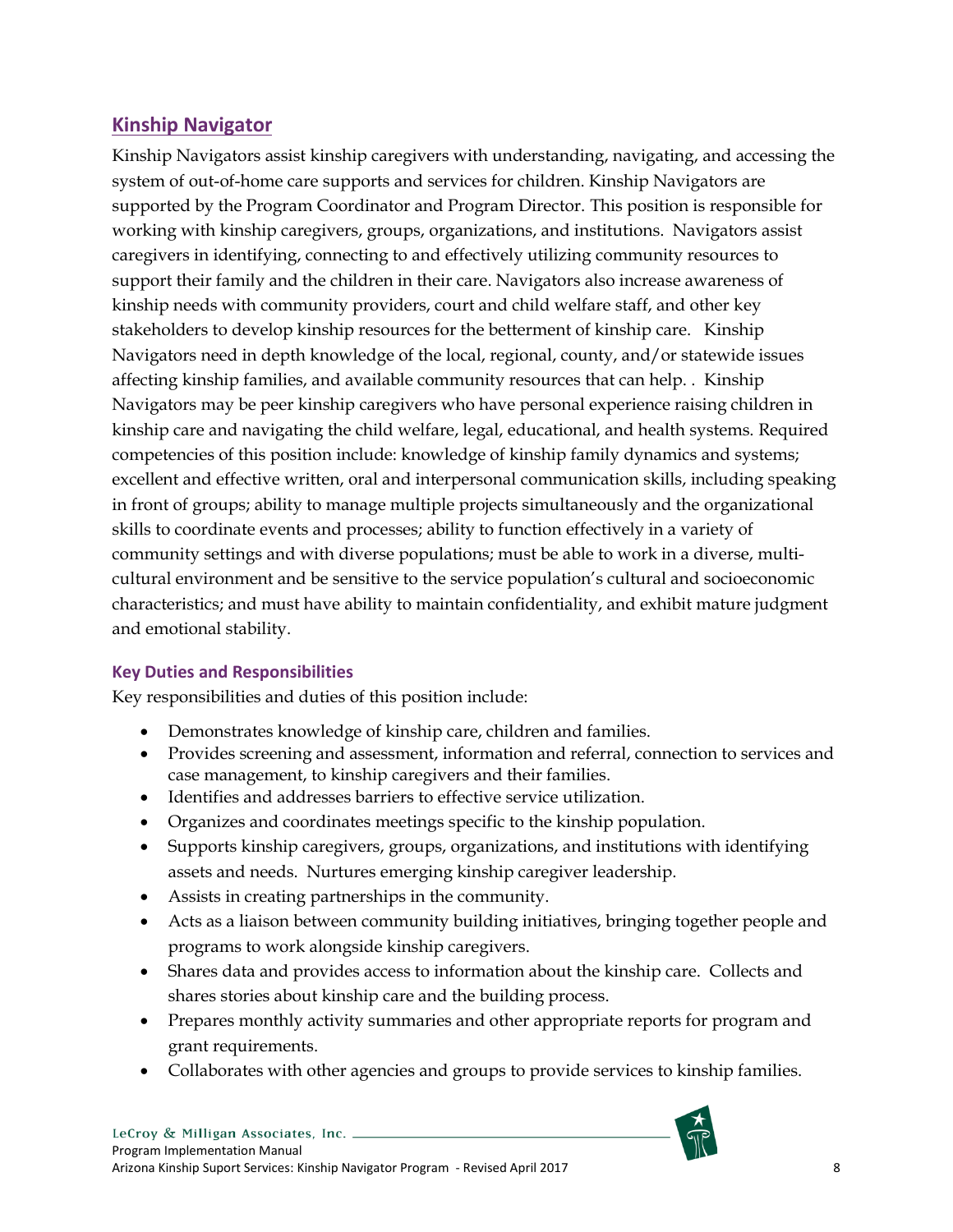## Kinship Navigator

Kinship Navigators assist kinship caregivers with understanding, navigating, and accessing the system of out-of-home care supports and services for children. Kinship Navigators are supported by the Program Coordinator and Program Director. This position is responsible for working with kinship caregivers, groups, organizations, and institutions. Navigators assist caregivers in identifying, connecting to and effectively utilizing community resources to support their family and the children in their care. Navigators also increase awareness of kinship needs with community providers, court and child welfare staff, and other key stakeholders to develop kinship resources for the betterment of kinship care. Kinship Navigators need in depth knowledge of the local, regional, county, and/or statewide issues affecting kinship families, and available community resources that can help. . Kinship Navigators may be peer kinship caregivers who have personal experience raising children in kinship care and navigating the child welfare, legal, educational, and health systems. Required competencies of this position include: knowledge of kinship family dynamics and systems; excellent and effective written, oral and interpersonal communication skills, including speaking in front of groups; ability to manage multiple projects simultaneously and the organizational skills to coordinate events and processes; ability to function effectively in a variety of community settings and with diverse populations; must be able to work in a diverse, multi-cultural environment and be sensitive to the service population's cultural and socioeconomic characteristics; and must have ability to maintain confidentiality, and exhibit mature judgment and emotional stability.

### Key Duties and Responsibilities

Key responsibilities and duties of this position include:

- Demonstrates knowledge of kinship care, children and families.
- Provides screening and assessment, information and referral, connection to services and case management, to kinship caregivers and their families.
- Identifies and addresses barriers to effective service utilization.
- Organizes and coordinates meetings specific to the kinship population.
- Supports kinship caregivers, groups, organizations, and institutions with identifying assets and needs. Nurtures emerging kinship caregiver leadership.
- Assists in creating partnerships in the community.
- Acts as a liaison between community building initiatives, bringing together people and programs to work alongside kinship caregivers.
- Shares data and provides access to information about the kinship care. Collects and shares stories about kinship care and the building process.
- Prepares monthly activity summaries and other appropriate reports for program and grant requirements.
- Collaborates with other agencies and groups to provide services to kinship families.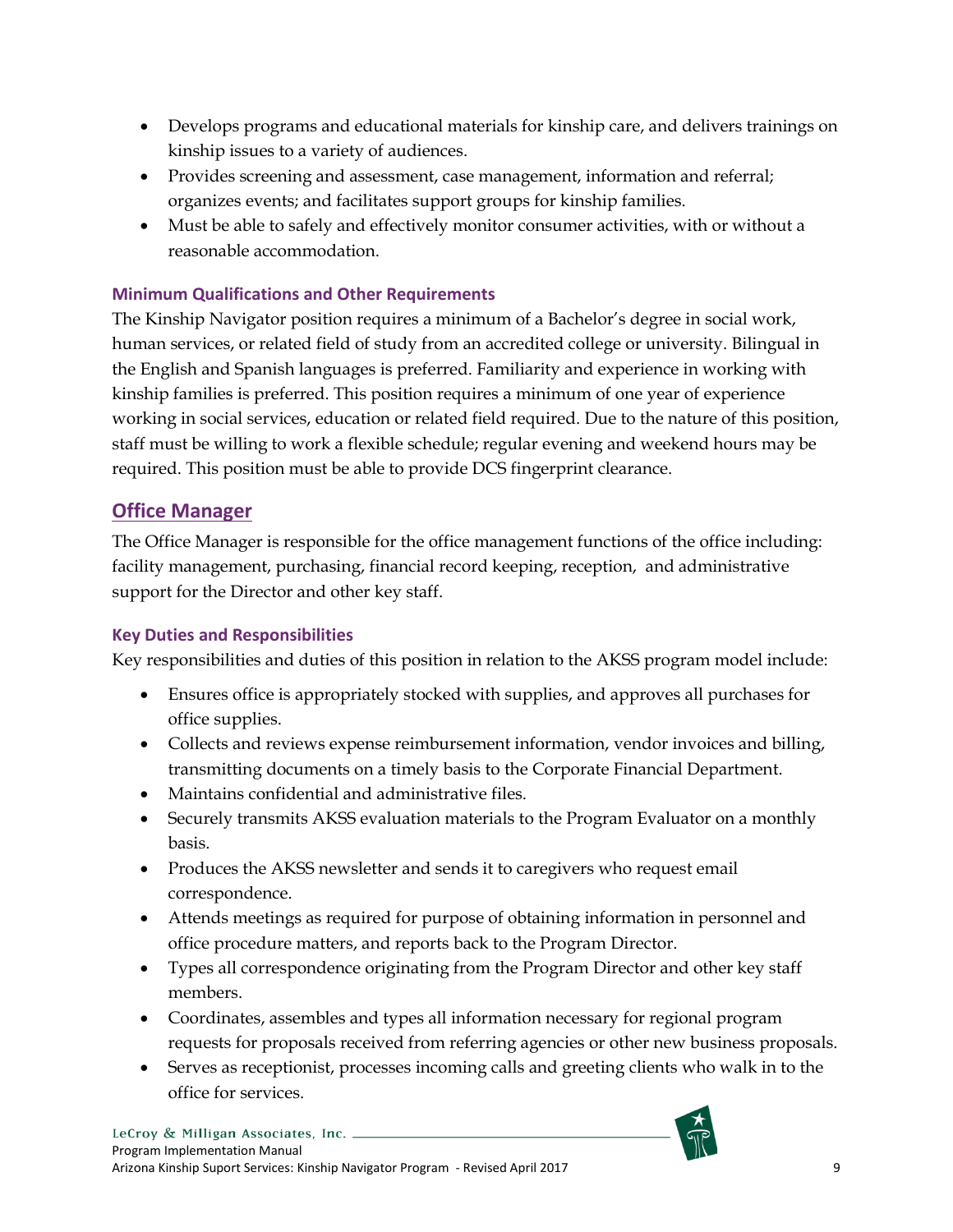- Develops programs and educational materials for kinship care, and delivers trainings on kinship issues to a variety of audiences.
- Provides screening and assessment, case management, information and referral; organizes events; and facilitates support groups for kinship families.
- Must be able to safely and effectively monitor consumer activities, with or without a reasonable accommodation.

### Minimum Qualifications and Other Requirements

The Kinship Navigator position requires a minimum of a Bachelor's degree in social work, human services, or related field of study from an accredited college or university. Bilingual in the English and Spanish languages is preferred. Familiarity and experience in working with kinship families is preferred. This position requires a minimum of one year of experience working in social services, education or related field required. Due to the nature of this position, staff must be willing to work a flexible schedule; regular evening and weekend hours may be required. This position must be able to provide DCS fingerprint clearance.

## Office Manager

The Office Manager is responsible for the office management functions of the office including: facility management, purchasing, financial record keeping, reception, and administrative support for the Director and other key staff.

### Key Duties and Responsibilities

Key responsibilities and duties of this position in relation to the AKSS program model include:

- Ensures office is appropriately stocked with supplies, and approves all purchases for office supplies.
- Collects and reviews expense reimbursement information, vendor invoices and billing, transmitting documents on a timely basis to the Corporate Financial Department.
- Maintains confidential and administrative files.
- Securely transmits AKSS evaluation materials to the Program Evaluator on a monthly basis.
- Produces the AKSS newsletter and sends it to caregivers who request email correspondence.
- Attends meetings as required for purpose of obtaining information in personnel and office procedure matters, and reports back to the Program Director.
- Types all correspondence originating from the Program Director and other key staff members.
- Coordinates, assembles and types all information necessary for regional program requests for proposals received from referring agencies or other new business proposals.
- Serves as receptionist, processes incoming calls and greeting clients who walk in to the office for services.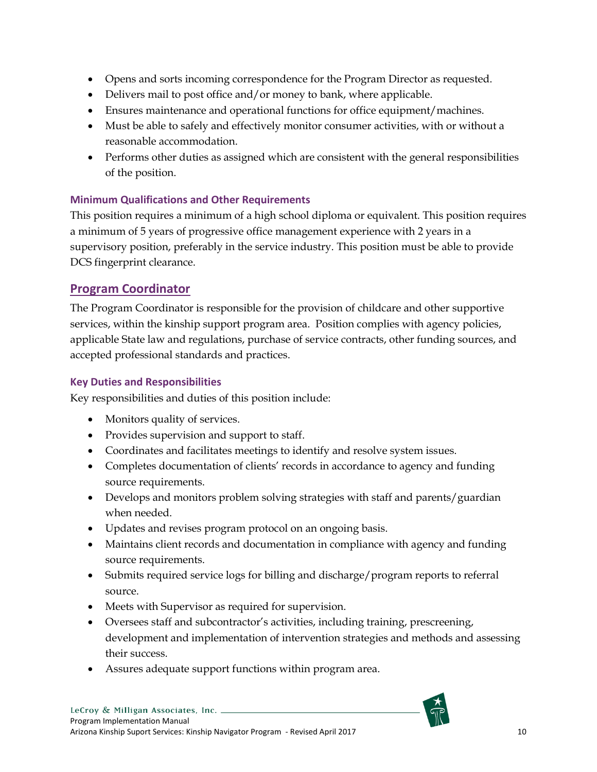- Opens and sorts incoming correspondence for the Program Director as requested.
- Delivers mail to post office and/or money to bank, where applicable.
- Ensures maintenance and operational functions for office equipment/machines.
- Must be able to safely and effectively monitor consumer activities, with or without a reasonable accommodation.
- Performs other duties as assigned which are consistent with the general responsibilities of the position.

### Minimum Qualifications and Other Requirements

This position requires a minimum of a high school diploma or equivalent. This position requires a minimum of 5 years of progressive office management experience with 2 years in a supervisory position, preferably in the service industry. This position must be able to provide DCS fingerprint clearance.

## Program Coordinator

The Program Coordinator is responsible for the provision of childcare and other supportive services, within the kinship support program area. Position complies with agency policies, applicable State law and regulations, purchase of service contracts, other funding sources, and accepted professional standards and practices.

### Key Duties and Responsibilities

Key responsibilities and duties of this position include:

- Monitors quality of services.
- Provides supervision and support to staff.
- Coordinates and facilitates meetings to identify and resolve system issues.
- Completes documentation of clients' records in accordance to agency and funding source requirements.
- Develops and monitors problem solving strategies with staff and parents/guardian when needed.
- Updates and revises program protocol on an ongoing basis.
- Maintains client records and documentation in compliance with agency and funding source requirements.
- Submits required service logs for billing and discharge/program reports to referral source.
- Meets with Supervisor as required for supervision.
- Oversees staff and subcontractor's activities, including training, prescreening, development and implementation of intervention strategies and methods and assessing their success.
- Assures adequate support functions within program area.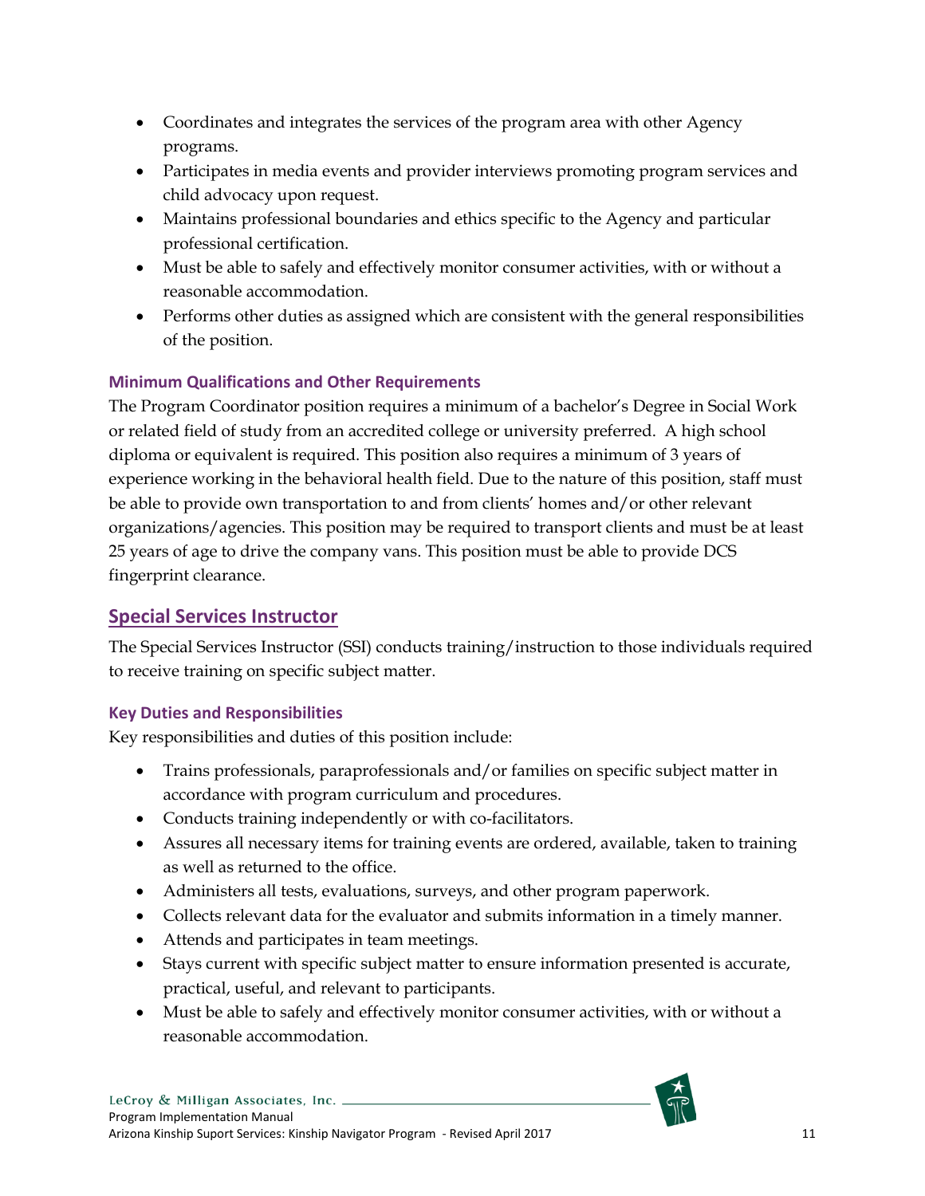- Coordinates and integrates the services of the program area with other Agency programs.
- Participates in media events and provider interviews promoting program services and child advocacy upon request.
- Maintains professional boundaries and ethics specific to the Agency and particular professional certification.
- Must be able to safely and effectively monitor consumer activities, with or without a reasonable accommodation.
- Performs other duties as assigned which are consistent with the general responsibilities of the position.

### Minimum Qualifications and Other Requirements

The Program Coordinator position requires a minimum of a bachelor's Degree in Social Work or related field of study from an accredited college or university preferred. A high school diploma or equivalent is required. This position also requires a minimum of 3 years of experience working in the behavioral health field. Due to the nature of this position, staff must be able to provide own transportation to and from clients' homes and/or other relevant organizations/agencies. This position may be required to transport clients and must be at least 25 years of age to drive the company vans. This position must be able to provide DCS fingerprint clearance.

## Special Services Instructor

The Special Services Instructor (SSI) conducts training/instruction to those individuals required to receive training on specific subject matter.

### Key Duties and Responsibilities

Key responsibilities and duties of this position include:

- Trains professionals, paraprofessionals and/or families on specific subject matter in accordance with program curriculum and procedures.
- Conducts training independently or with co-facilitators.
- Assures all necessary items for training events are ordered, available, taken to training as well as returned to the office.
- Administers all tests, evaluations, surveys, and other program paperwork.
- Collects relevant data for the evaluator and submits information in a timely manner.
- Attends and participates in team meetings.
- Stays current with specific subject matter to ensure information presented is accurate, practical, useful, and relevant to participants.
- Must be able to safely and effectively monitor consumer activities, with or without a reasonable accommodation.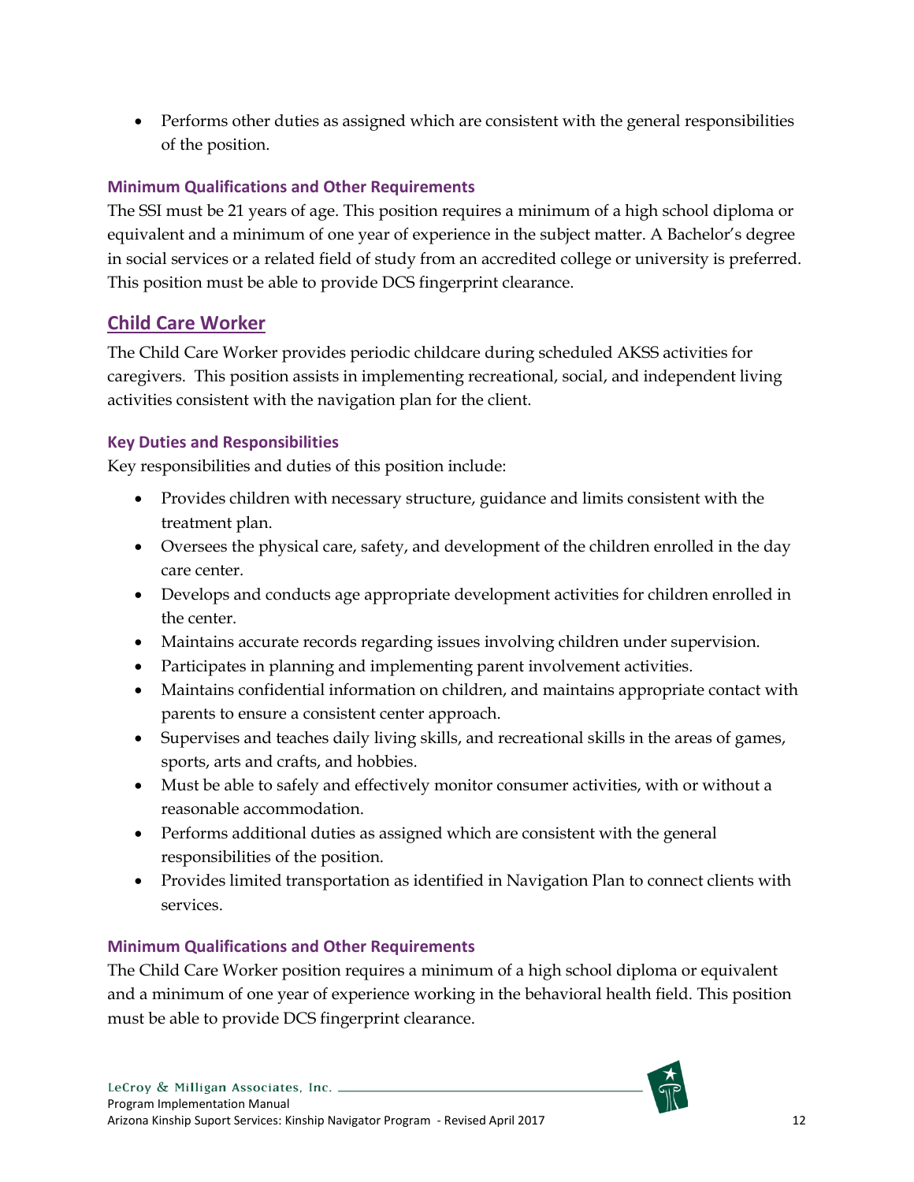- Performs other duties as assigned which are consistent with the general responsibilities of the position.

### Minimum Qualifications and Other Requirements

The SSI must be 21 years of age. This position requires a minimum of a high school diploma or equivalent and a minimum of one year of experience in the subject matter. A Bachelor's degree in social services or a related field of study from an accredited college or university is preferred. This position must be able to provide DCS fingerprint clearance.

## Child Care Worker

The Child Care Worker provides periodic childcare during scheduled AKSS activities for caregivers. This position assists in implementing recreational, social, and independent living activities consistent with the navigation plan for the client.

### Key Duties and Responsibilities

Key responsibilities and duties of this position include:

- Provides children with necessary structure, guidance and limits consistent with the treatment plan.
- Oversees the physical care, safety, and development of the children enrolled in the day care center.
- Develops and conducts age appropriate development activities for children enrolled in the center.
- Maintains accurate records regarding issues involving children under supervision.
- Participates in planning and implementing parent involvement activities.
- Maintains confidential information on children, and maintains appropriate contact with parents to ensure a consistent center approach.
- Supervises and teaches daily living skills, and recreational skills in the areas of games, sports, arts and crafts, and hobbies.
- Must be able to safely and effectively monitor consumer activities, with or without a reasonable accommodation.
- Performs additional duties as assigned which are consistent with the general responsibilities of the position.
- Provides limited transportation as identified in Navigation Plan to connect clients with services.

### Minimum Qualifications and Other Requirements

The Child Care Worker position requires a minimum of a high school diploma or equivalent and a minimum of one year of experience working in the behavioral health field. This position must be able to provide DCS fingerprint clearance.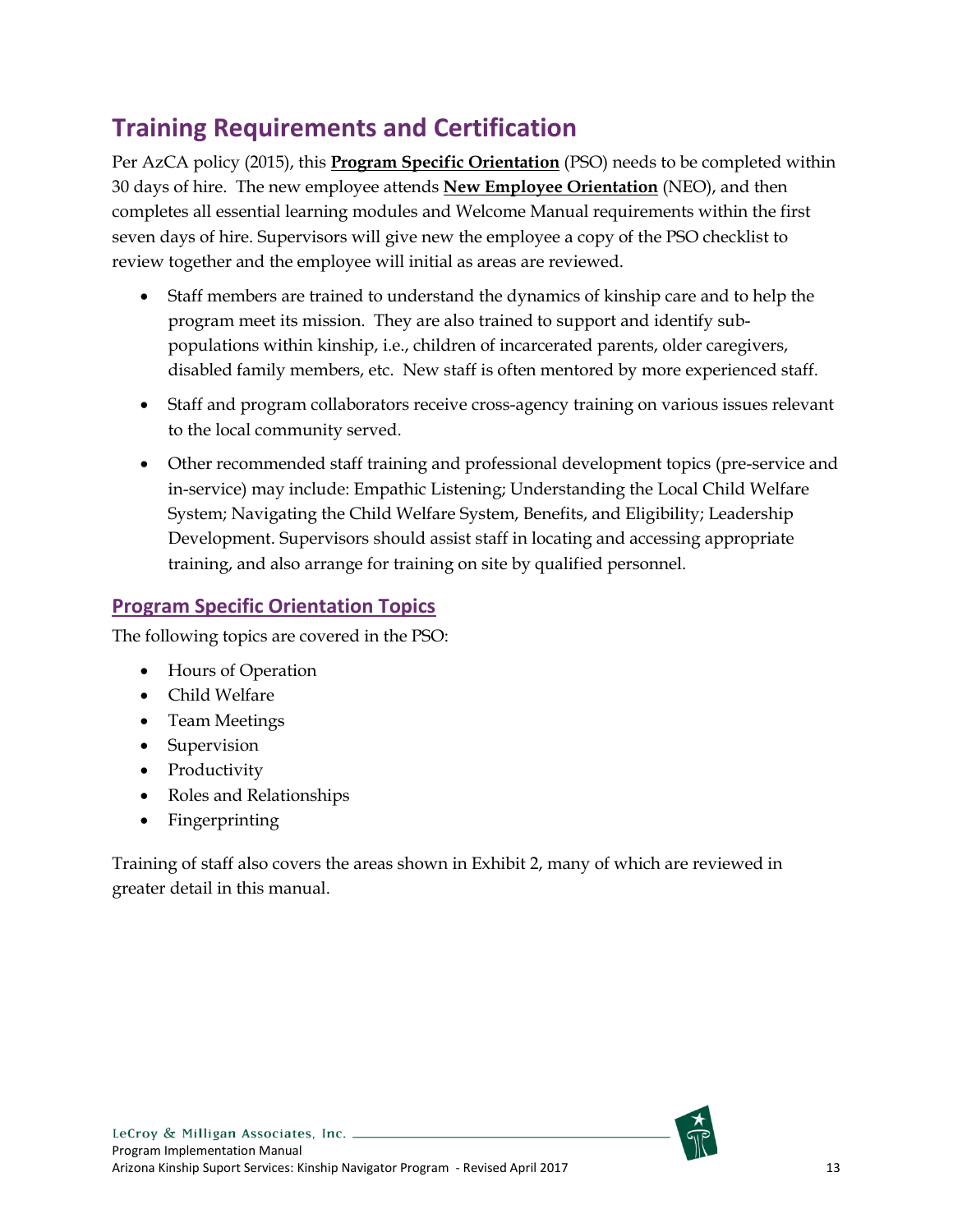# Training Requirements and Certification

Per AzCA policy (2015), this **Program Specific Orientation** (PSO) needs to be completed within 30 days of hire. The new employee attends **New Employee Orientation** (NEO), and then completes all essential learning modules and Welcome Manual requirements within the first seven days of hire. Supervisors will give new the employee a copy of the PSO checklist to review together and the employee will initial as areas are reviewed.

- Staff members are trained to understand the dynamics of kinship care and to help the program meet its mission. They are also trained to support and identify sub-populations within kinship, i.e., children of incarcerated parents, older caregivers, disabled family members, etc. New staff is often mentored by more experienced staff.
- Staff and program collaborators receive cross-agency training on various issues relevant to the local community served.
- Other recommended staff training and professional development topics (pre-service and in-service) may include: Empathic Listening; Understanding the Local Child Welfare System; Navigating the Child Welfare System, Benefits, and Eligibility; Leadership Development. Supervisors should assist staff in locating and accessing appropriate training, and also arrange for training on site by qualified personnel.

## Program Specific Orientation Topics

The following topics are covered in the PSO:

- Hours of Operation
- Child Welfare
- Team Meetings
- Supervision
- Productivity
- Roles and Relationships
- Fingerprinting

Training of staff also covers the areas shown in Exhibit 2, many of which are reviewed in greater detail in this manual.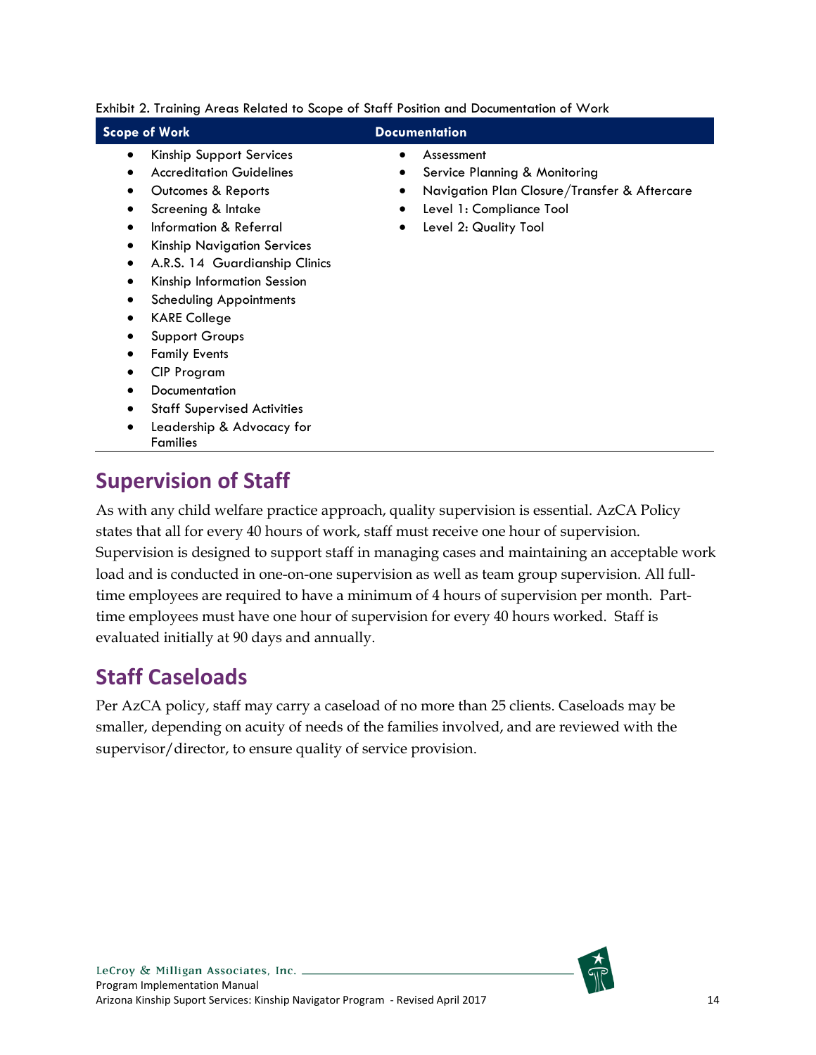Exhibit 2. Training Areas Related to Scope of Staff Position and Documentation of Work

| Scope of Work | Documentation |
| --- | --- |
| • Kinship Support Services<br>• Accreditation Guidelines<br>• Outcomes & Reports<br>• Screening & Intake<br>• Information & Referral<br>• Kinship Navigation Services<br>• A.R.S. 14 Guardianship Clinics<br>• Kinship Information Session<br>• Scheduling Appointments<br>• KARE College<br>• Support Groups<br>• Family Events<br>• CIP Program<br>• Documentation<br>• Staff Supervised Activities<br>• Leadership & Advocacy for Families | • Assessment<br>• Service Planning & Monitoring<br>• Navigation Plan Closure/Transfer & Aftercare<br>• Level 1: Compliance Tool<br>• Level 2: Quality Tool |

## Supervision of Staff

As with any child welfare practice approach, quality supervision is essential. AzCA Policy states that all for every 40 hours of work, staff must receive one hour of supervision. Supervision is designed to support staff in managing cases and maintaining an acceptable work load and is conducted in one-on-one supervision as well as team group supervision. All full-time employees are required to have a minimum of 4 hours of supervision per month. Part-time employees must have one hour of supervision for every 40 hours worked. Staff is evaluated initially at 90 days and annually.

## Staff Caseloads

Per AzCA policy, staff may carry a caseload of no more than 25 clients. Caseloads may be smaller, depending on acuity of needs of the families involved, and are reviewed with the supervisor/director, to ensure quality of service provision.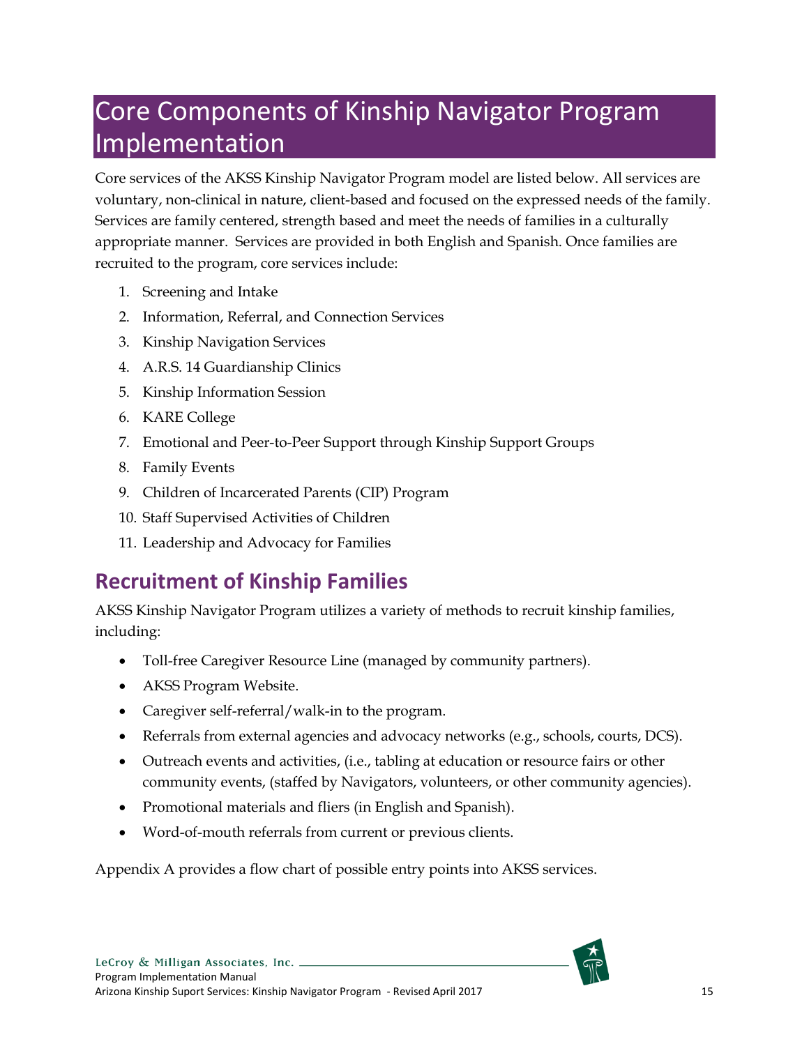# Core Components of Kinship Navigator Program Implementation

Core services of the AKSS Kinship Navigator Program model are listed below. All services are voluntary, non-clinical in nature, client-based and focused on the expressed needs of the family. Services are family centered, strength based and meet the needs of families in a culturally appropriate manner. Services are provided in both English and Spanish. Once families are recruited to the program, core services include:

1. Screening and Intake
2. Information, Referral, and Connection Services
3. Kinship Navigation Services
4. A.R.S. 14 Guardianship Clinics
5. Kinship Information Session
6. KARE College
7. Emotional and Peer-to-Peer Support through Kinship Support Groups
8. Family Events
9. Children of Incarcerated Parents (CIP) Program
10. Staff Supervised Activities of Children
11. Leadership and Advocacy for Families

## Recruitment of Kinship Families

AKSS Kinship Navigator Program utilizes a variety of methods to recruit kinship families, including:

- Toll-free Caregiver Resource Line (managed by community partners).
- AKSS Program Website.
- Caregiver self-referral/walk-in to the program.
- Referrals from external agencies and advocacy networks (e.g., schools, courts, DCS).
- Outreach events and activities, (i.e., tabling at education or resource fairs or other community events, (staffed by Navigators, volunteers, or other community agencies).
- Promotional materials and fliers (in English and Spanish).
- Word-of-mouth referrals from current or previous clients.

Appendix A provides a flow chart of possible entry points into AKSS services.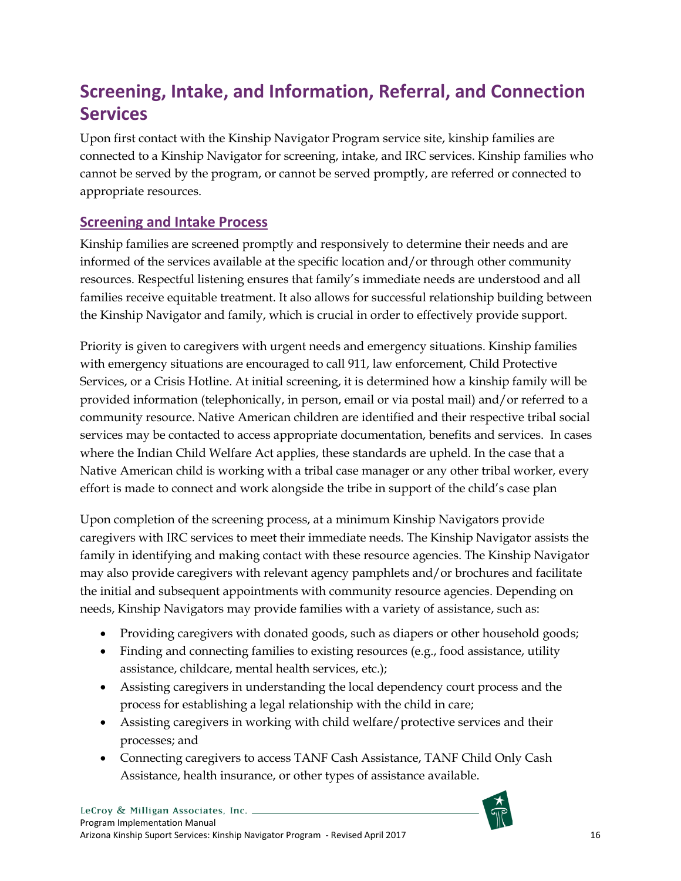# Screening, Intake, and Information, Referral, and Connection Services

Upon first contact with the Kinship Navigator Program service site, kinship families are connected to a Kinship Navigator for screening, intake, and IRC services. Kinship families who cannot be served by the program, or cannot be served promptly, are referred or connected to appropriate resources.

## Screening and Intake Process

Kinship families are screened promptly and responsively to determine their needs and are informed of the services available at the specific location and/or through other community resources. Respectful listening ensures that family's immediate needs are understood and all families receive equitable treatment. It also allows for successful relationship building between the Kinship Navigator and family, which is crucial in order to effectively provide support.

Priority is given to caregivers with urgent needs and emergency situations. Kinship families with emergency situations are encouraged to call 911, law enforcement, Child Protective Services, or a Crisis Hotline. At initial screening, it is determined how a kinship family will be provided information (telephonically, in person, email or via postal mail) and/or referred to a community resource. Native American children are identified and their respective tribal social services may be contacted to access appropriate documentation, benefits and services. In cases where the Indian Child Welfare Act applies, these standards are upheld. In the case that a Native American child is working with a tribal case manager or any other tribal worker, every effort is made to connect and work alongside the tribe in support of the child's case plan

Upon completion of the screening process, at a minimum Kinship Navigators provide caregivers with IRC services to meet their immediate needs. The Kinship Navigator assists the family in identifying and making contact with these resource agencies. The Kinship Navigator may also provide caregivers with relevant agency pamphlets and/or brochures and facilitate the initial and subsequent appointments with community resource agencies. Depending on needs, Kinship Navigators may provide families with a variety of assistance, such as:

- Providing caregivers with donated goods, such as diapers or other household goods;
- Finding and connecting families to existing resources (e.g., food assistance, utility assistance, childcare, mental health services, etc.);
- Assisting caregivers in understanding the local dependency court process and the process for establishing a legal relationship with the child in care;
- Assisting caregivers in working with child welfare/protective services and their processes; and
- Connecting caregivers to access TANF Cash Assistance, TANF Child Only Cash Assistance, health insurance, or other types of assistance available.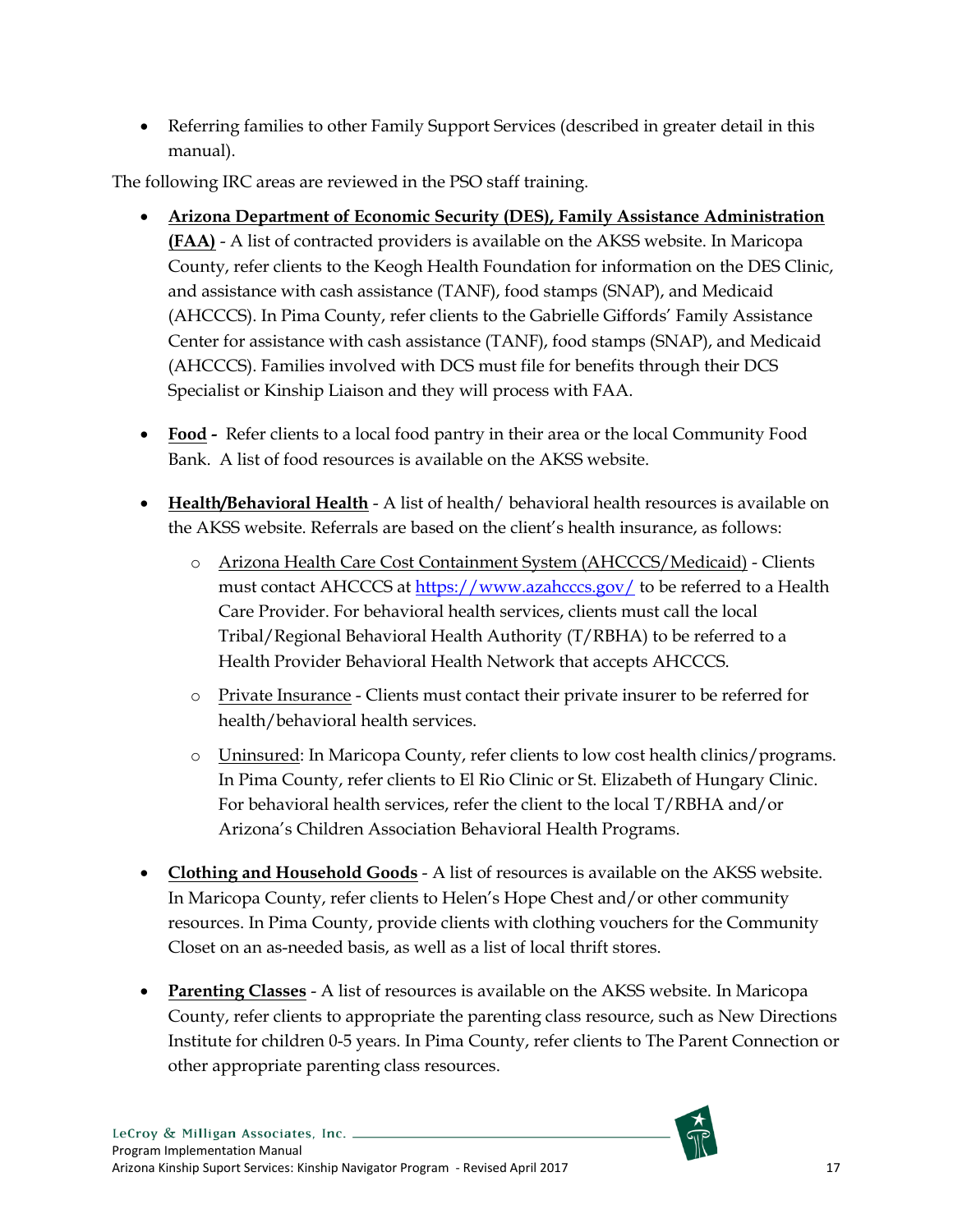- Referring families to other Family Support Services (described in greater detail in this manual).

The following IRC areas are reviewed in the PSO staff training.

- **<u>Arizona Department of Economic Security (DES), Family Assistance Administration (FAA)</u>** - A list of contracted providers is available on the AKSS website. In Maricopa County, refer clients to the Keogh Health Foundation for information on the DES Clinic, and assistance with cash assistance (TANF), food stamps (SNAP), and Medicaid (AHCCCS). In Pima County, refer clients to the Gabrielle Giffords' Family Assistance Center for assistance with cash assistance (TANF), food stamps (SNAP), and Medicaid (AHCCCS). Families involved with DCS must file for benefits through their DCS Specialist or Kinship Liaison and they will process with FAA.

- **<u>Food</u> -** Refer clients to a local food pantry in their area or the local Community Food Bank. A list of food resources is available on the AKSS website.

- **<u>Health/Behavioral Health</u>** - A list of health/ behavioral health resources is available on the AKSS website. Referrals are based on the client's health insurance, as follows:

  - <u>Arizona Health Care Cost Containment System (AHCCCS/Medicaid)</u> - Clients must contact AHCCCS at https://www.azahcccs.gov/ to be referred to a Health Care Provider. For behavioral health services, clients must call the local Tribal/Regional Behavioral Health Authority (T/RBHA) to be referred to a Health Provider Behavioral Health Network that accepts AHCCCS.

  - <u>Private Insurance</u> - Clients must contact their private insurer to be referred for health/behavioral health services.

  - <u>Uninsured</u>: In Maricopa County, refer clients to low cost health clinics/programs. In Pima County, refer clients to El Rio Clinic or St. Elizabeth of Hungary Clinic. For behavioral health services, refer the client to the local T/RBHA and/or Arizona's Children Association Behavioral Health Programs.

- **<u>Clothing and Household Goods</u>** - A list of resources is available on the AKSS website. In Maricopa County, refer clients to Helen's Hope Chest and/or other community resources. In Pima County, provide clients with clothing vouchers for the Community Closet on an as-needed basis, as well as a list of local thrift stores.

- **<u>Parenting Classes</u>** - A list of resources is available on the AKSS website. In Maricopa County, refer clients to appropriate the parenting class resource, such as New Directions Institute for children 0-5 years. In Pima County, refer clients to The Parent Connection or other appropriate parenting class resources.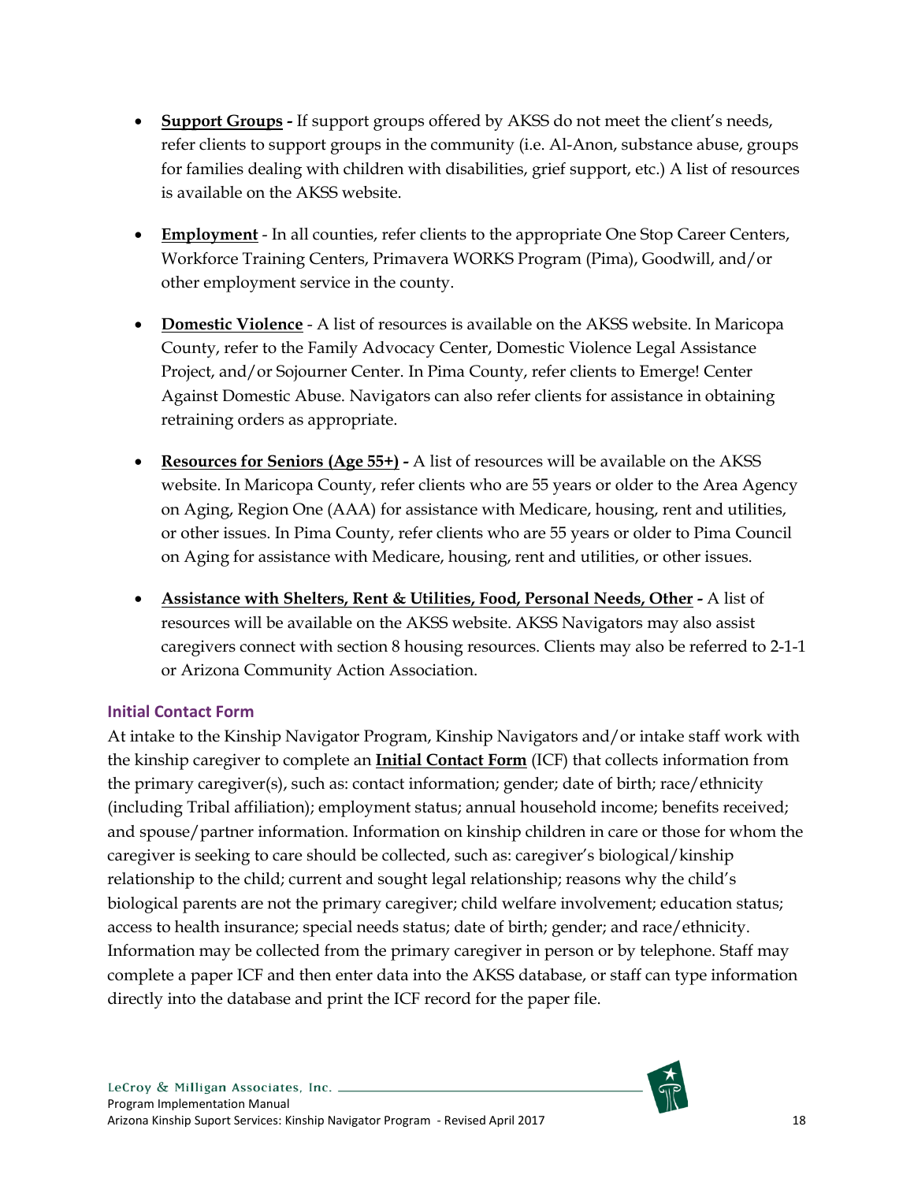- **Support Groups -** If support groups offered by AKSS do not meet the client's needs, refer clients to support groups in the community (i.e. Al-Anon, substance abuse, groups for families dealing with children with disabilities, grief support, etc.) A list of resources is available on the AKSS website.

- **Employment** - In all counties, refer clients to the appropriate One Stop Career Centers, Workforce Training Centers, Primavera WORKS Program (Pima), Goodwill, and/or other employment service in the county.

- **Domestic Violence** - A list of resources is available on the AKSS website. In Maricopa County, refer to the Family Advocacy Center, Domestic Violence Legal Assistance Project, and/or Sojourner Center. In Pima County, refer clients to Emerge! Center Against Domestic Abuse. Navigators can also refer clients for assistance in obtaining retraining orders as appropriate.

- **Resources for Seniors (Age 55+) -** A list of resources will be available on the AKSS website. In Maricopa County, refer clients who are 55 years or older to the Area Agency on Aging, Region One (AAA) for assistance with Medicare, housing, rent and utilities, or other issues. In Pima County, refer clients who are 55 years or older to Pima Council on Aging for assistance with Medicare, housing, rent and utilities, or other issues.

- **Assistance with Shelters, Rent & Utilities, Food, Personal Needs, Other -** A list of resources will be available on the AKSS website. AKSS Navigators may also assist caregivers connect with section 8 housing resources. Clients may also be referred to 2-1-1 or Arizona Community Action Association.

### Initial Contact Form

At intake to the Kinship Navigator Program, Kinship Navigators and/or intake staff work with the kinship caregiver to complete an **Initial Contact Form** (ICF) that collects information from the primary caregiver(s), such as: contact information; gender; date of birth; race/ethnicity (including Tribal affiliation); employment status; annual household income; benefits received; and spouse/partner information. Information on kinship children in care or those for whom the caregiver is seeking to care should be collected, such as: caregiver's biological/kinship relationship to the child; current and sought legal relationship; reasons why the child's biological parents are not the primary caregiver; child welfare involvement; education status; access to health insurance; special needs status; date of birth; gender; and race/ethnicity. Information may be collected from the primary caregiver in person or by telephone. Staff may complete a paper ICF and then enter data into the AKSS database, or staff can type information directly into the database and print the ICF record for the paper file.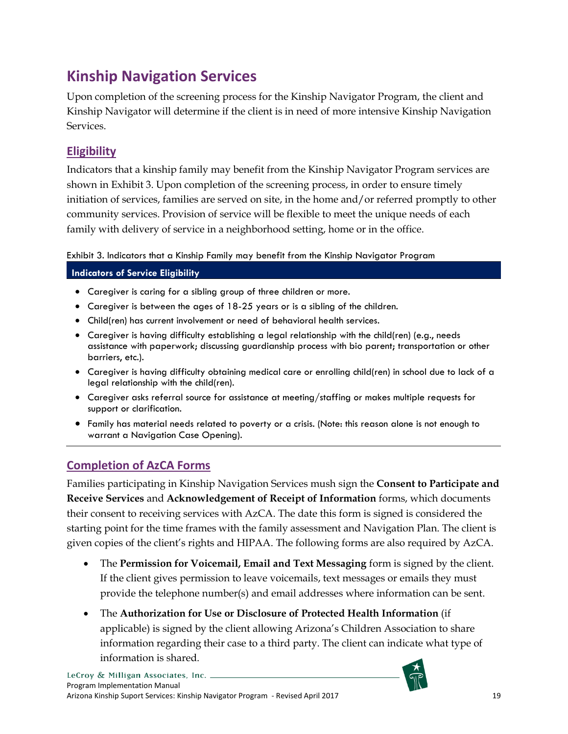# Kinship Navigation Services

Upon completion of the screening process for the Kinship Navigator Program, the client and Kinship Navigator will determine if the client is in need of more intensive Kinship Navigation Services.

## Eligibility

Indicators that a kinship family may benefit from the Kinship Navigator Program services are shown in Exhibit 3. Upon completion of the screening process, in order to ensure timely initiation of services, families are served on site, in the home and/or referred promptly to other community services. Provision of service will be flexible to meet the unique needs of each family with delivery of service in a neighborhood setting, home or in the office.

Exhibit 3. Indicators that a Kinship Family may benefit from the Kinship Navigator Program

| Indicators of Service Eligibility |
|---|
| • Caregiver is caring for a sibling group of three children or more.<br>• Caregiver is between the ages of 18-25 years or is a sibling of the children.<br>• Child(ren) has current involvement or need of behavioral health services.<br>• Caregiver is having difficulty establishing a legal relationship with the child(ren) (e.g., needs assistance with paperwork; discussing guardianship process with bio parent; transportation or other barriers, etc.).<br>• Caregiver is having difficulty obtaining medical care or enrolling child(ren) in school due to lack of a legal relationship with the child(ren).<br>• Caregiver asks referral source for assistance at meeting/staffing or makes multiple requests for support or clarification.<br>• Family has material needs related to poverty or a crisis. (Note: this reason alone is not enough to warrant a Navigation Case Opening). |

## Completion of AzCA Forms

Families participating in Kinship Navigation Services mush sign the **Consent to Participate and Receive Services** and **Acknowledgement of Receipt of Information** forms, which documents their consent to receiving services with AzCA. The date this form is signed is considered the starting point for the time frames with the family assessment and Navigation Plan. The client is given copies of the client's rights and HIPAA. The following forms are also required by AzCA.

- The **Permission for Voicemail, Email and Text Messaging** form is signed by the client. If the client gives permission to leave voicemails, text messages or emails they must provide the telephone number(s) and email addresses where information can be sent.
- The **Authorization for Use or Disclosure of Protected Health Information** (if applicable) is signed by the client allowing Arizona's Children Association to share information regarding their case to a third party. The client can indicate what type of information is shared.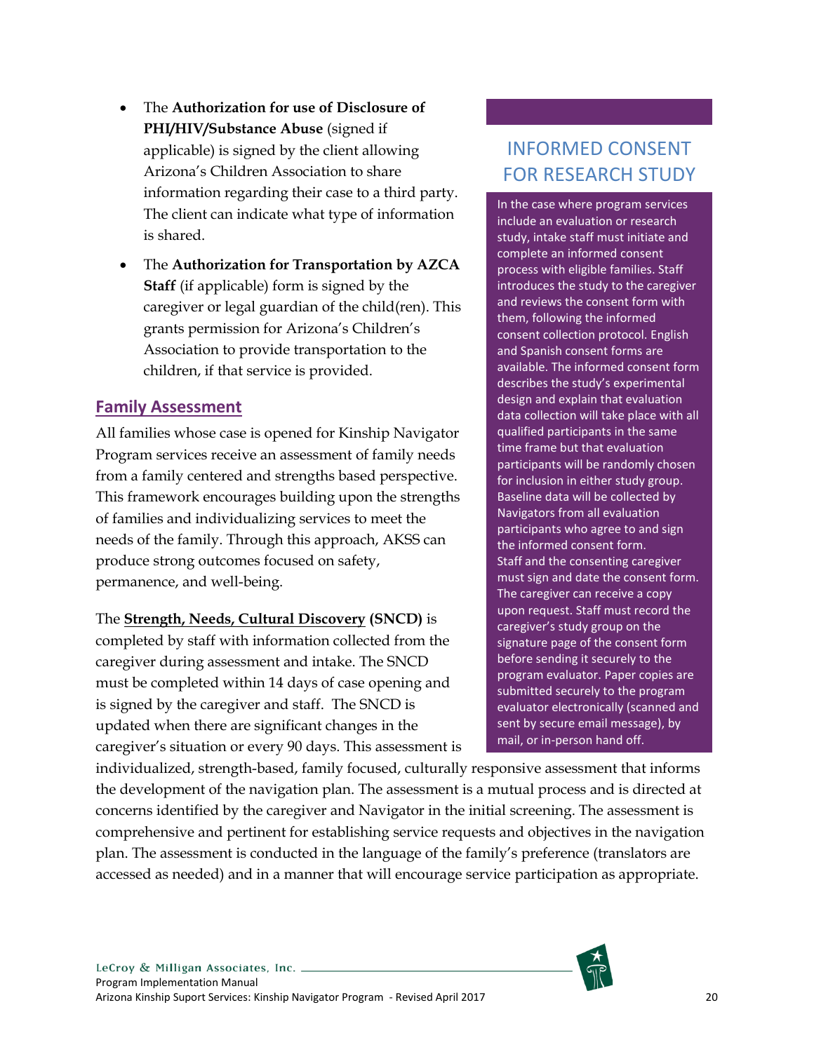- The **Authorization for use of Disclosure of PHI/HIV/Substance Abuse** (signed if applicable) is signed by the client allowing Arizona's Children Association to share information regarding their case to a third party. The client can indicate what type of information is shared.

- The **Authorization for Transportation by AZCA Staff** (if applicable) form is signed by the caregiver or legal guardian of the child(ren). This grants permission for Arizona's Children's Association to provide transportation to the children, if that service is provided.

## Family Assessment

All families whose case is opened for Kinship Navigator Program services receive an assessment of family needs from a family centered and strengths based perspective. This framework encourages building upon the strengths of families and individualizing services to meet the needs of the family. Through this approach, AKSS can produce strong outcomes focused on safety, permanence, and well-being.

The **Strength, Needs, Cultural Discovery (SNCD)** is completed by staff with information collected from the caregiver during assessment and intake. The SNCD must be completed within 14 days of case opening and is signed by the caregiver and staff. The SNCD is updated when there are significant changes in the caregiver's situation or every 90 days. This assessment is individualized, strength-based, family focused, culturally responsive assessment that informs the development of the navigation plan. The assessment is a mutual process and is directed at concerns identified by the caregiver and Navigator in the initial screening. The assessment is comprehensive and pertinent for establishing service requests and objectives in the navigation plan. The assessment is conducted in the language of the family's preference (translators are accessed as needed) and in a manner that will encourage service participation as appropriate.

### INFORMED CONSENT FOR RESEARCH STUDY

In the case where program services include an evaluation or research study, intake staff must initiate and complete an informed consent process with eligible families. Staff introduces the study to the caregiver and reviews the consent form with them, following the informed consent collection protocol. English and Spanish consent forms are available. The informed consent form describes the study's experimental design and explain that evaluation data collection will take place with all qualified participants in the same time frame but that evaluation participants will be randomly chosen for inclusion in either study group. Baseline data will be collected by Navigators from all evaluation participants who agree to and sign the informed consent form.
Staff and the consenting caregiver must sign and date the consent form. The caregiver can receive a copy upon request. Staff must record the caregiver's study group on the signature page of the consent form before sending it securely to the program evaluator. Paper copies are submitted securely to the program evaluator electronically (scanned and sent by secure email message), by mail, or in-person hand off.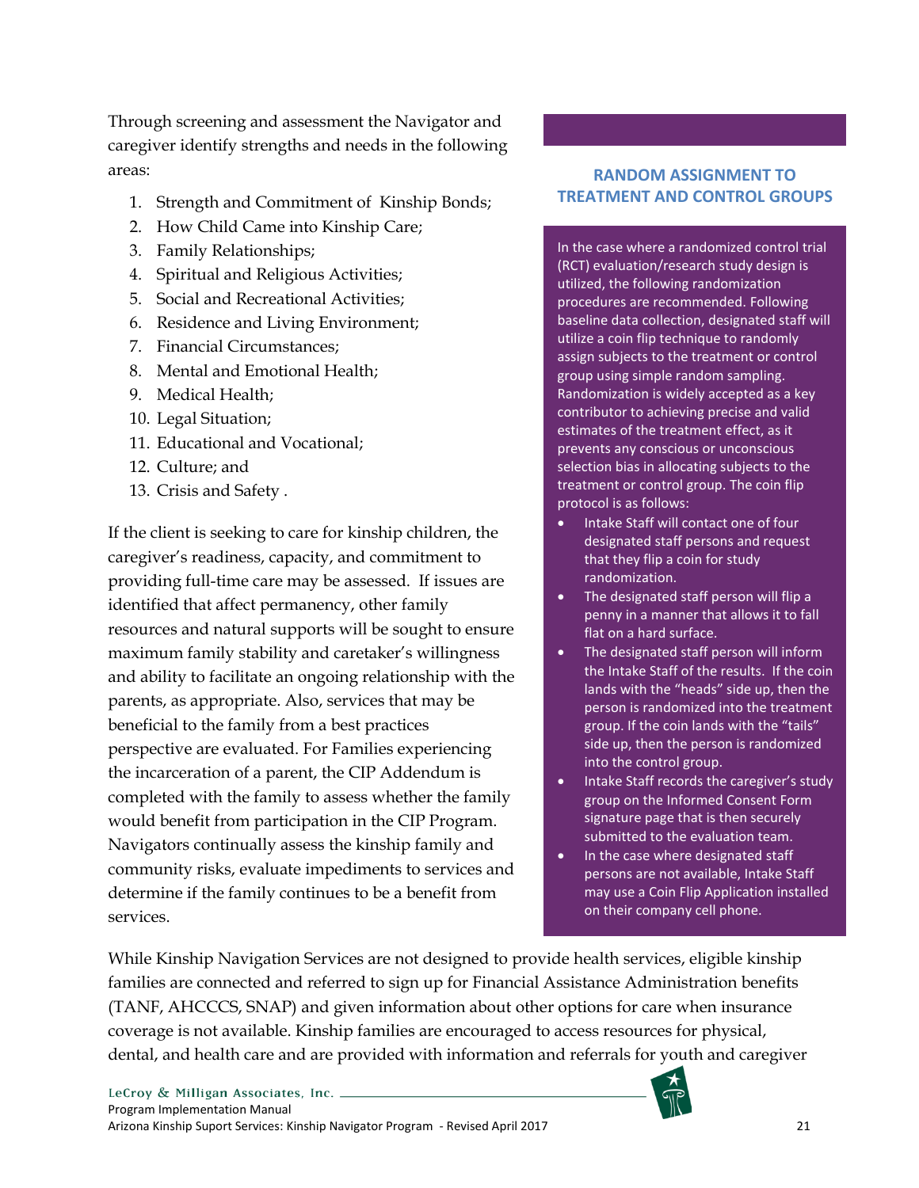Through screening and assessment the Navigator and caregiver identify strengths and needs in the following areas:

1. Strength and Commitment of Kinship Bonds;
2. How Child Came into Kinship Care;
3. Family Relationships;
4. Spiritual and Religious Activities;
5. Social and Recreational Activities;
6. Residence and Living Environment;
7. Financial Circumstances;
8. Mental and Emotional Health;
9. Medical Health;
10. Legal Situation;
11. Educational and Vocational;
12. Culture; and
13. Crisis and Safety .

If the client is seeking to care for kinship children, the caregiver's readiness, capacity, and commitment to providing full-time care may be assessed. If issues are identified that affect permanency, other family resources and natural supports will be sought to ensure maximum family stability and caretaker's willingness and ability to facilitate an ongoing relationship with the parents, as appropriate. Also, services that may be beneficial to the family from a best practices perspective are evaluated. For Families experiencing the incarceration of a parent, the CIP Addendum is completed with the family to assess whether the family would benefit from participation in the CIP Program. Navigators continually assess the kinship family and community risks, evaluate impediments to services and determine if the family continues to be a benefit from services.

### RANDOM ASSIGNMENT TO TREATMENT AND CONTROL GROUPS

In the case where a randomized control trial (RCT) evaluation/research study design is utilized, the following randomization procedures are recommended. Following baseline data collection, designated staff will utilize a coin flip technique to randomly assign subjects to the treatment or control group using simple random sampling. Randomization is widely accepted as a key contributor to achieving precise and valid estimates of the treatment effect, as it prevents any conscious or unconscious selection bias in allocating subjects to the treatment or control group. The coin flip protocol is as follows:

- Intake Staff will contact one of four designated staff persons and request that they flip a coin for study randomization.
- The designated staff person will flip a penny in a manner that allows it to fall flat on a hard surface.
- The designated staff person will inform the Intake Staff of the results. If the coin lands with the "heads" side up, then the person is randomized into the treatment group. If the coin lands with the "tails" side up, then the person is randomized into the control group.
- Intake Staff records the caregiver's study group on the Informed Consent Form signature page that is then securely submitted to the evaluation team.
- In the case where designated staff persons are not available, Intake Staff may use a Coin Flip Application installed on their company cell phone.

While Kinship Navigation Services are not designed to provide health services, eligible kinship families are connected and referred to sign up for Financial Assistance Administration benefits (TANF, AHCCCS, SNAP) and given information about other options for care when insurance coverage is not available. Kinship families are encouraged to access resources for physical, dental, and health care and are provided with information and referrals for youth and caregiver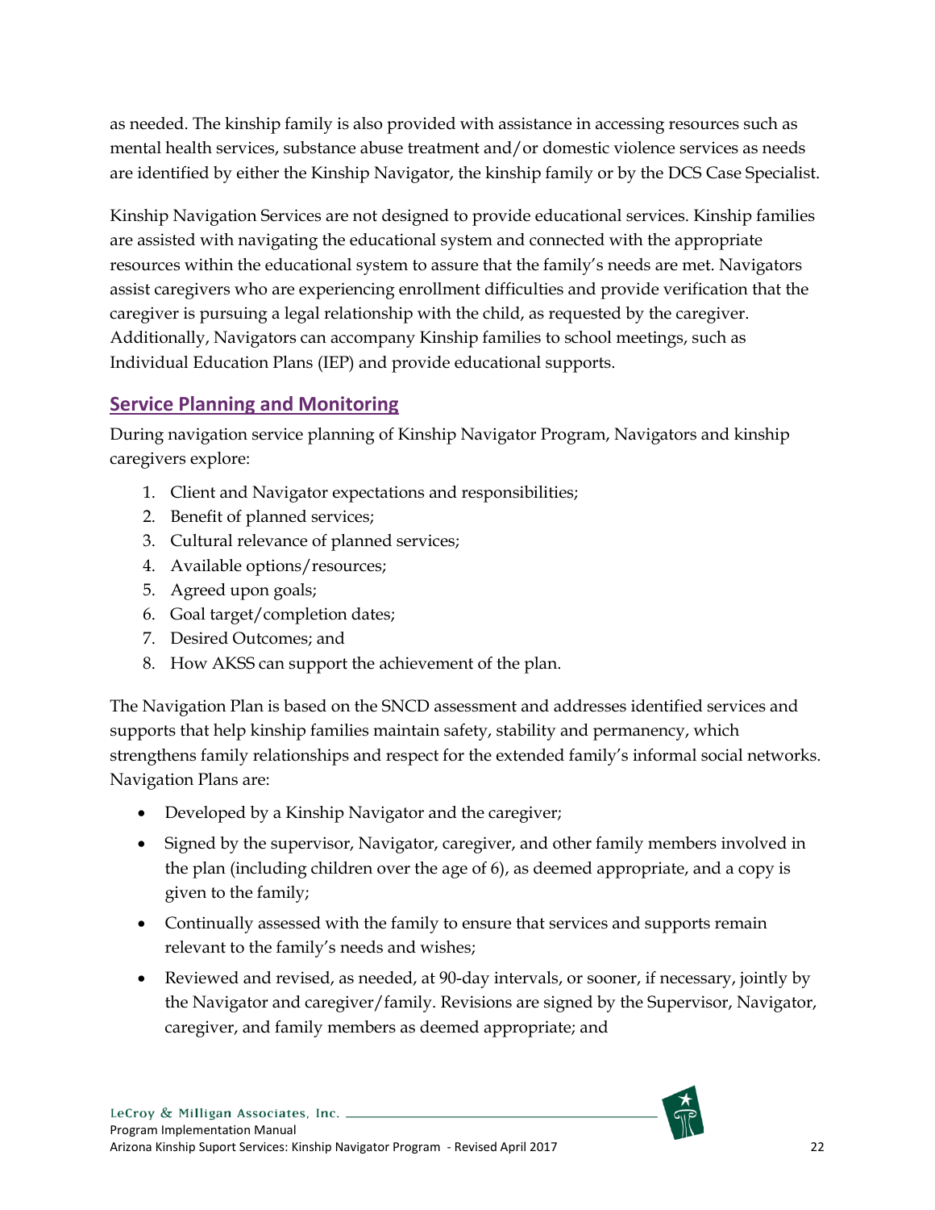as needed. The kinship family is also provided with assistance in accessing resources such as mental health services, substance abuse treatment and/or domestic violence services as needs are identified by either the Kinship Navigator, the kinship family or by the DCS Case Specialist.

Kinship Navigation Services are not designed to provide educational services. Kinship families are assisted with navigating the educational system and connected with the appropriate resources within the educational system to assure that the family's needs are met. Navigators assist caregivers who are experiencing enrollment difficulties and provide verification that the caregiver is pursuing a legal relationship with the child, as requested by the caregiver. Additionally, Navigators can accompany Kinship families to school meetings, such as Individual Education Plans (IEP) and provide educational supports.

## Service Planning and Monitoring

During navigation service planning of Kinship Navigator Program, Navigators and kinship caregivers explore:

1. Client and Navigator expectations and responsibilities;
2. Benefit of planned services;
3. Cultural relevance of planned services;
4. Available options/resources;
5. Agreed upon goals;
6. Goal target/completion dates;
7. Desired Outcomes; and
8. How AKSS can support the achievement of the plan.

The Navigation Plan is based on the SNCD assessment and addresses identified services and supports that help kinship families maintain safety, stability and permanency, which strengthens family relationships and respect for the extended family's informal social networks. Navigation Plans are:

- Developed by a Kinship Navigator and the caregiver;
- Signed by the supervisor, Navigator, caregiver, and other family members involved in the plan (including children over the age of 6), as deemed appropriate, and a copy is given to the family;
- Continually assessed with the family to ensure that services and supports remain relevant to the family's needs and wishes;
- Reviewed and revised, as needed, at 90-day intervals, or sooner, if necessary, jointly by the Navigator and caregiver/family. Revisions are signed by the Supervisor, Navigator, caregiver, and family members as deemed appropriate; and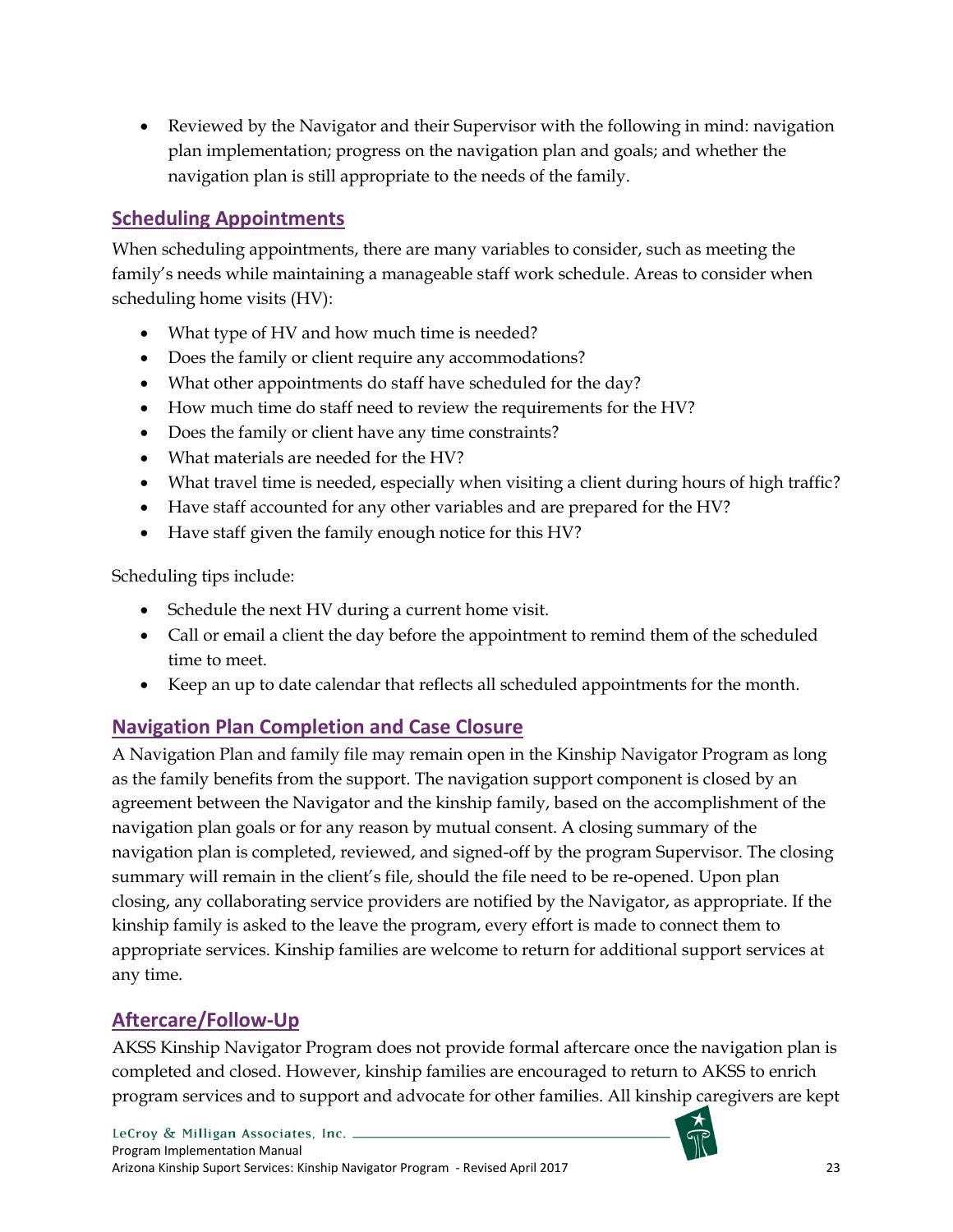- Reviewed by the Navigator and their Supervisor with the following in mind: navigation plan implementation; progress on the navigation plan and goals; and whether the navigation plan is still appropriate to the needs of the family.

## Scheduling Appointments

When scheduling appointments, there are many variables to consider, such as meeting the family's needs while maintaining a manageable staff work schedule. Areas to consider when scheduling home visits (HV):

- What type of HV and how much time is needed?
- Does the family or client require any accommodations?
- What other appointments do staff have scheduled for the day?
- How much time do staff need to review the requirements for the HV?
- Does the family or client have any time constraints?
- What materials are needed for the HV?
- What travel time is needed, especially when visiting a client during hours of high traffic?
- Have staff accounted for any other variables and are prepared for the HV?
- Have staff given the family enough notice for this HV?

Scheduling tips include:

- Schedule the next HV during a current home visit.
- Call or email a client the day before the appointment to remind them of the scheduled time to meet.
- Keep an up to date calendar that reflects all scheduled appointments for the month.

## Navigation Plan Completion and Case Closure

A Navigation Plan and family file may remain open in the Kinship Navigator Program as long as the family benefits from the support. The navigation support component is closed by an agreement between the Navigator and the kinship family, based on the accomplishment of the navigation plan goals or for any reason by mutual consent. A closing summary of the navigation plan is completed, reviewed, and signed-off by the program Supervisor. The closing summary will remain in the client's file, should the file need to be re-opened. Upon plan closing, any collaborating service providers are notified by the Navigator, as appropriate. If the kinship family is asked to the leave the program, every effort is made to connect them to appropriate services. Kinship families are welcome to return for additional support services at any time.

## Aftercare/Follow-Up

AKSS Kinship Navigator Program does not provide formal aftercare once the navigation plan is completed and closed. However, kinship families are encouraged to return to AKSS to enrich program services and to support and advocate for other families. All kinship caregivers are kept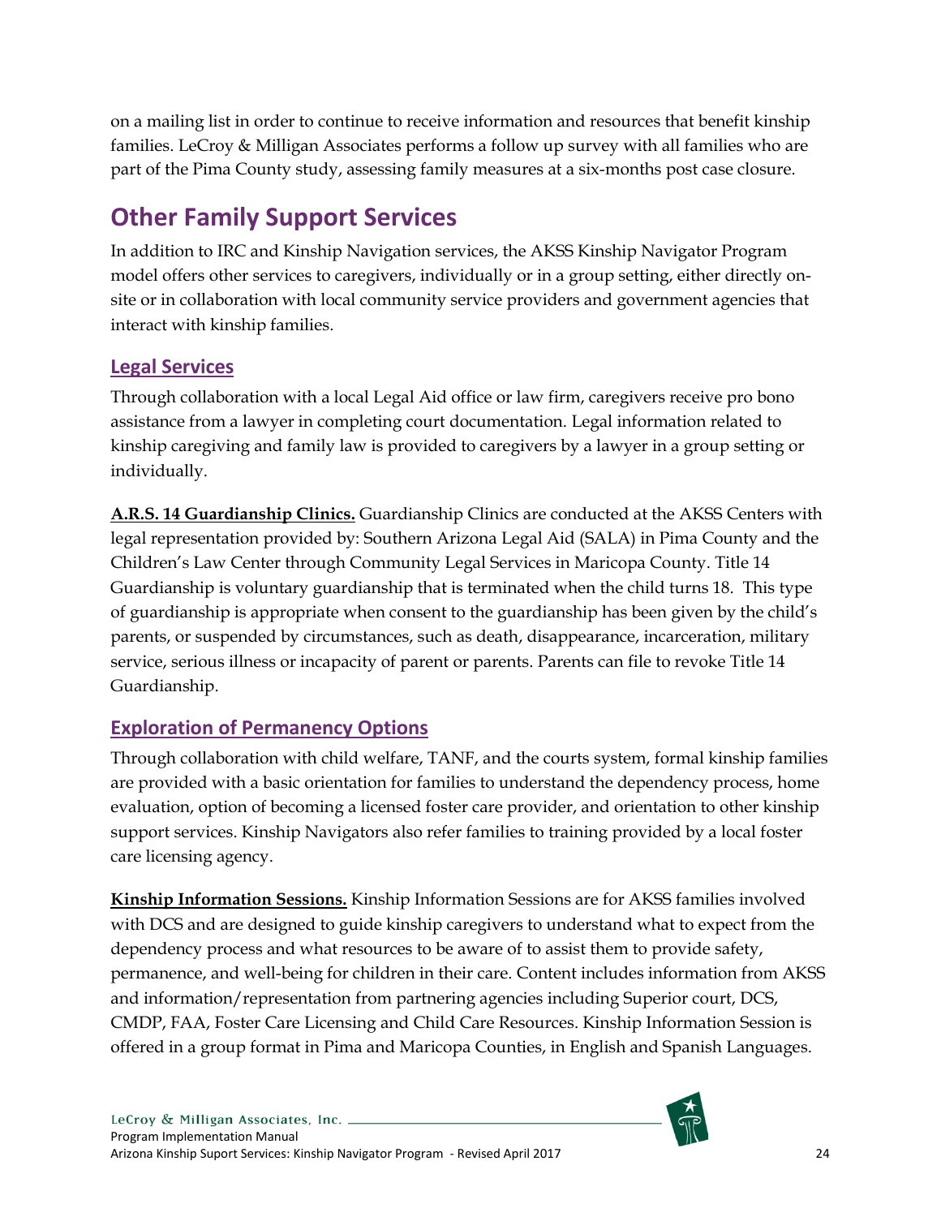on a mailing list in order to continue to receive information and resources that benefit kinship families. LeCroy & Milligan Associates performs a follow up survey with all families who are part of the Pima County study, assessing family measures at a six-months post case closure.

## Other Family Support Services

In addition to IRC and Kinship Navigation services, the AKSS Kinship Navigator Program model offers other services to caregivers, individually or in a group setting, either directly on-site or in collaboration with local community service providers and government agencies that interact with kinship families.

### Legal Services

Through collaboration with a local Legal Aid office or law firm, caregivers receive pro bono assistance from a lawyer in completing court documentation. Legal information related to kinship caregiving and family law is provided to caregivers by a lawyer in a group setting or individually.

**A.R.S. 14 Guardianship Clinics.** Guardianship Clinics are conducted at the AKSS Centers with legal representation provided by: Southern Arizona Legal Aid (SALA) in Pima County and the Children's Law Center through Community Legal Services in Maricopa County. Title 14 Guardianship is voluntary guardianship that is terminated when the child turns 18. This type of guardianship is appropriate when consent to the guardianship has been given by the child's parents, or suspended by circumstances, such as death, disappearance, incarceration, military service, serious illness or incapacity of parent or parents. Parents can file to revoke Title 14 Guardianship.

### Exploration of Permanency Options

Through collaboration with child welfare, TANF, and the courts system, formal kinship families are provided with a basic orientation for families to understand the dependency process, home evaluation, option of becoming a licensed foster care provider, and orientation to other kinship support services. Kinship Navigators also refer families to training provided by a local foster care licensing agency.

**Kinship Information Sessions.** Kinship Information Sessions are for AKSS families involved with DCS and are designed to guide kinship caregivers to understand what to expect from the dependency process and what resources to be aware of to assist them to provide safety, permanence, and well-being for children in their care. Content includes information from AKSS and information/representation from partnering agencies including Superior court, DCS, CMDP, FAA, Foster Care Licensing and Child Care Resources. Kinship Information Session is offered in a group format in Pima and Maricopa Counties, in English and Spanish Languages.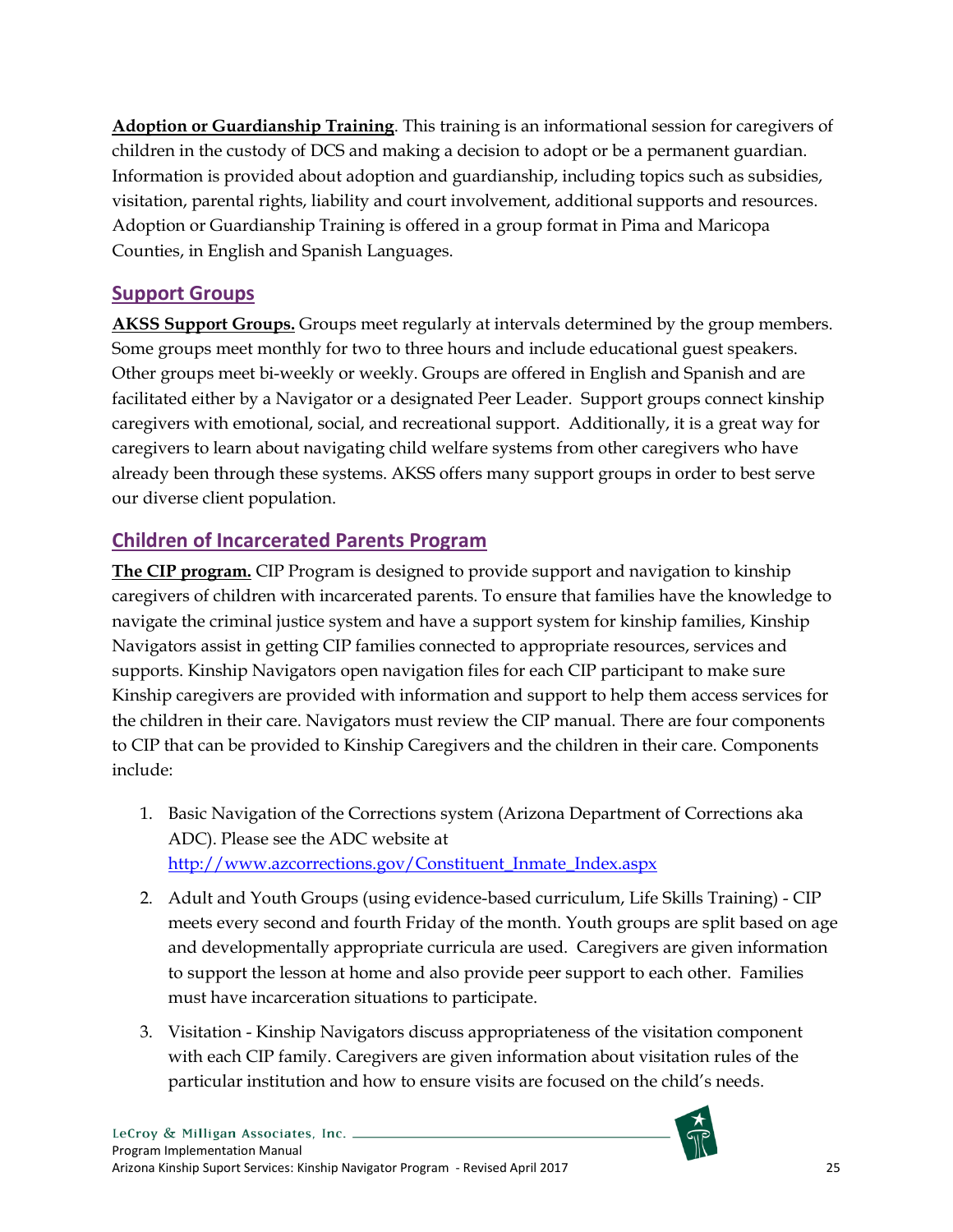**Adoption or Guardianship Training**. This training is an informational session for caregivers of children in the custody of DCS and making a decision to adopt or be a permanent guardian. Information is provided about adoption and guardianship, including topics such as subsidies, visitation, parental rights, liability and court involvement, additional supports and resources. Adoption or Guardianship Training is offered in a group format in Pima and Maricopa Counties, in English and Spanish Languages.

## Support Groups

**AKSS Support Groups.** Groups meet regularly at intervals determined by the group members. Some groups meet monthly for two to three hours and include educational guest speakers. Other groups meet bi-weekly or weekly. Groups are offered in English and Spanish and are facilitated either by a Navigator or a designated Peer Leader. Support groups connect kinship caregivers with emotional, social, and recreational support. Additionally, it is a great way for caregivers to learn about navigating child welfare systems from other caregivers who have already been through these systems. AKSS offers many support groups in order to best serve our diverse client population.

## Children of Incarcerated Parents Program

**The CIP program.** CIP Program is designed to provide support and navigation to kinship caregivers of children with incarcerated parents. To ensure that families have the knowledge to navigate the criminal justice system and have a support system for kinship families, Kinship Navigators assist in getting CIP families connected to appropriate resources, services and supports. Kinship Navigators open navigation files for each CIP participant to make sure Kinship caregivers are provided with information and support to help them access services for the children in their care. Navigators must review the CIP manual. There are four components to CIP that can be provided to Kinship Caregivers and the children in their care. Components include:

1. Basic Navigation of the Corrections system (Arizona Department of Corrections aka ADC). Please see the ADC website at http://www.azcorrections.gov/Constituent_Inmate_Index.aspx
2. Adult and Youth Groups (using evidence-based curriculum, Life Skills Training) - CIP meets every second and fourth Friday of the month. Youth groups are split based on age and developmentally appropriate curricula are used. Caregivers are given information to support the lesson at home and also provide peer support to each other. Families must have incarceration situations to participate.
3. Visitation - Kinship Navigators discuss appropriateness of the visitation component with each CIP family. Caregivers are given information about visitation rules of the particular institution and how to ensure visits are focused on the child's needs.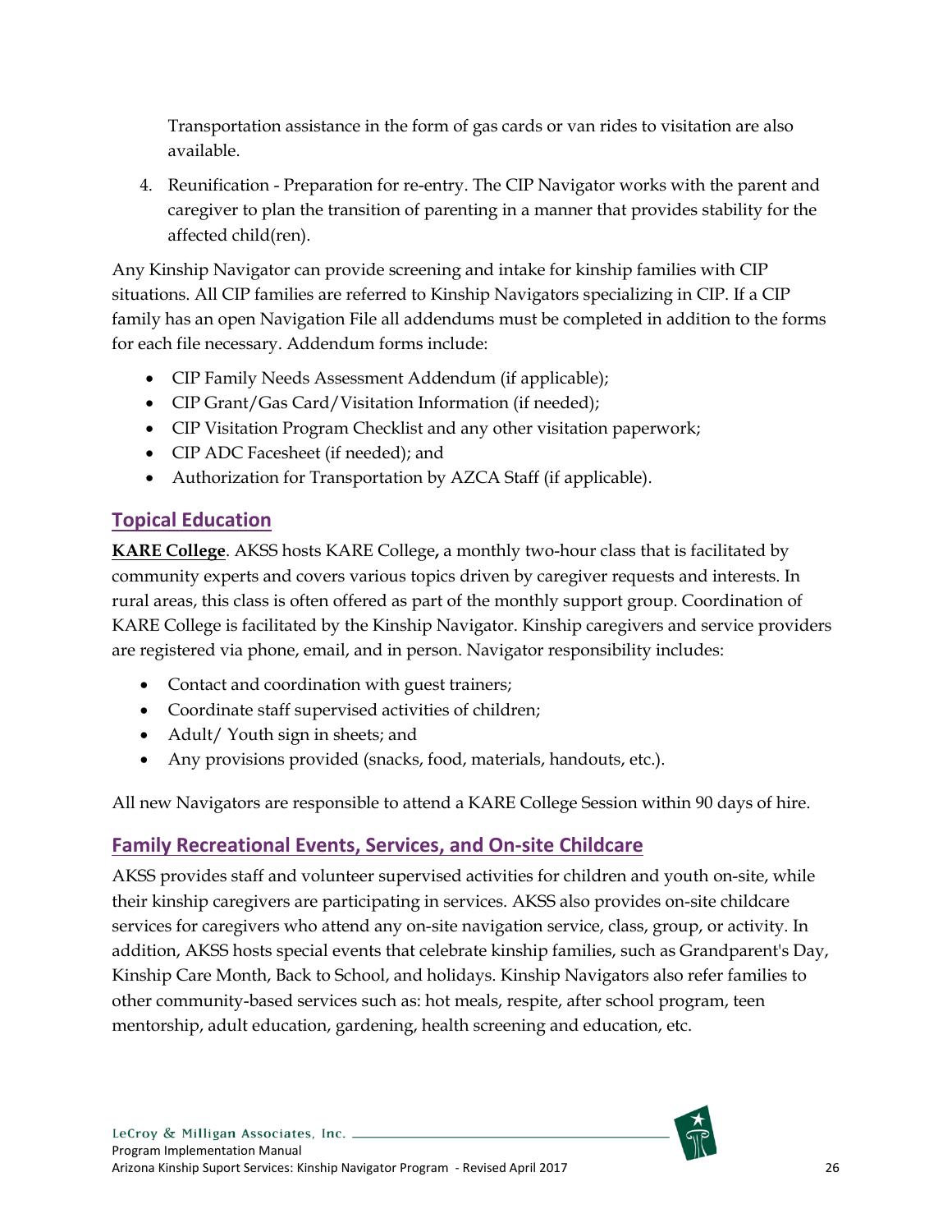Transportation assistance in the form of gas cards or van rides to visitation are also available.

4. Reunification - Preparation for re-entry. The CIP Navigator works with the parent and caregiver to plan the transition of parenting in a manner that provides stability for the affected child(ren).

Any Kinship Navigator can provide screening and intake for kinship families with CIP situations. All CIP families are referred to Kinship Navigators specializing in CIP. If a CIP family has an open Navigation File all addendums must be completed in addition to the forms for each file necessary. Addendum forms include:

- CIP Family Needs Assessment Addendum (if applicable);
- CIP Grant/Gas Card/Visitation Information (if needed);
- CIP Visitation Program Checklist and any other visitation paperwork;
- CIP ADC Facesheet (if needed); and
- Authorization for Transportation by AZCA Staff (if applicable).

## Topical Education

**KARE College**. AKSS hosts KARE College**,** a monthly two-hour class that is facilitated by community experts and covers various topics driven by caregiver requests and interests. In rural areas, this class is often offered as part of the monthly support group. Coordination of KARE College is facilitated by the Kinship Navigator. Kinship caregivers and service providers are registered via phone, email, and in person. Navigator responsibility includes:

- Contact and coordination with guest trainers;
- Coordinate staff supervised activities of children;
- Adult/ Youth sign in sheets; and
- Any provisions provided (snacks, food, materials, handouts, etc.).

All new Navigators are responsible to attend a KARE College Session within 90 days of hire.

## Family Recreational Events, Services, and On-site Childcare

AKSS provides staff and volunteer supervised activities for children and youth on-site, while their kinship caregivers are participating in services. AKSS also provides on-site childcare services for caregivers who attend any on-site navigation service, class, group, or activity. In addition, AKSS hosts special events that celebrate kinship families, such as Grandparent's Day, Kinship Care Month, Back to School, and holidays. Kinship Navigators also refer families to other community-based services such as: hot meals, respite, after school program, teen mentorship, adult education, gardening, health screening and education, etc.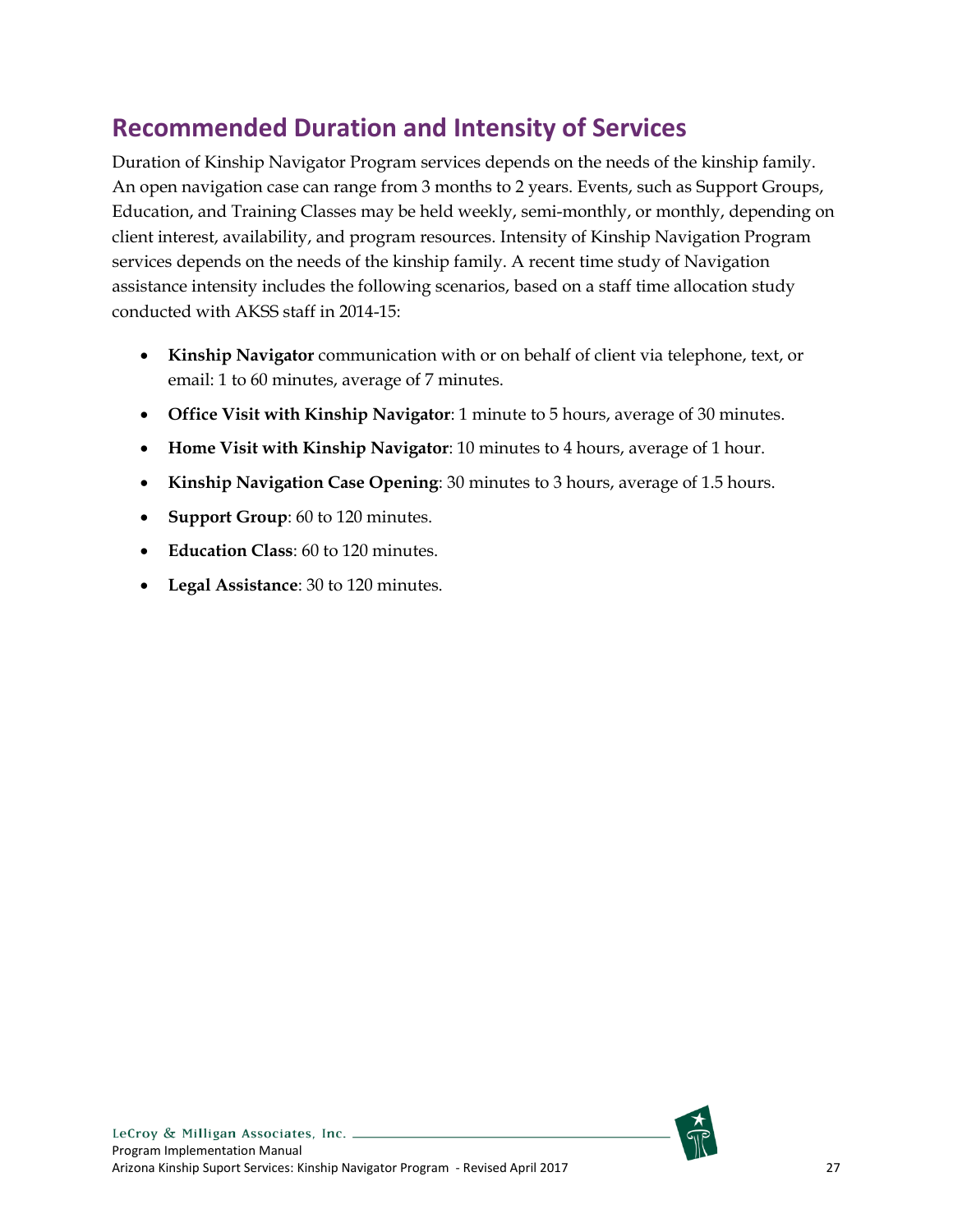## Recommended Duration and Intensity of Services

Duration of Kinship Navigator Program services depends on the needs of the kinship family. An open navigation case can range from 3 months to 2 years. Events, such as Support Groups, Education, and Training Classes may be held weekly, semi-monthly, or monthly, depending on client interest, availability, and program resources. Intensity of Kinship Navigation Program services depends on the needs of the kinship family. A recent time study of Navigation assistance intensity includes the following scenarios, based on a staff time allocation study conducted with AKSS staff in 2014-15:

- **Kinship Navigator** communication with or on behalf of client via telephone, text, or email: 1 to 60 minutes, average of 7 minutes.
- **Office Visit with Kinship Navigator**: 1 minute to 5 hours, average of 30 minutes.
- **Home Visit with Kinship Navigator**: 10 minutes to 4 hours, average of 1 hour.
- **Kinship Navigation Case Opening**: 30 minutes to 3 hours, average of 1.5 hours.
- **Support Group**: 60 to 120 minutes.
- **Education Class**: 60 to 120 minutes.
- **Legal Assistance**: 30 to 120 minutes.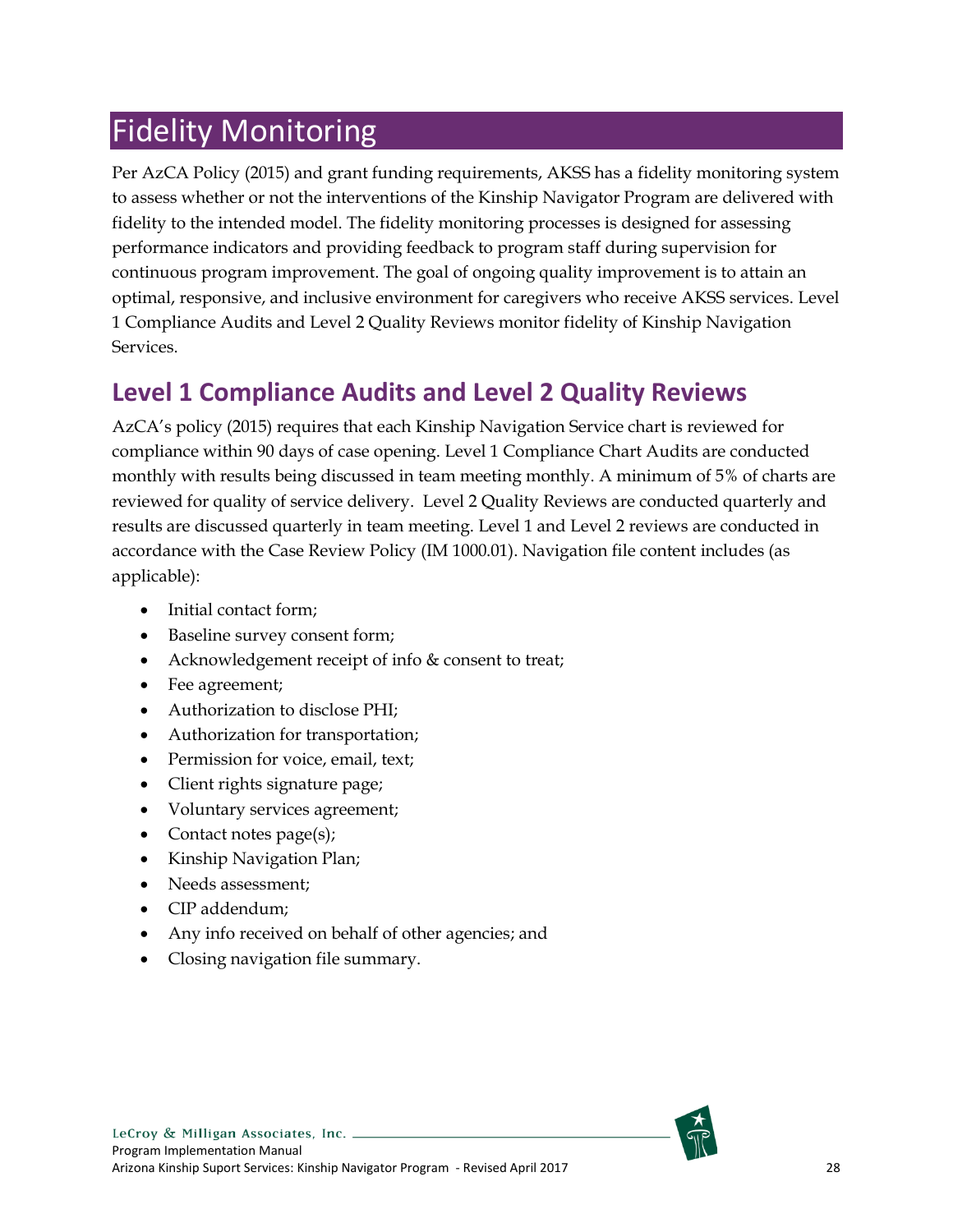# Fidelity Monitoring

Per AzCA Policy (2015) and grant funding requirements, AKSS has a fidelity monitoring system to assess whether or not the interventions of the Kinship Navigator Program are delivered with fidelity to the intended model. The fidelity monitoring processes is designed for assessing performance indicators and providing feedback to program staff during supervision for continuous program improvement. The goal of ongoing quality improvement is to attain an optimal, responsive, and inclusive environment for caregivers who receive AKSS services. Level 1 Compliance Audits and Level 2 Quality Reviews monitor fidelity of Kinship Navigation Services.

## Level 1 Compliance Audits and Level 2 Quality Reviews

AzCA's policy (2015) requires that each Kinship Navigation Service chart is reviewed for compliance within 90 days of case opening. Level 1 Compliance Chart Audits are conducted monthly with results being discussed in team meeting monthly. A minimum of 5% of charts are reviewed for quality of service delivery. Level 2 Quality Reviews are conducted quarterly and results are discussed quarterly in team meeting. Level 1 and Level 2 reviews are conducted in accordance with the Case Review Policy (IM 1000.01). Navigation file content includes (as applicable):

- Initial contact form;
- Baseline survey consent form;
- Acknowledgement receipt of info & consent to treat;
- Fee agreement;
- Authorization to disclose PHI;
- Authorization for transportation;
- Permission for voice, email, text;
- Client rights signature page;
- Voluntary services agreement;
- Contact notes page(s);
- Kinship Navigation Plan;
- Needs assessment;
- CIP addendum;
- Any info received on behalf of other agencies; and
- Closing navigation file summary.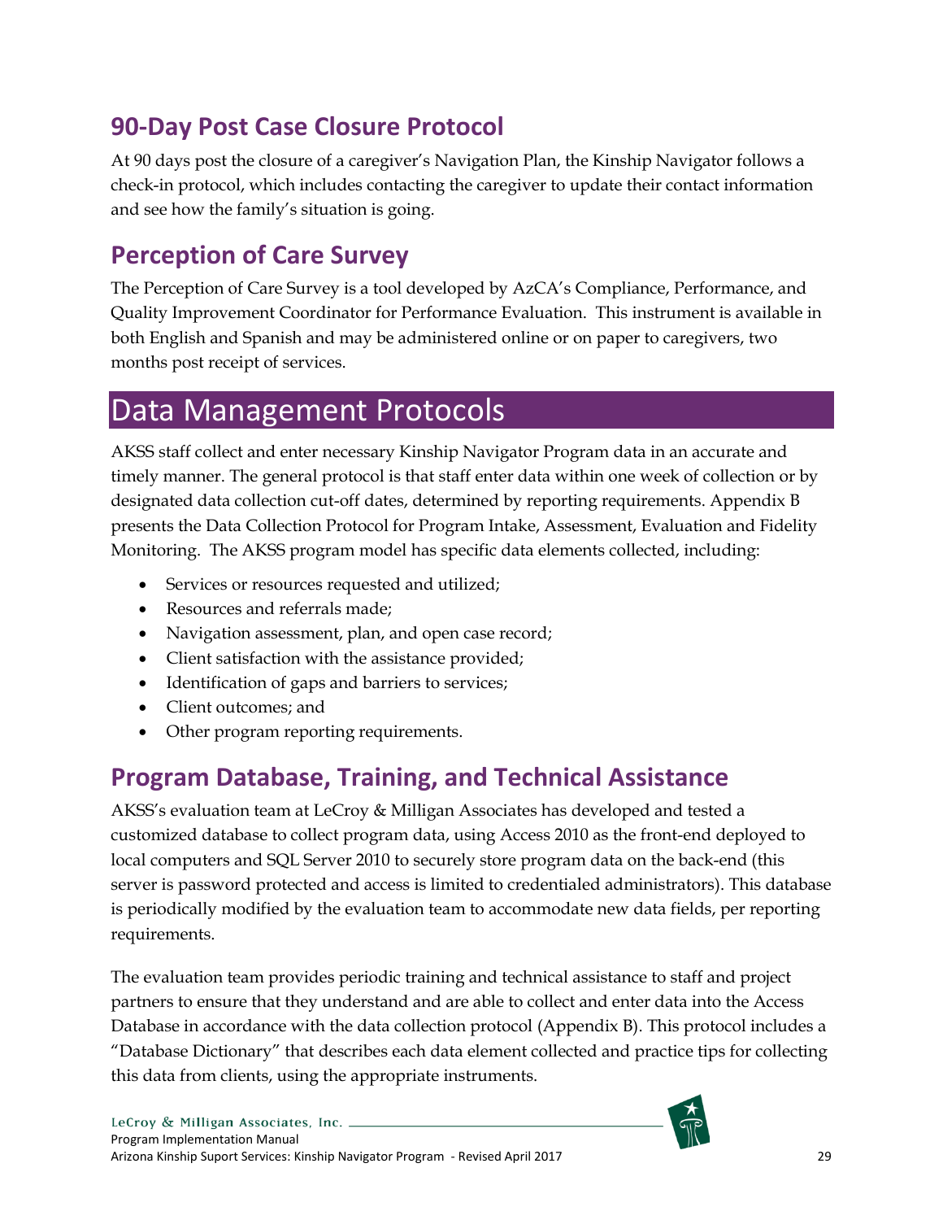## 90-Day Post Case Closure Protocol

At 90 days post the closure of a caregiver's Navigation Plan, the Kinship Navigator follows a check-in protocol, which includes contacting the caregiver to update their contact information and see how the family's situation is going.

## Perception of Care Survey

The Perception of Care Survey is a tool developed by AzCA's Compliance, Performance, and Quality Improvement Coordinator for Performance Evaluation. This instrument is available in both English and Spanish and may be administered online or on paper to caregivers, two months post receipt of services.

# Data Management Protocols

AKSS staff collect and enter necessary Kinship Navigator Program data in an accurate and timely manner. The general protocol is that staff enter data within one week of collection or by designated data collection cut-off dates, determined by reporting requirements. Appendix B presents the Data Collection Protocol for Program Intake, Assessment, Evaluation and Fidelity Monitoring. The AKSS program model has specific data elements collected, including:

- Services or resources requested and utilized;
- Resources and referrals made;
- Navigation assessment, plan, and open case record;
- Client satisfaction with the assistance provided;
- Identification of gaps and barriers to services;
- Client outcomes; and
- Other program reporting requirements.

## Program Database, Training, and Technical Assistance

AKSS's evaluation team at LeCroy & Milligan Associates has developed and tested a customized database to collect program data, using Access 2010 as the front-end deployed to local computers and SQL Server 2010 to securely store program data on the back-end (this server is password protected and access is limited to credentialed administrators). This database is periodically modified by the evaluation team to accommodate new data fields, per reporting requirements.

The evaluation team provides periodic training and technical assistance to staff and project partners to ensure that they understand and are able to collect and enter data into the Access Database in accordance with the data collection protocol (Appendix B). This protocol includes a "Database Dictionary" that describes each data element collected and practice tips for collecting this data from clients, using the appropriate instruments.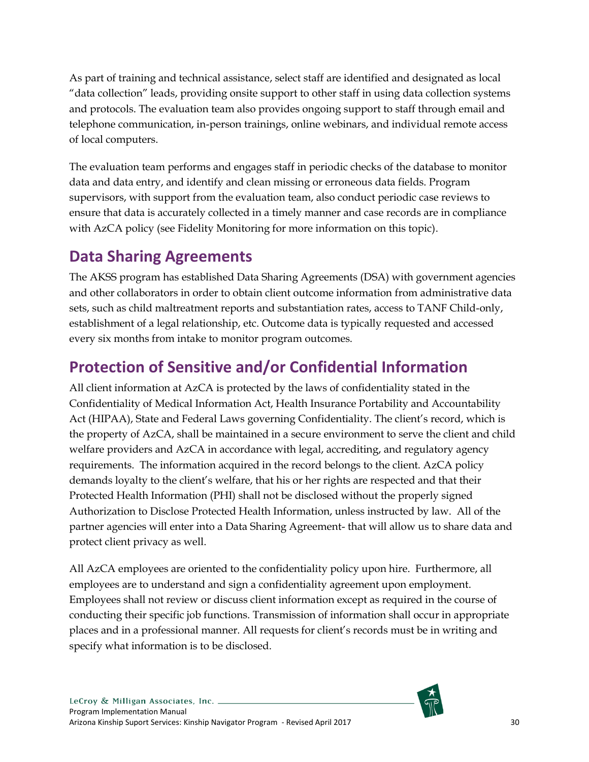As part of training and technical assistance, select staff are identified and designated as local "data collection" leads, providing onsite support to other staff in using data collection systems and protocols. The evaluation team also provides ongoing support to staff through email and telephone communication, in-person trainings, online webinars, and individual remote access of local computers.

The evaluation team performs and engages staff in periodic checks of the database to monitor data and data entry, and identify and clean missing or erroneous data fields. Program supervisors, with support from the evaluation team, also conduct periodic case reviews to ensure that data is accurately collected in a timely manner and case records are in compliance with AzCA policy (see Fidelity Monitoring for more information on this topic).

## Data Sharing Agreements

The AKSS program has established Data Sharing Agreements (DSA) with government agencies and other collaborators in order to obtain client outcome information from administrative data sets, such as child maltreatment reports and substantiation rates, access to TANF Child-only, establishment of a legal relationship, etc. Outcome data is typically requested and accessed every six months from intake to monitor program outcomes.

## Protection of Sensitive and/or Confidential Information

All client information at AzCA is protected by the laws of confidentiality stated in the Confidentiality of Medical Information Act, Health Insurance Portability and Accountability Act (HIPAA), State and Federal Laws governing Confidentiality. The client's record, which is the property of AzCA, shall be maintained in a secure environment to serve the client and child welfare providers and AzCA in accordance with legal, accrediting, and regulatory agency requirements. The information acquired in the record belongs to the client. AzCA policy demands loyalty to the client's welfare, that his or her rights are respected and that their Protected Health Information (PHI) shall not be disclosed without the properly signed Authorization to Disclose Protected Health Information, unless instructed by law. All of the partner agencies will enter into a Data Sharing Agreement- that will allow us to share data and protect client privacy as well.

All AzCA employees are oriented to the confidentiality policy upon hire. Furthermore, all employees are to understand and sign a confidentiality agreement upon employment. Employees shall not review or discuss client information except as required in the course of conducting their specific job functions. Transmission of information shall occur in appropriate places and in a professional manner. All requests for client's records must be in writing and specify what information is to be disclosed.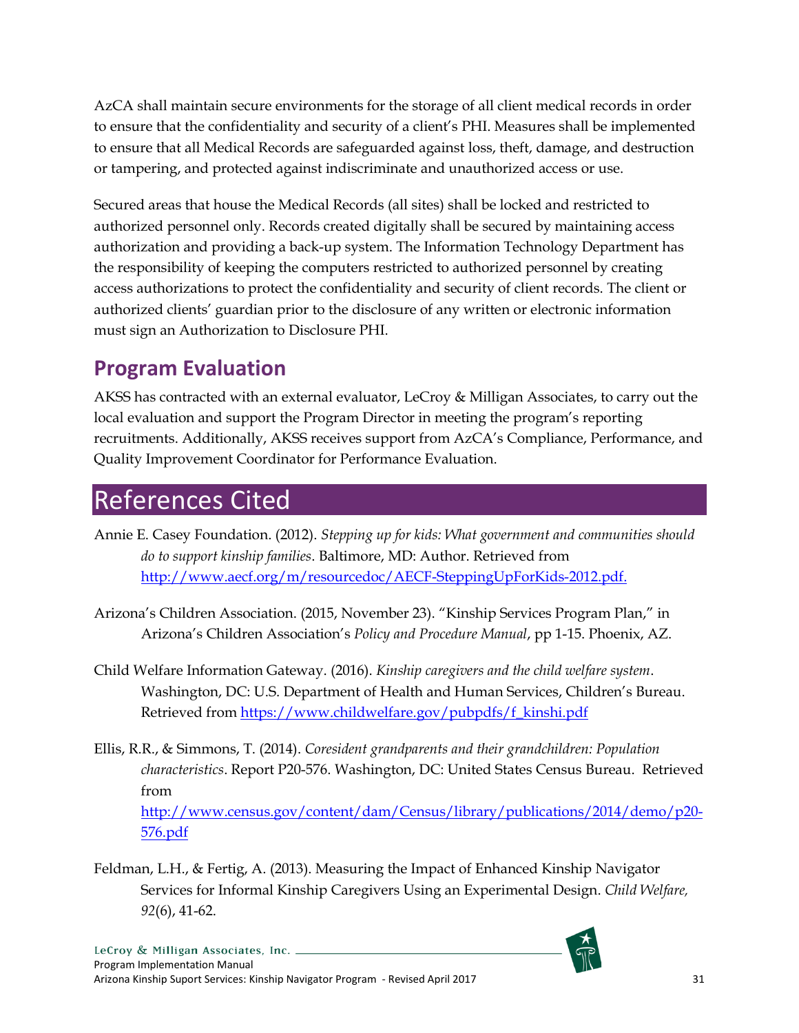AzCA shall maintain secure environments for the storage of all client medical records in order to ensure that the confidentiality and security of a client's PHI. Measures shall be implemented to ensure that all Medical Records are safeguarded against loss, theft, damage, and destruction or tampering, and protected against indiscriminate and unauthorized access or use.

Secured areas that house the Medical Records (all sites) shall be locked and restricted to authorized personnel only. Records created digitally shall be secured by maintaining access authorization and providing a back-up system. The Information Technology Department has the responsibility of keeping the computers restricted to authorized personnel by creating access authorizations to protect the confidentiality and security of client records. The client or authorized clients' guardian prior to the disclosure of any written or electronic information must sign an Authorization to Disclosure PHI.

## Program Evaluation

AKSS has contracted with an external evaluator, LeCroy & Milligan Associates, to carry out the local evaluation and support the Program Director in meeting the program's reporting recruitments. Additionally, AKSS receives support from AzCA's Compliance, Performance, and Quality Improvement Coordinator for Performance Evaluation.

# References Cited

Annie E. Casey Foundation. (2012). *Stepping up for kids: What government and communities should do to support kinship families*. Baltimore, MD: Author. Retrieved from http://www.aecf.org/m/resourcedoc/AECF-SteppingUpForKids-2012.pdf.

Arizona's Children Association. (2015, November 23). "Kinship Services Program Plan," in Arizona's Children Association's *Policy and Procedure Manual*, pp 1-15. Phoenix, AZ.

Child Welfare Information Gateway. (2016). *Kinship caregivers and the child welfare system*. Washington, DC: U.S. Department of Health and Human Services, Children's Bureau. Retrieved from https://www.childwelfare.gov/pubpdfs/f_kinshi.pdf

Ellis, R.R., & Simmons, T. (2014). *Coresident grandparents and their grandchildren: Population characteristics*. Report P20-576. Washington, DC: United States Census Bureau. Retrieved from http://www.census.gov/content/dam/Census/library/publications/2014/demo/p20-576.pdf

Feldman, L.H., & Fertig, A. (2013). Measuring the Impact of Enhanced Kinship Navigator Services for Informal Kinship Caregivers Using an Experimental Design. *Child Welfare, 92*(6), 41-62.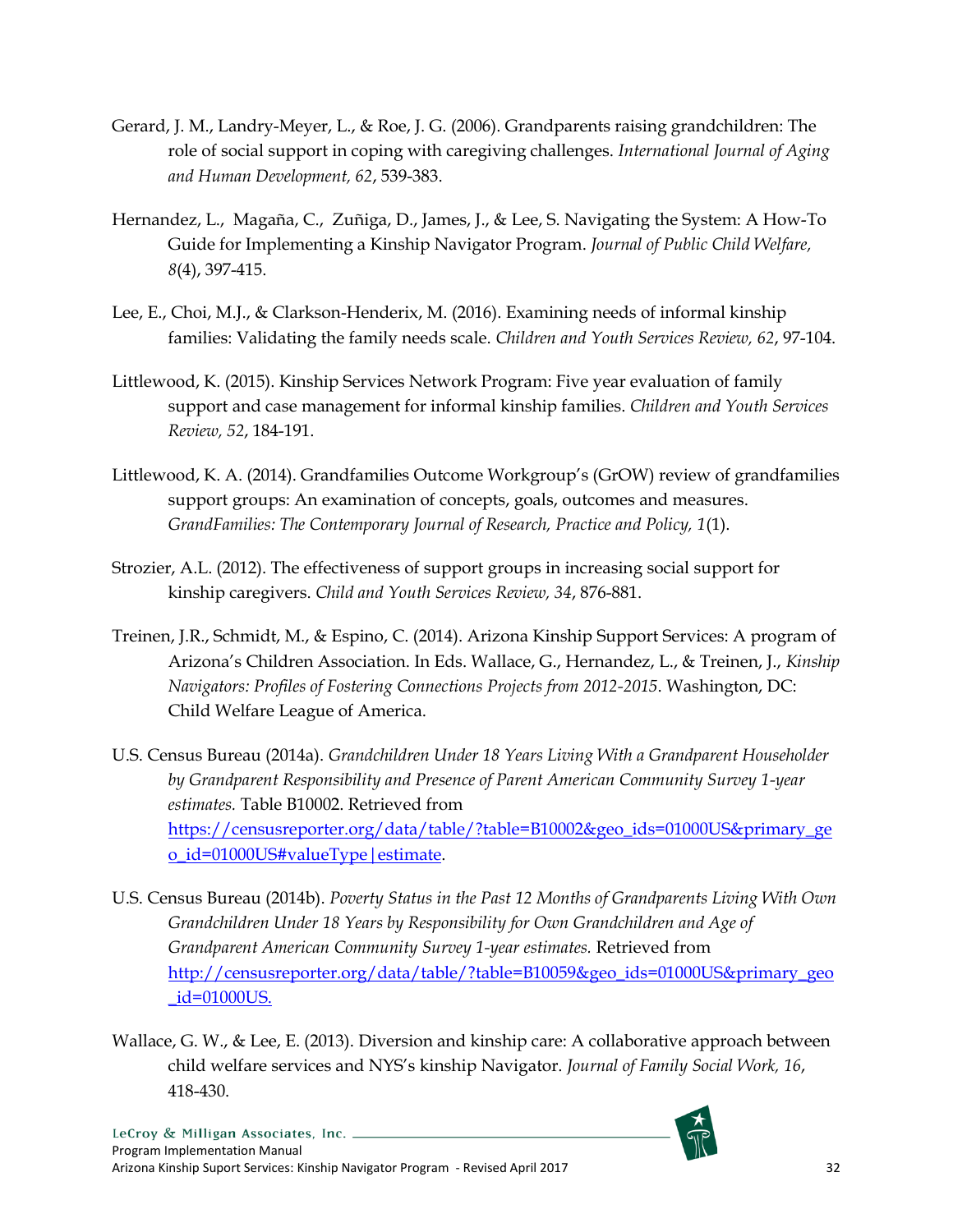Gerard, J. M., Landry-Meyer, L., & Roe, J. G. (2006). Grandparents raising grandchildren: The role of social support in coping with caregiving challenges. *International Journal of Aging and Human Development, 62*, 539-383.

Hernandez, L., Magaña, C., Zuñiga, D., James, J., & Lee, S. Navigating the System: A How-To Guide for Implementing a Kinship Navigator Program. *Journal of Public Child Welfare, 8*(4), 397-415.

Lee, E., Choi, M.J., & Clarkson-Henderix, M. (2016). Examining needs of informal kinship families: Validating the family needs scale. *Children and Youth Services Review, 62*, 97-104.

Littlewood, K. (2015). Kinship Services Network Program: Five year evaluation of family support and case management for informal kinship families. *Children and Youth Services Review, 52*, 184-191.

Littlewood, K. A. (2014). Grandfamilies Outcome Workgroup's (GrOW) review of grandfamilies support groups: An examination of concepts, goals, outcomes and measures. *GrandFamilies: The Contemporary Journal of Research, Practice and Policy, 1*(1).

Strozier, A.L. (2012). The effectiveness of support groups in increasing social support for kinship caregivers. *Child and Youth Services Review, 34*, 876-881.

Treinen, J.R., Schmidt, M., & Espino, C. (2014). Arizona Kinship Support Services: A program of Arizona's Children Association. In Eds. Wallace, G., Hernandez, L., & Treinen, J., *Kinship Navigators: Profiles of Fostering Connections Projects from 2012-2015*. Washington, DC: Child Welfare League of America.

U.S. Census Bureau (2014a). *Grandchildren Under 18 Years Living With a Grandparent Householder by Grandparent Responsibility and Presence of Parent American Community Survey 1-year estimates.* Table B10002. Retrieved from https://censusreporter.org/data/table/?table=B10002&geo_ids=01000US&primary_geo_id=01000US#valueType|estimate.

U.S. Census Bureau (2014b). *Poverty Status in the Past 12 Months of Grandparents Living With Own Grandchildren Under 18 Years by Responsibility for Own Grandchildren and Age of Grandparent American Community Survey 1-year estimates.* Retrieved from http://censusreporter.org/data/table/?table=B10059&geo_ids=01000US&primary_geo_id=01000US.

Wallace, G. W., & Lee, E. (2013). Diversion and kinship care: A collaborative approach between child welfare services and NYS's kinship Navigator. *Journal of Family Social Work, 16*, 418-430.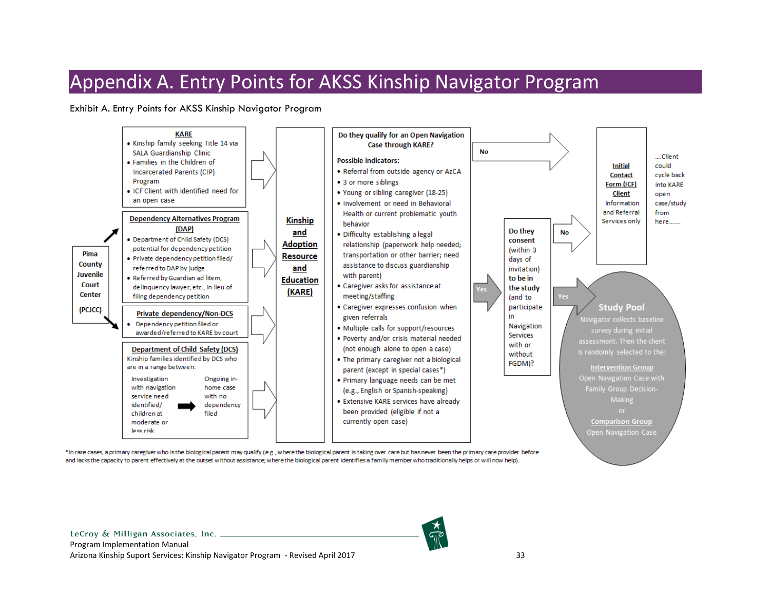# Appendix A. Entry Points for AKSS Kinship Navigator Program

Exhibit A. Entry Points for AKSS Kinship Navigator Program

Pima County Juvenile Court Center (PCJCC)

**KARE**

- Kinship family seeking Title 14 via SALA Guardianship Clinic
- Families in the Children of Incarcerated Parents (CIP) Program
- ICF Client with identified need for an open case

**Dependency Alternatives Program (DAP)**

- Department of Child Safety (DCS) potential for dependency petition
- Private dependency petition filed/ referred to DAP by judge
- Referred by Guardian ad litem, delinquency lawyer, etc., in lieu of filing dependency petition

**Private dependency/Non-DCS**

- Dependency petition filed or awarded/referred to KARE by court

**Department of Child Safety (DCS)**

Kinship families identified by DCS who are in a range between:

Investigation with navigation service need identified/ children at moderate or less risk → Ongoing in-home case with no dependency filed

**Kinship and Adoption Resource and Education (KARE)**

**Do they qualify for an Open Navigation Case through KARE?**

**Possible indicators:**

- Referral from outside agency or AzCA
- 3 or more siblings
- Young or sibling caregiver (18-25)
- Involvement or need in Behavioral Health or current problematic youth behavior
- Difficulty establishing a legal relationship (paperwork help needed; transportation or other barrier; need assistance to discuss guardianship with parent)
- Caregiver asks for assistance at meeting/staffing
- Caregiver expresses confusion when given referrals
- Multiple calls for support/resources
- Poverty and/or crisis material needed (not enough alone to open a case)
- The primary caregiver not a biological parent (except in special cases*)
- Primary language needs can be met (e.g., English or Spanish-speaking)
- Extensive KARE services have already been provided (eligible if not a currently open case)

No → **Initial Contact Form (ICF) Client** Information and Referral Services only

....Client could cycle back into KARE open case/study from here.......

Yes → **Do they consent** (within 3 days of invitation) **to be in the study** (and to participate in Navigation Services with or without FGDM)?

No → **Initial Contact Form (ICF) Client**

Yes → **Study Pool**

Navigator collects baseline survey during initial assessment. Then the client is randomly selected to the:

**Intervention Group**
Open Navigation Case with Family Group Decision-Making

or

**Comparison Group**
Open Navigation Case

*In rare cases, a primary caregiver who is the biological parent may qualify (e.g., where the biological parent is taking over care but has never been the primary care provider before and lacks the capacity to parent effectively at the outset without assistance; where the biological parent identifies a family member who traditionally helps or will now help).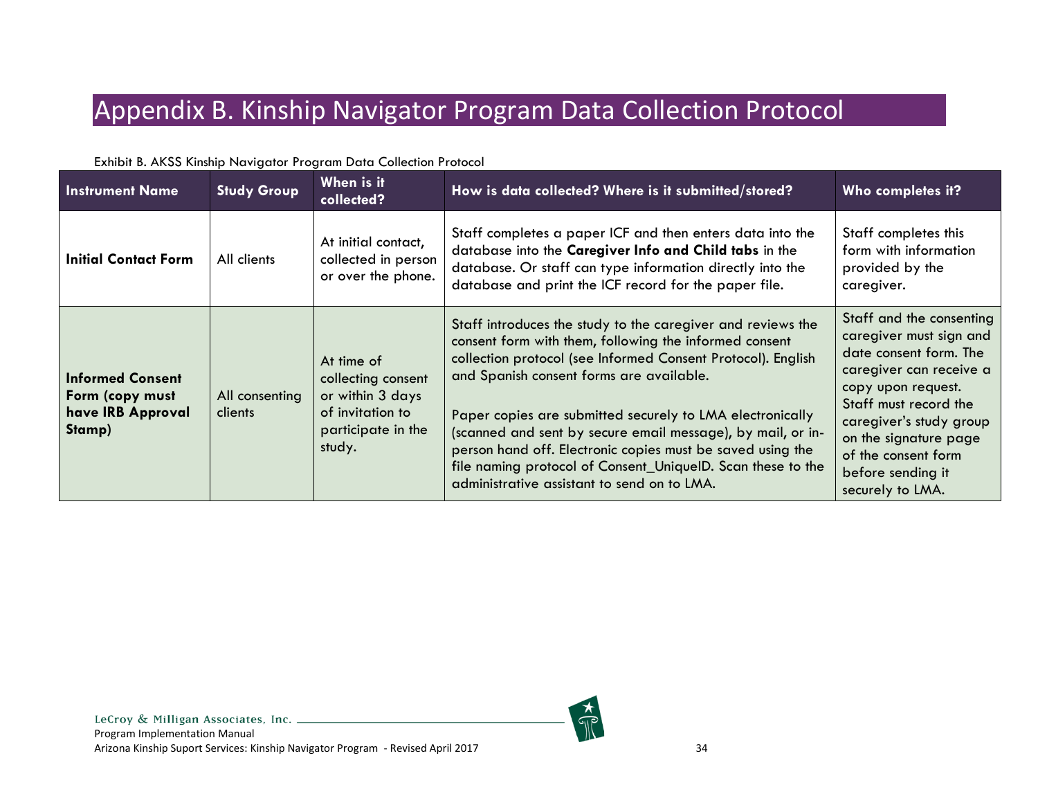# Appendix B. Kinship Navigator Program Data Collection Protocol

Exhibit B. AKSS Kinship Navigator Program Data Collection Protocol

| Instrument Name | Study Group | When is it collected? | How is data collected? Where is it submitted/stored? | Who completes it? |
|---|---|---|---|---|
| **Initial Contact Form** | All clients | At initial contact, collected in person or over the phone. | Staff completes a paper ICF and then enters data into the database into the **Caregiver Info and Child tabs** in the database. Or staff can type information directly into the database and print the ICF record for the paper file. | Staff completes this form with information provided by the caregiver. |
| **Informed Consent Form (copy must have IRB Approval Stamp)** | All consenting clients | At time of collecting consent or within 3 days of invitation to participate in the study. | Staff introduces the study to the caregiver and reviews the consent form with them, following the informed consent collection protocol (see Informed Consent Protocol). English and Spanish consent forms are available.<br><br>Paper copies are submitted securely to LMA electronically (scanned and sent by secure email message), by mail, or in-person hand off. Electronic copies must be saved using the file naming protocol of Consent_UniqueID. Scan these to the administrative assistant to send on to LMA. | Staff and the consenting caregiver must sign and date consent form. The caregiver can receive a copy upon request. Staff must record the caregiver's study group on the signature page of the consent form before sending it securely to LMA. |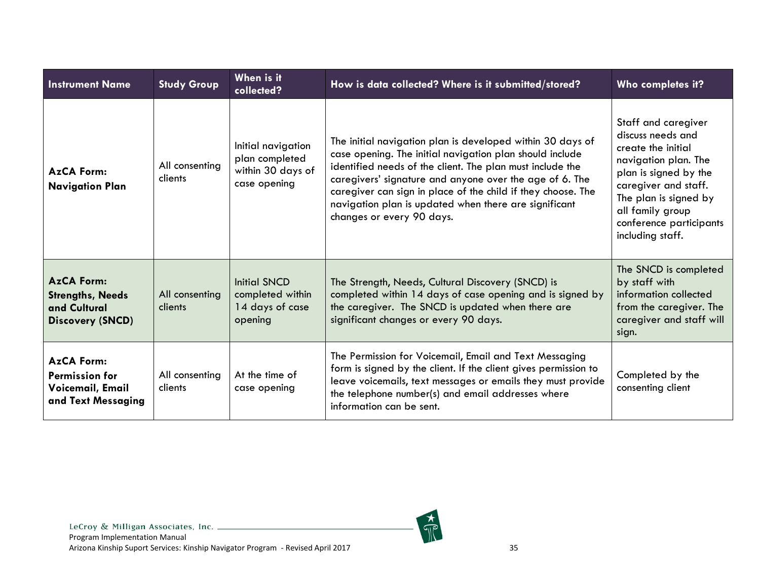| Instrument Name | Study Group | When is it collected? | How is data collected? Where is it submitted/stored? | Who completes it? |
| --- | --- | --- | --- | --- |
| **AzCA Form: Navigation Plan** | All consenting clients | Initial navigation plan completed within 30 days of case opening | The initial navigation plan is developed within 30 days of case opening. The initial navigation plan should include identified needs of the client. The plan must include the caregivers' signature and anyone over the age of 6. The caregiver can sign in place of the child if they choose. The navigation plan is updated when there are significant changes or every 90 days. | Staff and caregiver discuss needs and create the initial navigation plan. The plan is signed by the caregiver and staff. The plan is signed by all family group conference participants including staff. |
| **AzCA Form: Strengths, Needs and Cultural Discovery (SNCD)** | All consenting clients | Initial SNCD completed within 14 days of case opening | The Strength, Needs, Cultural Discovery (SNCD) is completed within 14 days of case opening and is signed by the caregiver. The SNCD is updated when there are significant changes or every 90 days. | The SNCD is completed by staff with information collected from the caregiver. The caregiver and staff will sign. |
| **AzCA Form: Permission for Voicemail, Email and Text Messaging** | All consenting clients | At the time of case opening | The Permission for Voicemail, Email and Text Messaging form is signed by the client. If the client gives permission to leave voicemails, text messages or emails they must provide the telephone number(s) and email addresses where information can be sent. | Completed by the consenting client |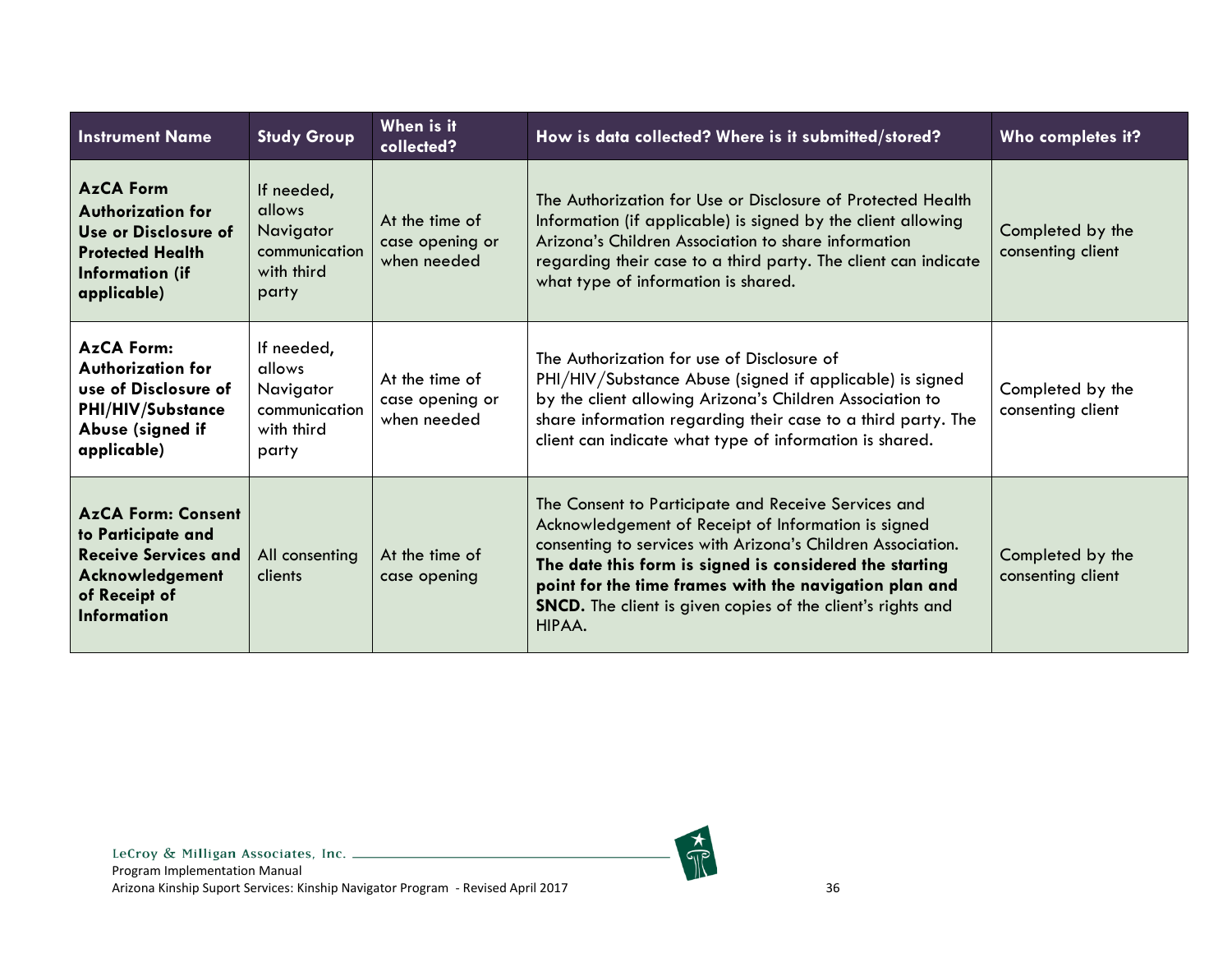| Instrument Name | Study Group | When is it collected? | How is data collected? Where is it submitted/stored? | Who completes it? |
|---|---|---|---|---|
| **AzCA Form Authorization for Use or Disclosure of Protected Health Information (if applicable)** | If needed, allows Navigator communication with third party | At the time of case opening or when needed | The Authorization for Use or Disclosure of Protected Health Information (if applicable) is signed by the client allowing Arizona's Children Association to share information regarding their case to a third party. The client can indicate what type of information is shared. | Completed by the consenting client |
| **AzCA Form: Authorization for use of Disclosure of PHI/HIV/Substance Abuse (signed if applicable)** | If needed, allows Navigator communication with third party | At the time of case opening or when needed | The Authorization for use of Disclosure of PHI/HIV/Substance Abuse (signed if applicable) is signed by the client allowing Arizona's Children Association to share information regarding their case to a third party. The client can indicate what type of information is shared. | Completed by the consenting client |
| **AzCA Form: Consent to Participate and Receive Services and Acknowledgement of Receipt of Information** | All consenting clients | At the time of case opening | The Consent to Participate and Receive Services and Acknowledgement of Receipt of Information is signed consenting to services with Arizona's Children Association. **The date this form is signed is considered the starting point for the time frames with the navigation plan and SNCD.** The client is given copies of the client's rights and HIPAA. | Completed by the consenting client |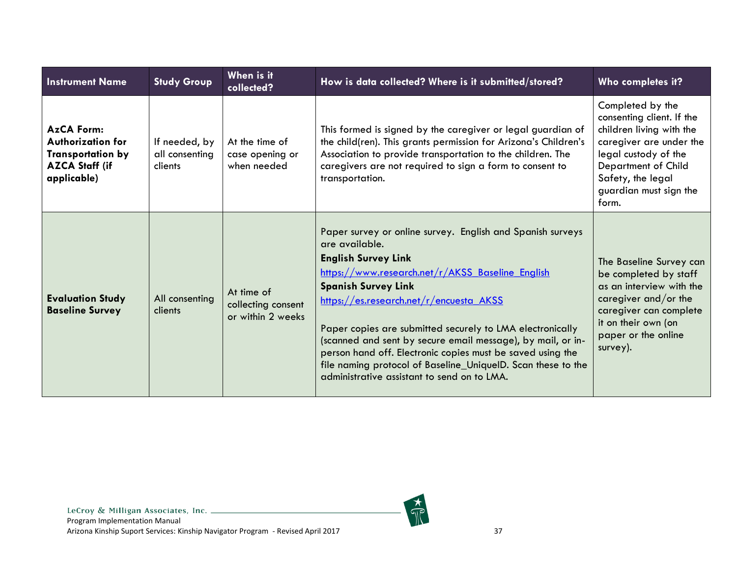| Instrument Name | Study Group | When is it collected? | How is data collected? Where is it submitted/stored? | Who completes it? |
|---|---|---|---|---|
| **AzCA Form: Authorization for Transportation by AZCA Staff (if applicable)** | If needed, by all consenting clients | At the time of case opening or when needed | This formed is signed by the caregiver or legal guardian of the child(ren). This grants permission for Arizona's Children's Association to provide transportation to the children. The caregivers are not required to sign a form to consent to transportation. | Completed by the consenting client. If the children living with the caregiver are under the legal custody of the Department of Child Safety, the legal guardian must sign the form. |
| **Evaluation Study Baseline Survey** | All consenting clients | At time of collecting consent or within 2 weeks | Paper survey or online survey. English and Spanish surveys are available. **English Survey Link** https://www.research.net/r/AKSS_Baseline_English **Spanish Survey Link** https://es.research.net/r/encuesta_AKSS Paper copies are submitted securely to LMA electronically (scanned and sent by secure email message), by mail, or in-person hand off. Electronic copies must be saved using the file naming protocol of Baseline_UniqueID. Scan these to the administrative assistant to send on to LMA. | The Baseline Survey can be completed by staff as an interview with the caregiver and/or the caregiver can complete it on their own (on paper or the online survey). |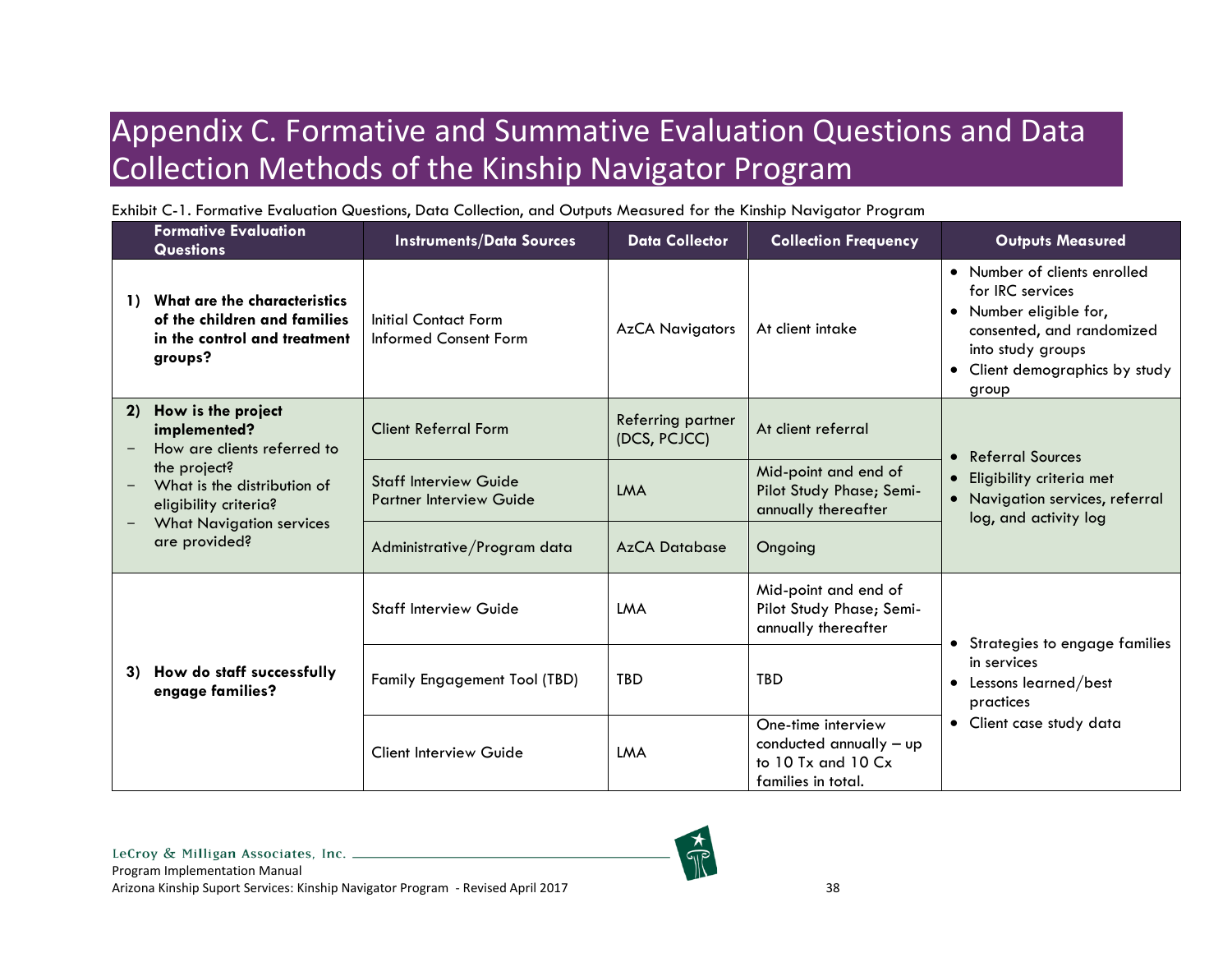# Appendix C. Formative and Summative Evaluation Questions and Data Collection Methods of the Kinship Navigator Program

Exhibit C-1. Formative Evaluation Questions, Data Collection, and Outputs Measured for the Kinship Navigator Program

| Formative Evaluation Questions | Instruments/Data Sources | Data Collector | Collection Frequency | Outputs Measured |
|---|---|---|---|---|
| **1) What are the characteristics of the children and families in the control and treatment groups?** | Initial Contact Form<br>Informed Consent Form | AzCA Navigators | At client intake | • Number of clients enrolled for IRC services<br>• Number eligible for, consented, and randomized into study groups<br>• Client demographics by study group |
| **2) How is the project implemented?**<br>– How are clients referred to the project?<br>– What is the distribution of eligibility criteria?<br>– What Navigation services are provided? | Client Referral Form | Referring partner (DCS, PCJCC) | At client referral | • Referral Sources<br>• Eligibility criteria met<br>• Navigation services, referral log, and activity log |
| | Staff Interview Guide<br>Partner Interview Guide | LMA | Mid-point and end of Pilot Study Phase; Semi-annually thereafter | |
| | Administrative/Program data | AzCA Database | Ongoing | |
| **3) How do staff successfully engage families?** | Staff Interview Guide | LMA | Mid-point and end of Pilot Study Phase; Semi-annually thereafter | • Strategies to engage families in services<br>• Lessons learned/best practices<br>• Client case study data |
| | Family Engagement Tool (TBD) | TBD | TBD | |
| | Client Interview Guide | LMA | One-time interview conducted annually – up to 10 Tx and 10 Cx families in total. | |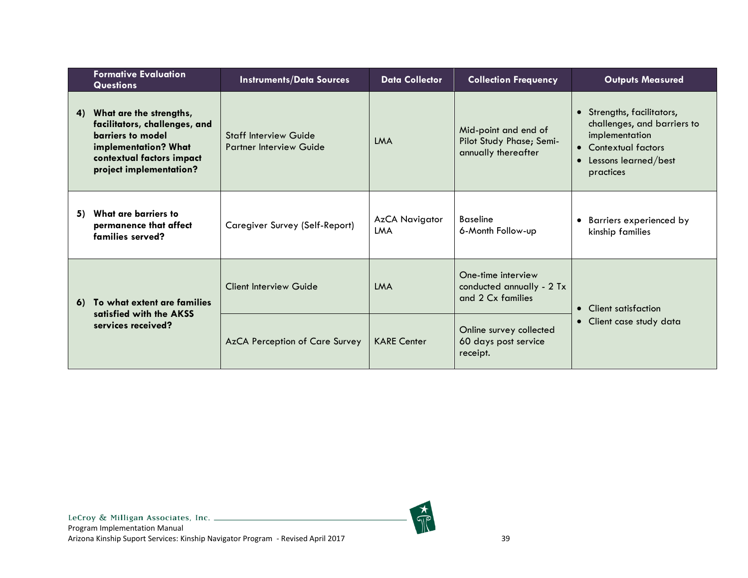| Formative Evaluation Questions | Instruments/Data Sources | Data Collector | Collection Frequency | Outputs Measured |
|---|---|---|---|---|
| **4) What are the strengths, facilitators, challenges, and barriers to model implementation? What contextual factors impact project implementation?** | Staff Interview Guide<br>Partner Interview Guide | LMA | Mid-point and end of Pilot Study Phase; Semi-annually thereafter | • Strengths, facilitators, challenges, and barriers to implementation<br>• Contextual factors<br>• Lessons learned/best practices |
| **5) What are barriers to permanence that affect families served?** | Caregiver Survey (Self-Report) | AzCA Navigator<br>LMA | Baseline<br>6-Month Follow-up | • Barriers experienced by kinship families |
| **6) To what extent are families satisfied with the AKSS services received?** | Client Interview Guide | LMA | One-time interview conducted annually - 2 Tx and 2 Cx families | • Client satisfaction<br>• Client case study data |
| | AzCA Perception of Care Survey | KARE Center | Online survey collected 60 days post service receipt. | |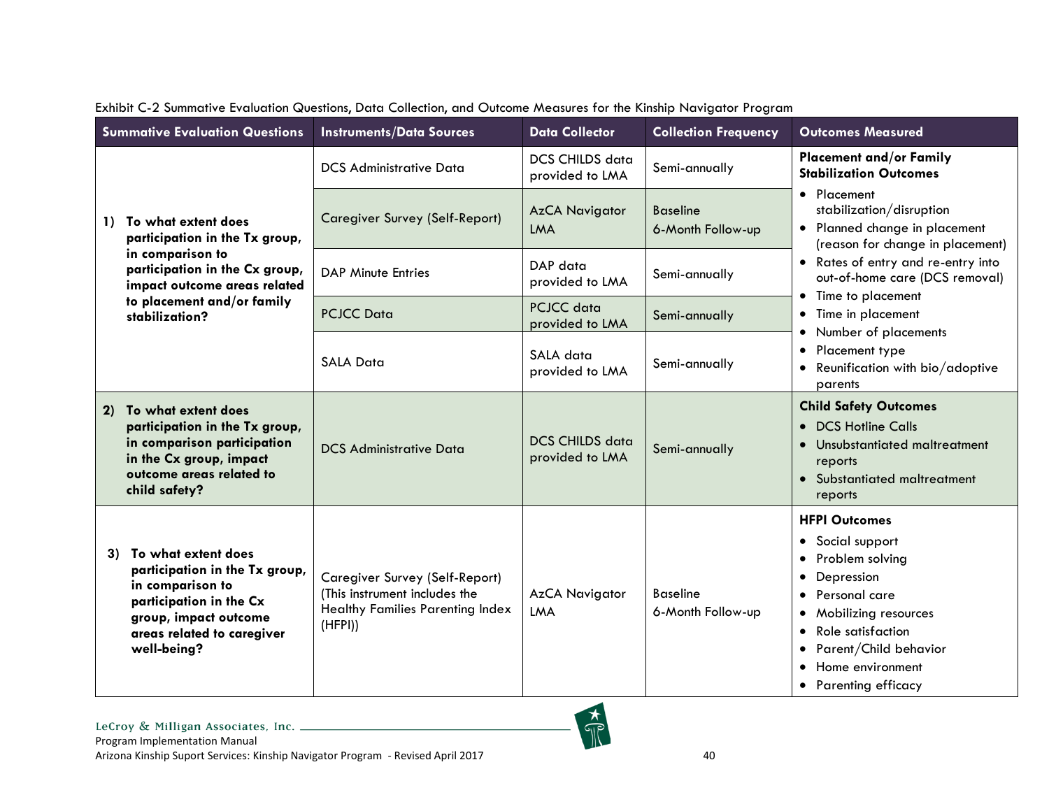Exhibit C-2 Summative Evaluation Questions, Data Collection, and Outcome Measures for the Kinship Navigator Program

| Summative Evaluation Questions | Instruments/Data Sources | Data Collector | Collection Frequency | Outcomes Measured |
|---|---|---|---|---|
| **1) To what extent does participation in the Tx group, in comparison to participation in the Cx group, impact outcome areas related to placement and/or family stabilization?** | DCS Administrative Data | DCS CHILDS data provided to LMA | Semi-annually | **Placement and/or Family Stabilization Outcomes**<br>• Placement stabilization/disruption<br>• Planned change in placement (reason for change in placement)<br>• Rates of entry and re-entry into out-of-home care (DCS removal)<br>• Time to placement<br>• Time in placement<br>• Number of placements<br>• Placement type<br>• Reunification with bio/adoptive parents |
| | Caregiver Survey (Self-Report) | AzCA Navigator LMA | Baseline<br>6-Month Follow-up | |
| | DAP Minute Entries | DAP data provided to LMA | Semi-annually | |
| | PCJCC Data | PCJCC data provided to LMA | Semi-annually | |
| | SALA Data | SALA data provided to LMA | Semi-annually | |
| **2) To what extent does participation in the Tx group, in comparison participation in the Cx group, impact outcome areas related to child safety?** | DCS Administrative Data | DCS CHILDS data provided to LMA | Semi-annually | **Child Safety Outcomes**<br>• DCS Hotline Calls<br>• Unsubstantiated maltreatment reports<br>• Substantiated maltreatment reports |
| **3) To what extent does participation in the Tx group, in comparison to participation in the Cx group, impact outcome areas related to caregiver well-being?** | Caregiver Survey (Self-Report) (This instrument includes the Healthy Families Parenting Index (HFPI)) | AzCA Navigator LMA | Baseline<br>6-Month Follow-up | **HFPI Outcomes**<br>• Social support<br>• Problem solving<br>• Depression<br>• Personal care<br>• Mobilizing resources<br>• Role satisfaction<br>• Parent/Child behavior<br>• Home environment<br>• Parenting efficacy |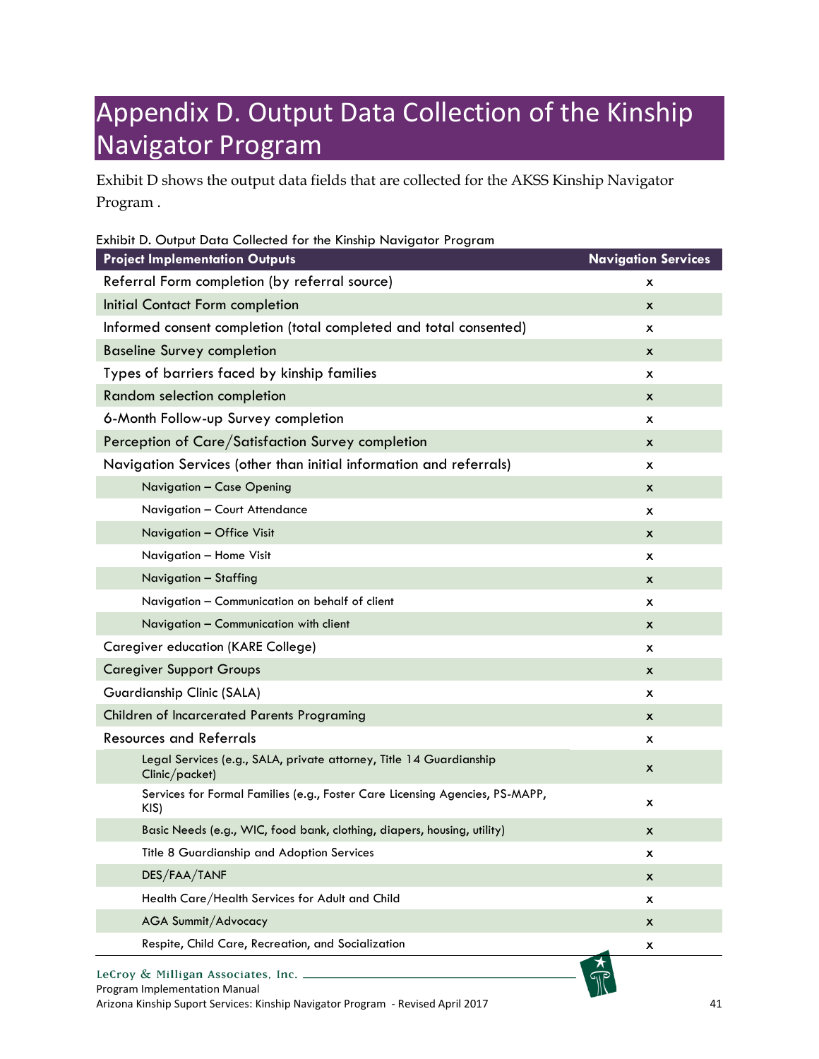# Appendix D. Output Data Collection of the Kinship Navigator Program

Exhibit D shows the output data fields that are collected for the AKSS Kinship Navigator Program .

Exhibit D. Output Data Collected for the Kinship Navigator Program

| Project Implementation Outputs | Navigation Services |
|---|---|
| Referral Form completion (by referral source) | x |
| Initial Contact Form completion | x |
| Informed consent completion (total completed and total consented) | x |
| Baseline Survey completion | x |
| Types of barriers faced by kinship families | x |
| Random selection completion | x |
| 6-Month Follow-up Survey completion | x |
| Perception of Care/Satisfaction Survey completion | x |
| Navigation Services (other than initial information and referrals) | x |
| Navigation – Case Opening | x |
| Navigation – Court Attendance | x |
| Navigation – Office Visit | x |
| Navigation – Home Visit | x |
| Navigation – Staffing | x |
| Navigation – Communication on behalf of client | x |
| Navigation – Communication with client | x |
| Caregiver education (KARE College) | x |
| Caregiver Support Groups | x |
| Guardianship Clinic (SALA) | x |
| Children of Incarcerated Parents Programing | x |
| Resources and Referrals | x |
| Legal Services (e.g., SALA, private attorney, Title 14 Guardianship Clinic/packet) | x |
| Services for Formal Families (e.g., Foster Care Licensing Agencies, PS-MAPP, KIS) | x |
| Basic Needs (e.g., WIC, food bank, clothing, diapers, housing, utility) | x |
| Title 8 Guardianship and Adoption Services | x |
| DES/FAA/TANF | x |
| Health Care/Health Services for Adult and Child | x |
| AGA Summit/Advocacy | x |
| Respite, Child Care, Recreation, and Socialization | x |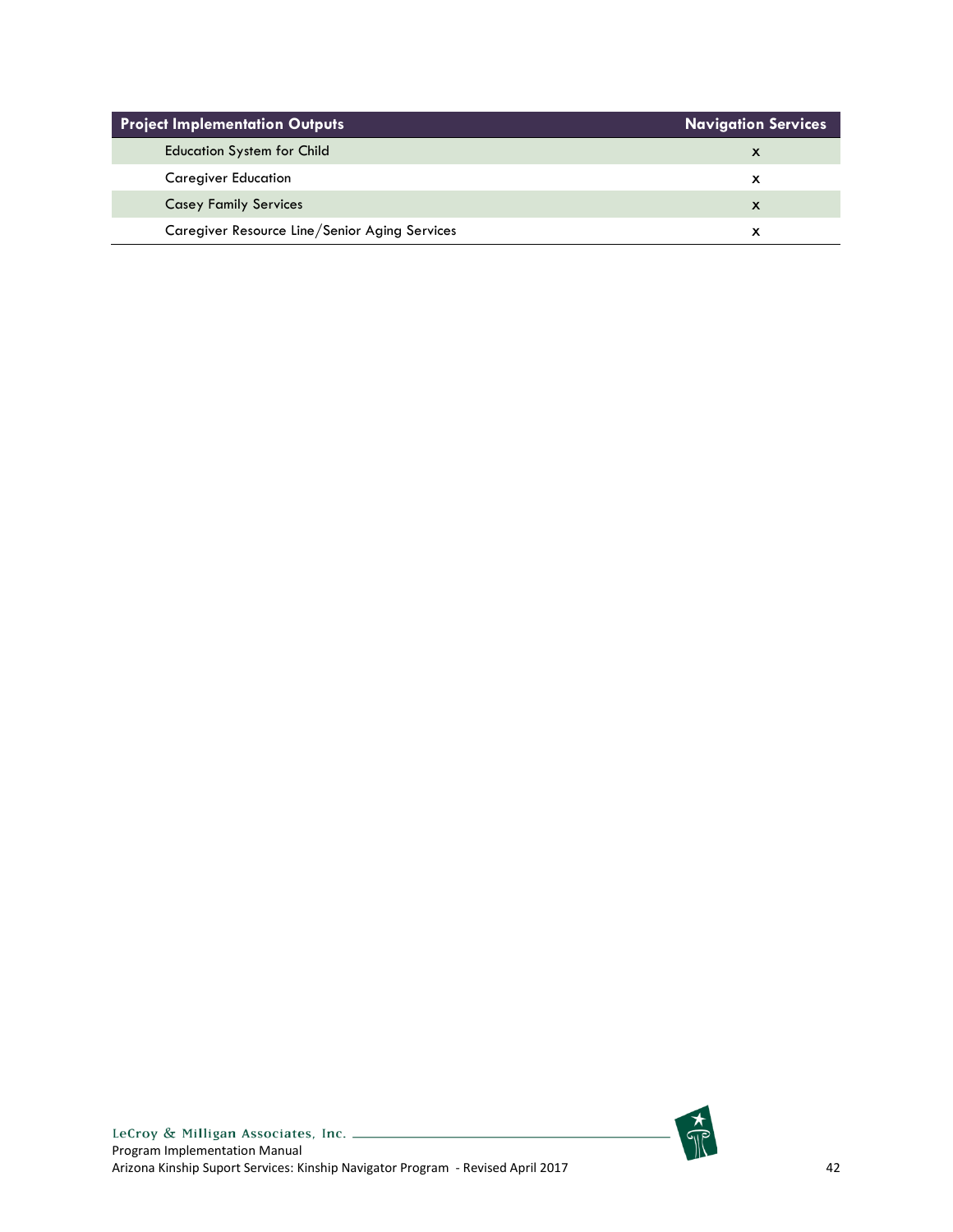| Project Implementation Outputs | Navigation Services |
| --- | --- |
| Education System for Child | x |
| Caregiver Education | x |
| Casey Family Services | x |
| Caregiver Resource Line/Senior Aging Services | x |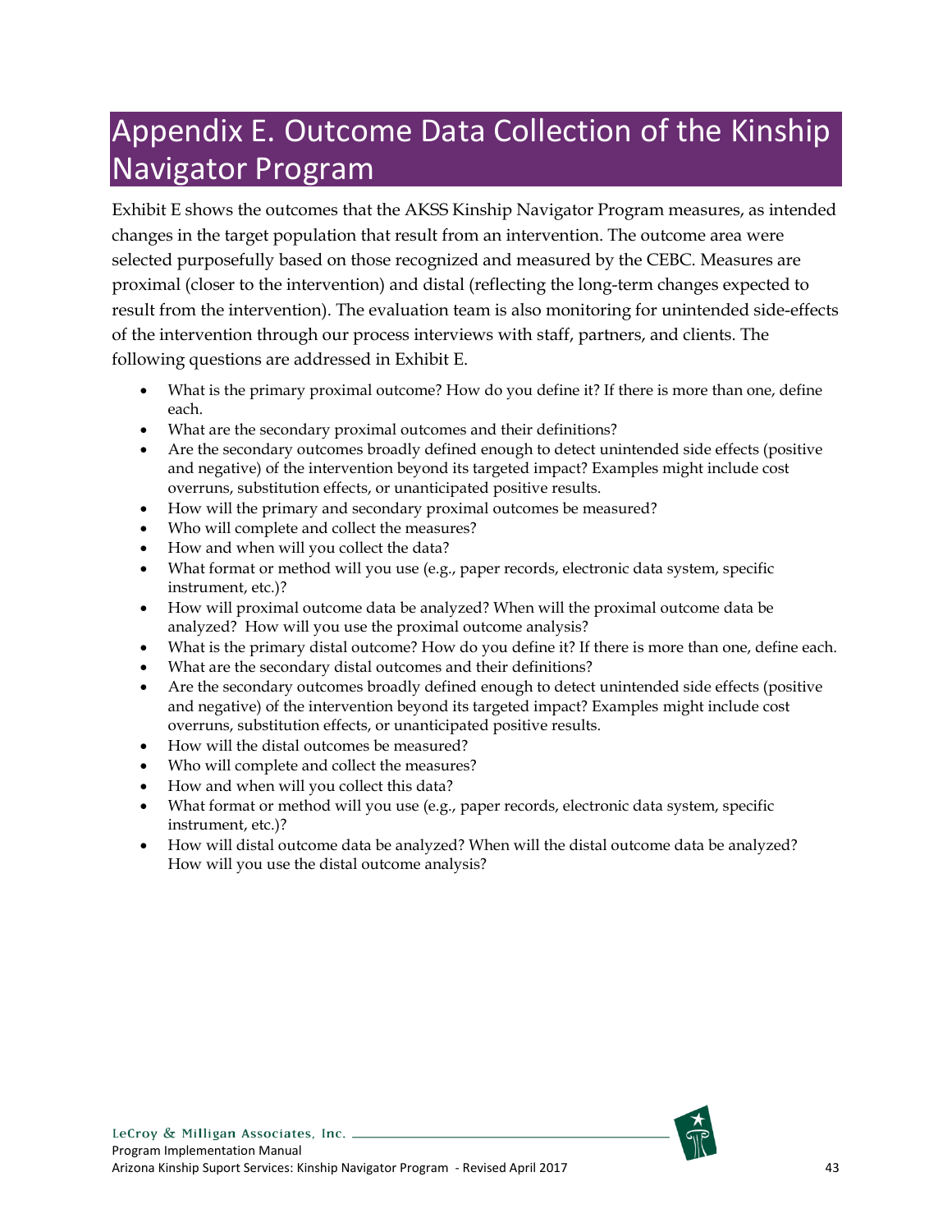# Appendix E. Outcome Data Collection of the Kinship Navigator Program

Exhibit E shows the outcomes that the AKSS Kinship Navigator Program measures, as intended changes in the target population that result from an intervention. The outcome area were selected purposefully based on those recognized and measured by the CEBC. Measures are proximal (closer to the intervention) and distal (reflecting the long-term changes expected to result from the intervention). The evaluation team is also monitoring for unintended side-effects of the intervention through our process interviews with staff, partners, and clients. The following questions are addressed in Exhibit E.

- What is the primary proximal outcome? How do you define it? If there is more than one, define each.
- What are the secondary proximal outcomes and their definitions?
- Are the secondary outcomes broadly defined enough to detect unintended side effects (positive and negative) of the intervention beyond its targeted impact? Examples might include cost overruns, substitution effects, or unanticipated positive results.
- How will the primary and secondary proximal outcomes be measured?
- Who will complete and collect the measures?
- How and when will you collect the data?
- What format or method will you use (e.g., paper records, electronic data system, specific instrument, etc.)?
- How will proximal outcome data be analyzed? When will the proximal outcome data be analyzed? How will you use the proximal outcome analysis?
- What is the primary distal outcome? How do you define it? If there is more than one, define each.
- What are the secondary distal outcomes and their definitions?
- Are the secondary outcomes broadly defined enough to detect unintended side effects (positive and negative) of the intervention beyond its targeted impact? Examples might include cost overruns, substitution effects, or unanticipated positive results.
- How will the distal outcomes be measured?
- Who will complete and collect the measures?
- How and when will you collect this data?
- What format or method will you use (e.g., paper records, electronic data system, specific instrument, etc.)?
- How will distal outcome data be analyzed? When will the distal outcome data be analyzed? How will you use the distal outcome analysis?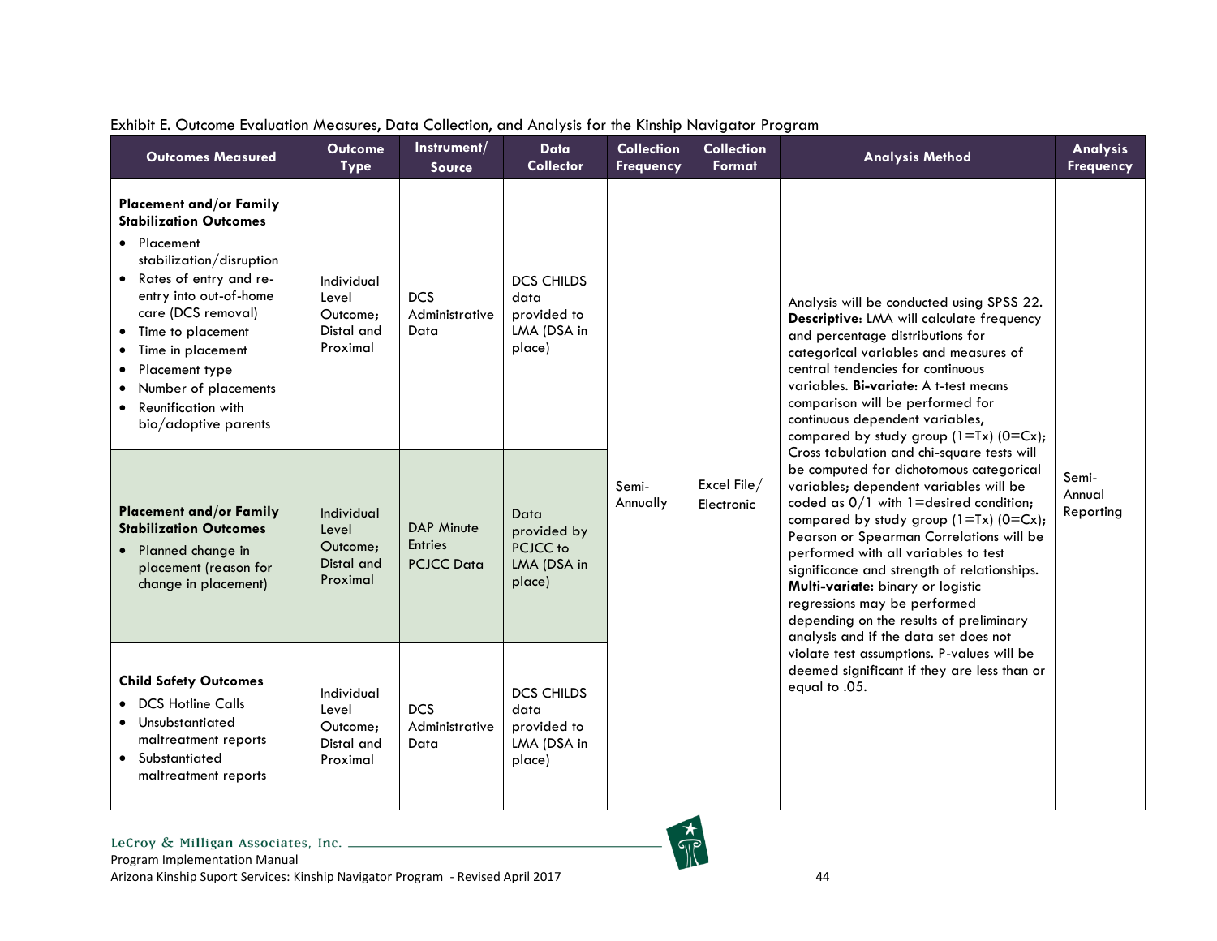Exhibit E. Outcome Evaluation Measures, Data Collection, and Analysis for the Kinship Navigator Program

| Outcomes Measured | Outcome Type | Instrument/ Source | Data Collector | Collection Frequency | Collection Format | Analysis Method | Analysis Frequency |
|---|---|---|---|---|---|---|---|
| **Placement and/or Family Stabilization Outcomes**<br>• Placement stabilization/disruption<br>• Rates of entry and re-entry into out-of-home care (DCS removal)<br>• Time to placement<br>• Time in placement<br>• Placement type<br>• Number of placements<br>• Reunification with bio/adoptive parents | Individual Level Outcome; Distal and Proximal | DCS Administrative Data | DCS CHILDS data provided to LMA (DSA in place) | Semi-Annually | Excel File/ Electronic | Analysis will be conducted using SPSS 22. **Descriptive**: LMA will calculate frequency and percentage distributions for categorical variables and measures of central tendencies for continuous variables. **Bi-variate**: A t-test means comparison will be performed for continuous dependent variables, compared by study group (1=Tx) (0=Cx); Cross tabulation and chi-square tests will be computed for dichotomous categorical variables; dependent variables will be coded as 0/1 with 1=desired condition; compared by study group (1=Tx) (0=Cx); Pearson or Spearman Correlations will be performed with all variables to test significance and strength of relationships. **Multi-variate:** binary or logistic regressions may be performed depending on the results of preliminary analysis and if the data set does not violate test assumptions. P-values will be deemed significant if they are less than or equal to .05. | Semi-Annual Reporting |
| **Placement and/or Family Stabilization Outcomes**<br>• Planned change in placement (reason for change in placement) | Individual Level Outcome; Distal and Proximal | DAP Minute Entries PCJCC Data | Data provided by PCJCC to LMA (DSA in place) | | | | |
| **Child Safety Outcomes**<br>• DCS Hotline Calls<br>• Unsubstantiated maltreatment reports<br>• Substantiated maltreatment reports | Individual Level Outcome; Distal and Proximal | DCS Administrative Data | DCS CHILDS data provided to LMA (DSA in place) | | | | |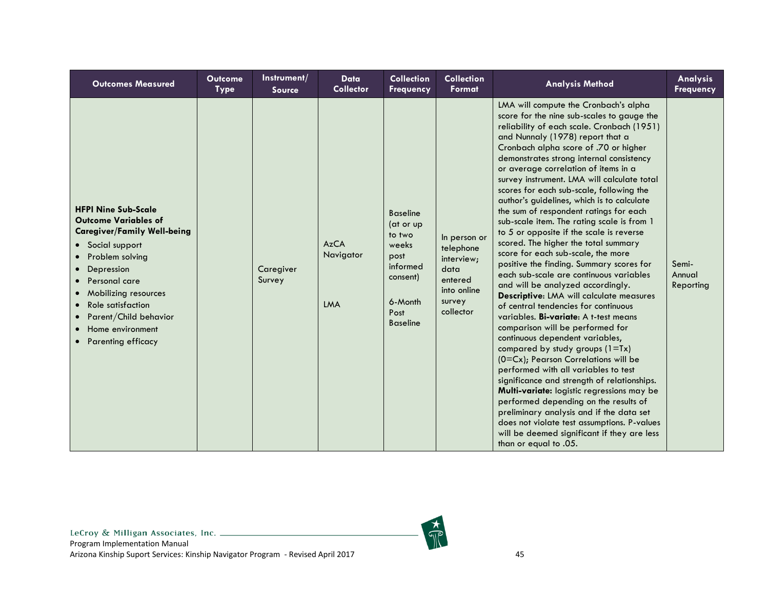| Outcomes Measured | Outcome Type | Instrument/ Source | Data Collector | Collection Frequency | Collection Format | Analysis Method | Analysis Frequency |
|---|---|---|---|---|---|---|---|
| **HFPI Nine Sub-Scale Outcome Variables of Caregiver/Family Well-being**<br>• Social support<br>• Problem solving<br>• Depression<br>• Personal care<br>• Mobilizing resources<br>• Role satisfaction<br>• Parent/Child behavior<br>• Home environment<br>• Parenting efficacy | | Caregiver Survey | AzCA Navigator<br><br>LMA | Baseline (at or up to two weeks post informed consent)<br><br>6-Month Post Baseline | In person or telephone interview; data entered into online survey collector | LMA will compute the Cronbach's alpha score for the nine sub-scales to gauge the reliability of each scale. Cronbach (1951) and Nunnaly (1978) report that a Cronbach alpha score of .70 or higher demonstrates strong internal consistency or average correlation of items in a survey instrument. LMA will calculate total scores for each sub-scale, following the author's guidelines, which is to calculate the sum of respondent ratings for each sub-scale item. The rating scale is from 1 to 5 or opposite if the scale is reverse scored. The higher the total summary score for each sub-scale, the more positive the finding. Summary scores for each sub-scale are continuous variables and will be analyzed accordingly. **Descriptive**: LMA will calculate measures of central tendencies for continuous variables. **Bi-variate**: A t-test means comparison will be performed for continuous dependent variables, compared by study groups (1=Tx) (0=Cx); Pearson Correlations will be performed with all variables to test significance and strength of relationships. **Multi-variate:** logistic regressions may be performed depending on the results of preliminary analysis and if the data set does not violate test assumptions. P-values will be deemed significant if they are less than or equal to .05. | Semi-Annual Reporting |